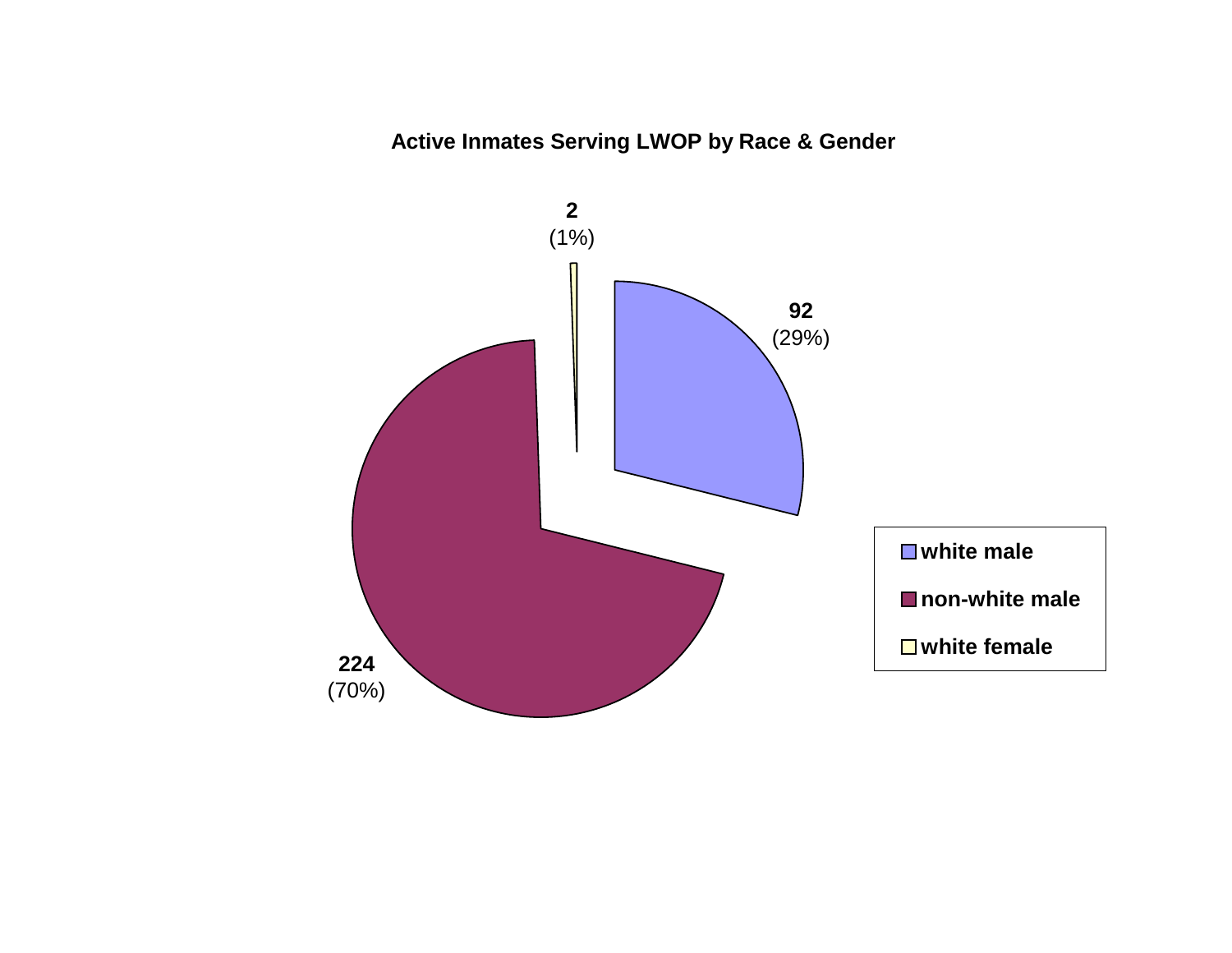**Active Inmates Serving LWOP by Race & Gender**

| Category | Count | Percent |
|---|---|---|
| white male | 92 | (29%) |
| non-white male | 224 | (70%) |
| white female | 2 | (1%) |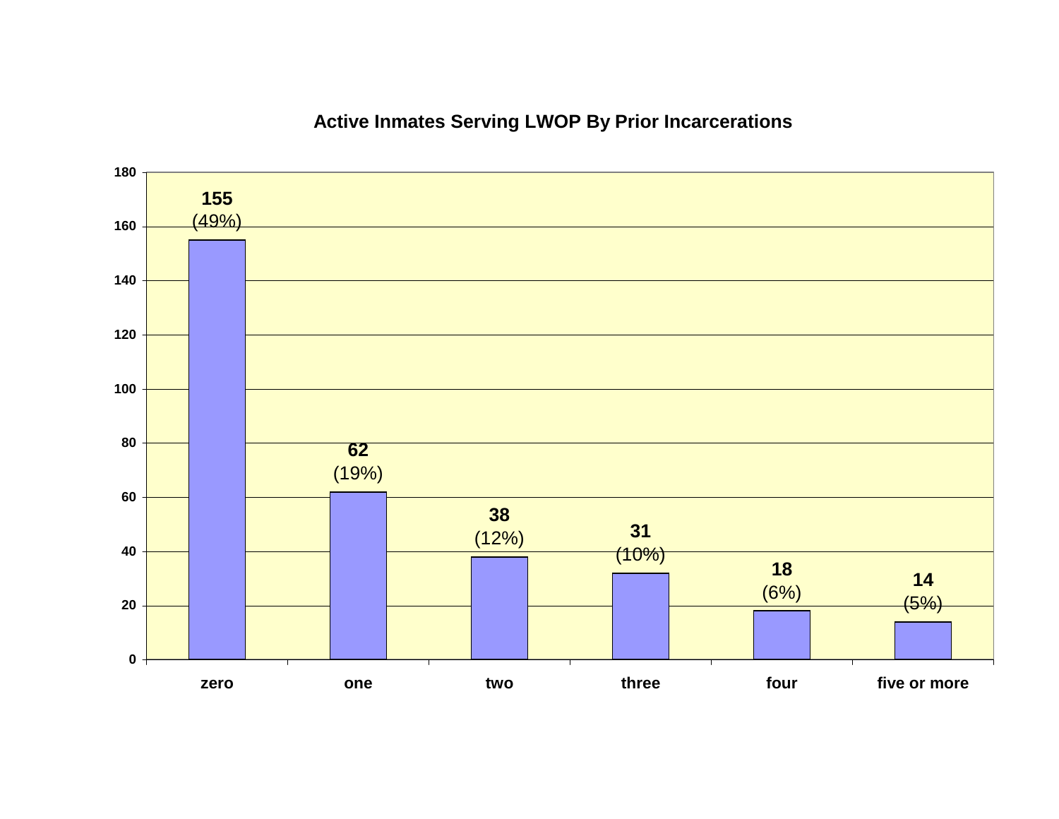## Active Inmates Serving LWOP By Prior Incarcerations

| Prior Incarcerations | Count | Percent |
|---|---|---|
| zero | 155 | (49%) |
| one | 62 | (19%) |
| two | 38 | (12%) |
| three | 31 | (10%) |
| four | 18 | (6%) |
| five or more | 14 | (5%) |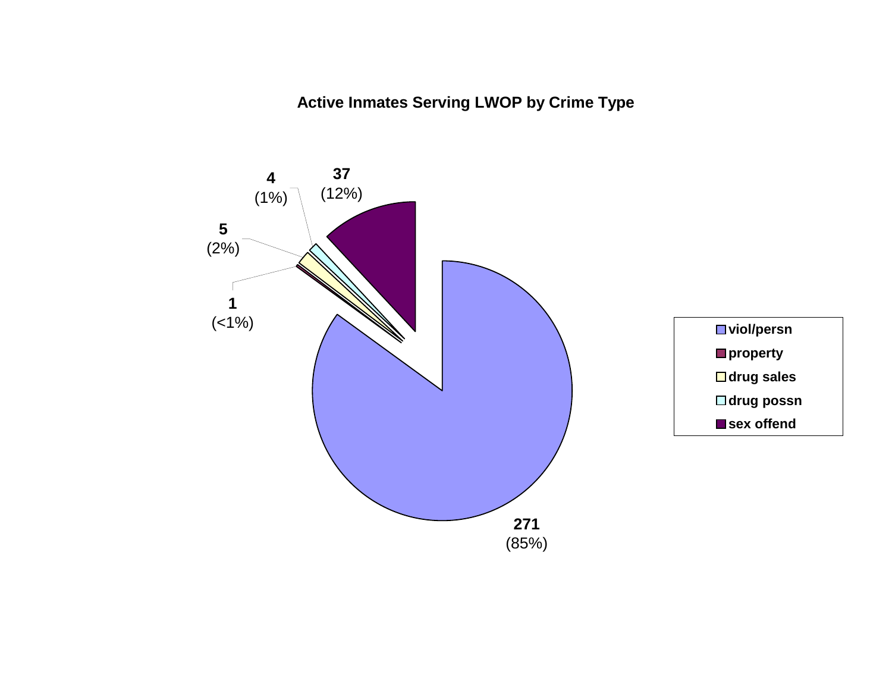**Active Inmates Serving LWOP by Crime Type**

| Crime Type | Count | Percent |
|---|---|---|
| viol/persn | 271 | (85%) |
| property | 1 | (<1%) |
| drug sales | 5 | (2%) |
| drug possn | 4 | (1%) |
| sex offend | 37 | (12%) |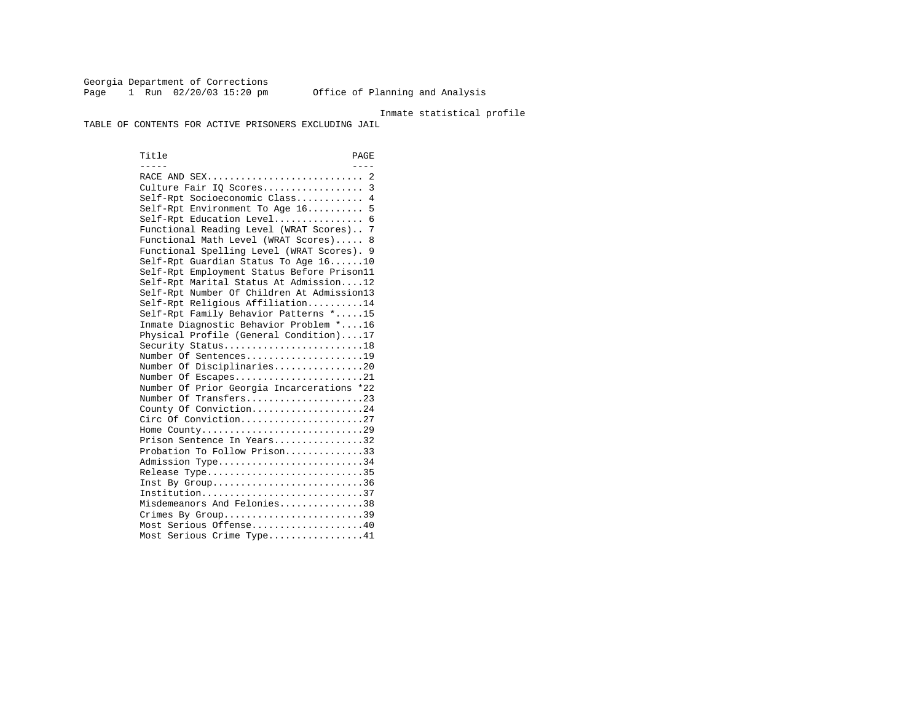Georgia Department of Corrections
Page 1 Run 02/20/03 15:20 pm Office of Planning and Analysis

Inmate statistical profile

TABLE OF CONTENTS FOR ACTIVE PRISONERS EXCLUDING JAIL

| Title | PAGE |
|---|---|
| RACE AND SEX | 2 |
| Culture Fair IQ Scores | 3 |
| Self-Rpt Socioeconomic Class | 4 |
| Self-Rpt Environment To Age 16 | 5 |
| Self-Rpt Education Level | 6 |
| Functional Reading Level (WRAT Scores) | 7 |
| Functional Math Level (WRAT Scores) | 8 |
| Functional Spelling Level (WRAT Scores) | 9 |
| Self-Rpt Guardian Status To Age 16 | 10 |
| Self-Rpt Employment Status Before Prison | 11 |
| Self-Rpt Marital Status At Admission | 12 |
| Self-Rpt Number Of Children At Admission | 13 |
| Self-Rpt Religious Affiliation | 14 |
| Self-Rpt Family Behavior Patterns * | 15 |
| Inmate Diagnostic Behavior Problem * | 16 |
| Physical Profile (General Condition) | 17 |
| Security Status | 18 |
| Number Of Sentences | 19 |
| Number Of Disciplinaries | 20 |
| Number Of Escapes | 21 |
| Number Of Prior Georgia Incarcerations * | 22 |
| Number Of Transfers | 23 |
| County Of Conviction | 24 |
| Circ Of Conviction | 27 |
| Home County | 29 |
| Prison Sentence In Years | 32 |
| Probation To Follow Prison | 33 |
| Admission Type | 34 |
| Release Type | 35 |
| Inst By Group | 36 |
| Institution | 37 |
| Misdemeanors And Felonies | 38 |
| Crimes By Group | 39 |
| Most Serious Offense | 40 |
| Most Serious Crime Type | 41 |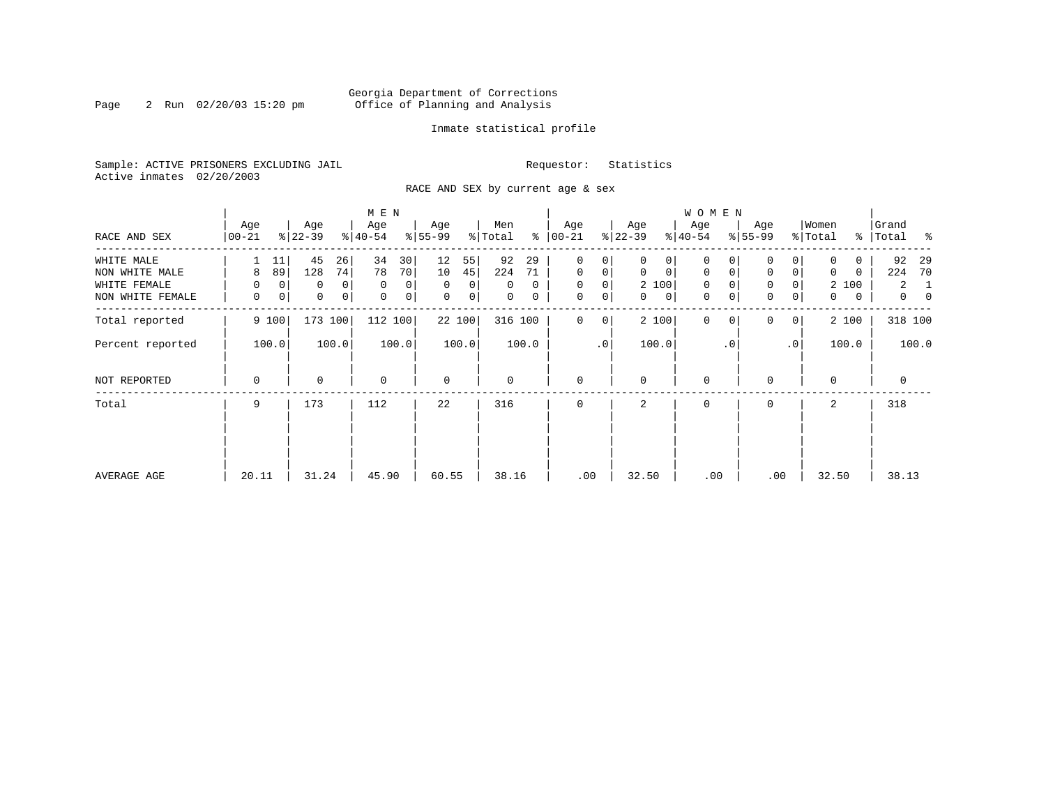Georgia Department of Corrections
Office of Planning and Analysis

Inmate statistical profile

Sample: ACTIVE PRISONERS EXCLUDING JAIL

Requestor: Statistics

Active inmates 02/20/2003

RACE AND SEX by current age & sex

| RACE AND SEX | MEN Age 00-21 | % | MEN Age 22-39 | % | MEN Age 40-54 | % | MEN Age 55-99 | % | Men Total | % | WOMEN Age 00-21 | % | WOMEN Age 22-39 | % | WOMEN Age 40-54 | % | WOMEN Age 55-99 | % | Women Total | % | Grand Total | % |
|---|---|---|---|---|---|---|---|---|---|---|---|---|---|---|---|---|---|---|---|---|---|---|
| WHITE MALE | 1 | 11 | 45 | 26 | 34 | 30 | 12 | 55 | 92 | 29 | 0 | 0 | 0 | 0 | 0 | 0 | 0 | 0 | 0 | 0 | 92 | 29 |
| NON WHITE MALE | 8 | 89 | 128 | 74 | 78 | 70 | 10 | 45 | 224 | 71 | 0 | 0 | 0 | 0 | 0 | 0 | 0 | 0 | 0 | 0 | 224 | 70 |
| WHITE FEMALE | 0 | 0 | 0 | 0 | 0 | 0 | 0 | 0 | 0 | 0 | 0 | 0 | 2 | 100 | 0 | 0 | 0 | 0 | 2 | 100 | 2 | 1 |
| NON WHITE FEMALE | 0 | 0 | 0 | 0 | 0 | 0 | 0 | 0 | 0 | 0 | 0 | 0 | 0 | 0 | 0 | 0 | 0 | 0 | 0 | 0 | 0 | 0 |
| Total reported | 9 | 100 | 173 | 100 | 112 | 100 | 22 | 100 | 316 | 100 | 0 | 0 | 2 | 100 | 0 | 0 | 0 | 0 | 2 | 100 | 318 | 100 |
| Percent reported | | 100.0 | | 100.0 | | 100.0 | | 100.0 | | 100.0 | | .0 | | 100.0 | | .0 | | .0 | | 100.0 | | 100.0 |
| NOT REPORTED | 0 | | 0 | | 0 | | 0 | | 0 | | 0 | | 0 | | 0 | | 0 | | 0 | | 0 | |
| Total | 9 | | 173 | | 112 | | 22 | | 316 | | 0 | | 2 | | 0 | | 0 | | 2 | | 318 | |
| AVERAGE AGE | 20.11 | | 31.24 | | 45.90 | | 60.55 | | 38.16 | | .00 | | 32.50 | | .00 | | .00 | | 32.50 | | 38.13 | |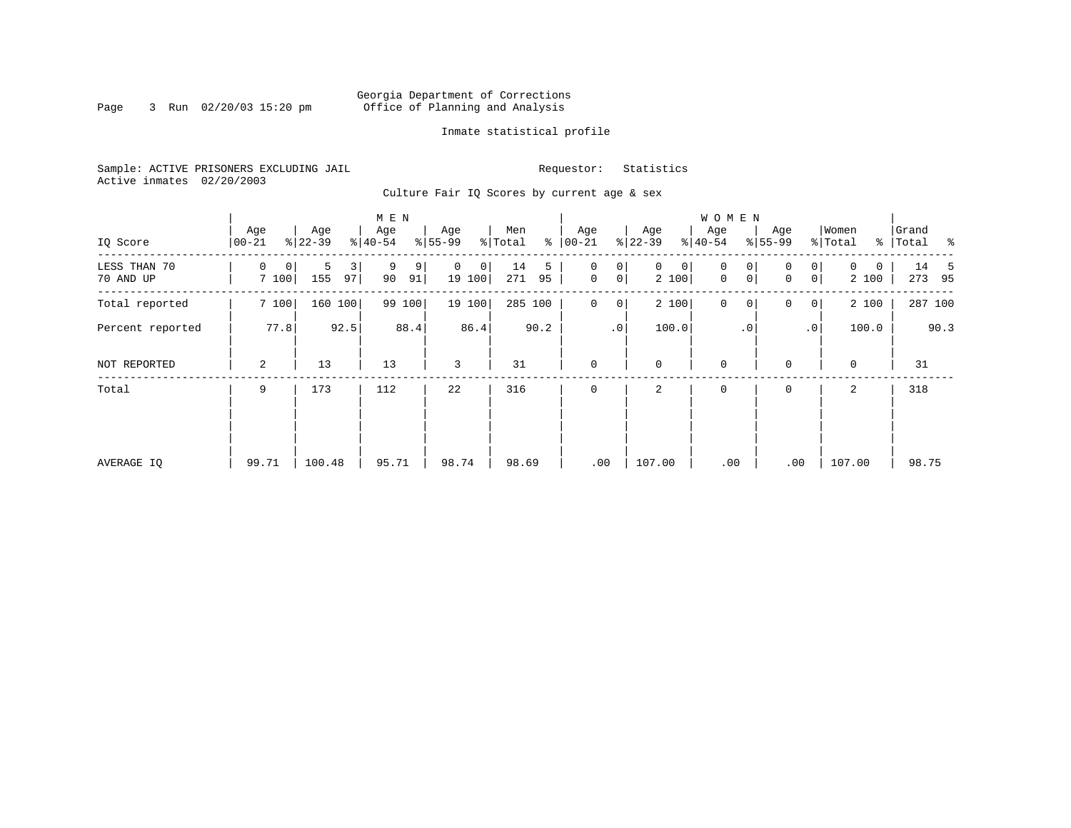Georgia Department of Corrections
Office of Planning and Analysis

Inmate statistical profile

Sample: ACTIVE PRISONERS EXCLUDING JAIL

Requestor: Statistics

Active inmates 02/20/2003

Culture Fair IQ Scores by current age & sex

| IQ Score | MEN Age 00-21 | % | Age 22-39 | % | Age 40-54 | % | Age 55-99 | % | Men Total | % | WOMEN Age 00-21 | % | Age 22-39 | % | Age 40-54 | % | Age 55-99 | % | Women Total | % | Grand Total | % |
|---|---|---|---|---|---|---|---|---|---|---|---|---|---|---|---|---|---|---|---|---|---|---|
| LESS THAN 70 | 0 | 0 | 5 | 3 | 9 | 9 | 0 | 0 | 14 | 5 | 0 | 0 | 0 | 0 | 0 | 0 | 0 | 0 | 0 | 0 | 14 | 5 |
| 70 AND UP | 7 | 100 | 155 | 97 | 90 | 91 | 19 | 100 | 271 | 95 | 0 | 0 | 2 | 100 | 0 | 0 | 0 | 0 | 2 | 100 | 273 | 95 |
| Total reported | 7 | 100 | 160 | 100 | 99 | 100 | 19 | 100 | 285 | 100 | 0 | 0 | 2 | 100 | 0 | 0 | 0 | 0 | 2 | 100 | 287 | 100 |
| Percent reported | | 77.8 | | 92.5 | | 88.4 | | 86.4 | | 90.2 | | .0 | | 100.0 | | .0 | | .0 | | 100.0 | | 90.3 |
| NOT REPORTED | 2 | | 13 | | 13 | | 3 | | 31 | | 0 | | 0 | | 0 | | 0 | | 0 | | 31 | |
| Total | 9 | | 173 | | 112 | | 22 | | 316 | | 0 | | 2 | | 0 | | 0 | | 2 | | 318 | |
| AVERAGE IQ | 99.71 | | 100.48 | | 95.71 | | 98.74 | | 98.69 | | .00 | | 107.00 | | .00 | | .00 | | 107.00 | | 98.75 | |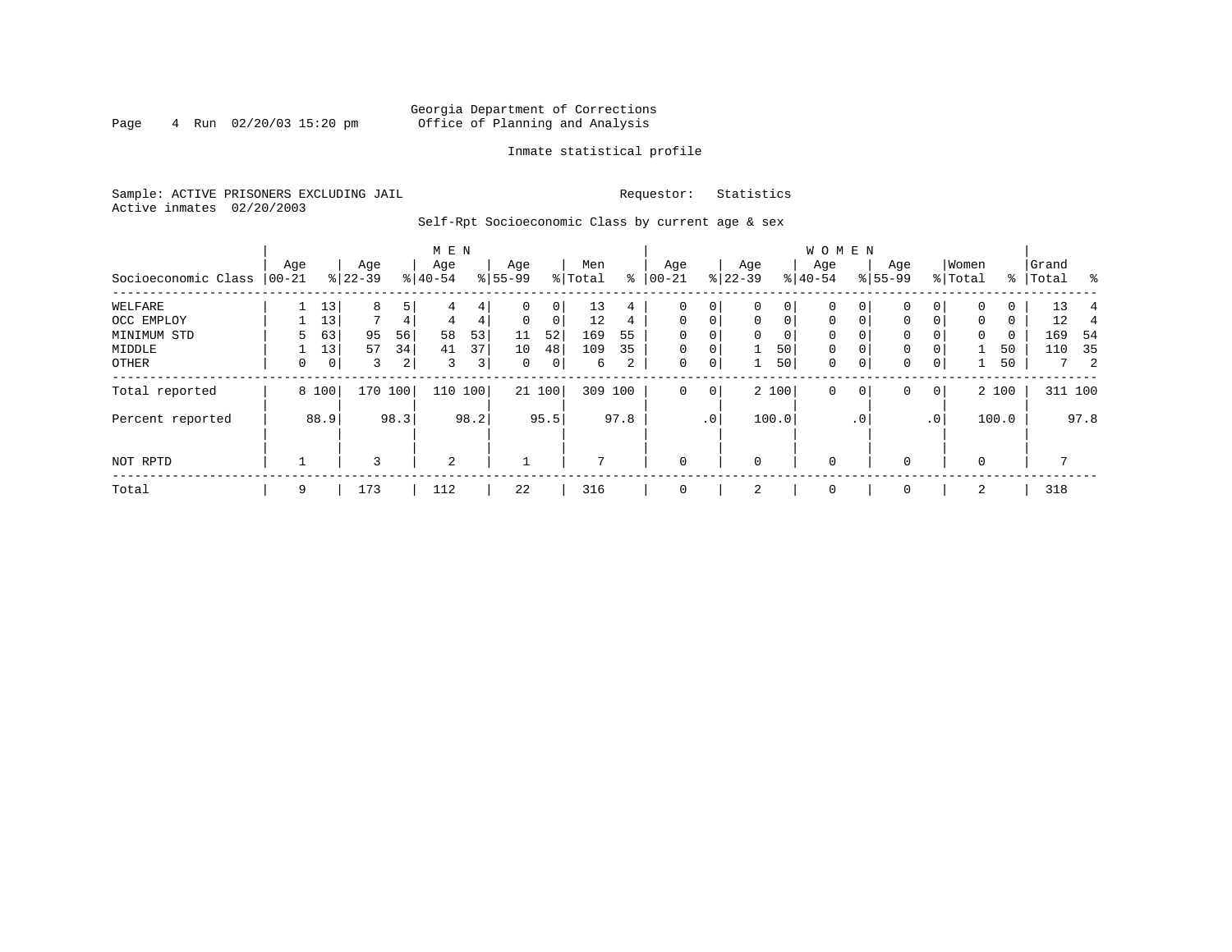Georgia Department of Corrections
Office of Planning and Analysis

Inmate statistical profile

Sample: ACTIVE PRISONERS EXCLUDING JAIL

Requestor: Statistics

Active inmates 02/20/2003

Self-Rpt Socioeconomic Class by current age & sex

| Socioeconomic Class | MEN Age 00-21 | % | Age 22-39 | % | Age 40-54 | % | Age 55-99 | % | Men Total | % | WOMEN Age 00-21 | % | Age 22-39 | % | Age 40-54 | % | Age 55-99 | % | Women Total | % | Grand Total | % |
|---|---|---|---|---|---|---|---|---|---|---|---|---|---|---|---|---|---|---|---|---|---|---|
| WELFARE | 1 | 13 | 8 | 5 | 4 | 4 | 0 | 0 | 13 | 4 | 0 | 0 | 0 | 0 | 0 | 0 | 0 | 0 | 0 | 0 | 13 | 4 |
| OCC EMPLOY | 1 | 13 | 7 | 4 | 4 | 4 | 0 | 0 | 12 | 4 | 0 | 0 | 0 | 0 | 0 | 0 | 0 | 0 | 0 | 0 | 12 | 4 |
| MINIMUM STD | 5 | 63 | 95 | 56 | 58 | 53 | 11 | 52 | 169 | 55 | 0 | 0 | 0 | 0 | 0 | 0 | 0 | 0 | 0 | 0 | 169 | 54 |
| MIDDLE | 1 | 13 | 57 | 34 | 41 | 37 | 10 | 48 | 109 | 35 | 0 | 0 | 1 | 50 | 0 | 0 | 0 | 0 | 1 | 50 | 110 | 35 |
| OTHER | 0 | 0 | 3 | 2 | 3 | 3 | 0 | 0 | 6 | 2 | 0 | 0 | 1 | 50 | 0 | 0 | 0 | 0 | 1 | 50 | 7 | 2 |
| Total reported | 8 | 100 | 170 | 100 | 110 | 100 | 21 | 100 | 309 | 100 | 0 | 0 | 2 | 100 | 0 | 0 | 0 | 0 | 2 | 100 | 311 | 100 |
| Percent reported | | 88.9 | | 98.3 | | 98.2 | | 95.5 | | 97.8 | | .0 | | 100.0 | | .0 | | .0 | | 100.0 | | 97.8 |
| NOT RPTD | 1 | | 3 | | 2 | | 1 | | 7 | | 0 | | 0 | | 0 | | 0 | | 0 | | 7 | |
| Total | 9 | | 173 | | 112 | | 22 | | 316 | | 0 | | 2 | | 0 | | 0 | | 2 | | 318 | |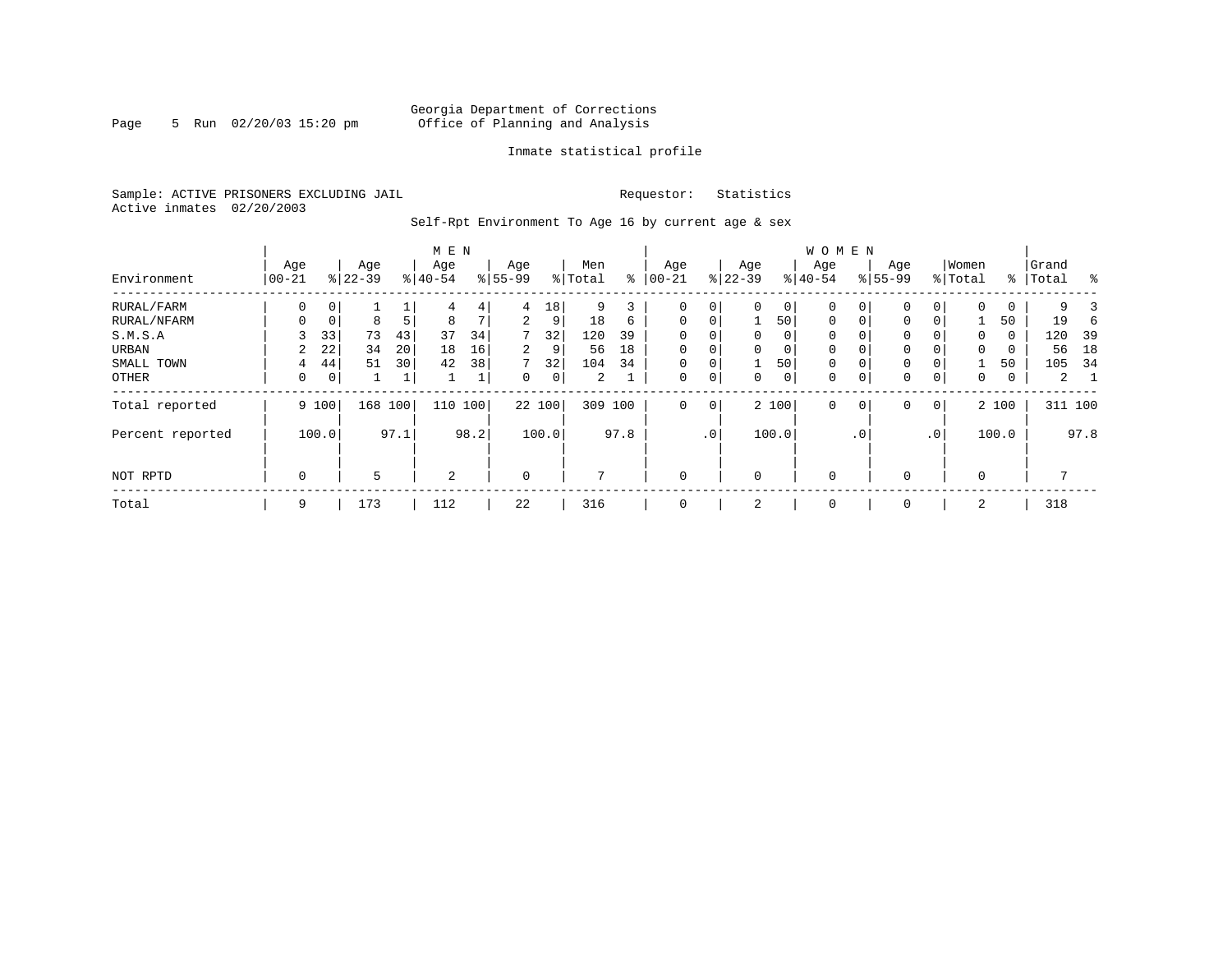Georgia Department of Corrections
Office of Planning and Analysis

Inmate statistical profile

Sample: ACTIVE PRISONERS EXCLUDING JAIL

Requestor: Statistics

Active inmates 02/20/2003

Self-Rpt Environment To Age 16 by current age & sex

| Environment | MEN Age 00-21 | % | Age 22-39 | % | Age 40-54 | % | Age 55-99 | % | Men Total | % | WOMEN Age 00-21 | % | Age 22-39 | % | Age 40-54 | % | Age 55-99 | % | Women Total | % | Grand Total | % |
|---|---|---|---|---|---|---|---|---|---|---|---|---|---|---|---|---|---|---|---|---|---|---|
| RURAL/FARM | 0 | 0 | 1 | 1 | 4 | 4 | 4 | 18 | 9 | 3 | 0 | 0 | 0 | 0 | 0 | 0 | 0 | 0 | 0 | 0 | 9 | 3 |
| RURAL/NFARM | 0 | 0 | 8 | 5 | 8 | 7 | 2 | 9 | 18 | 6 | 0 | 0 | 1 | 50 | 0 | 0 | 0 | 0 | 1 | 50 | 19 | 6 |
| S.M.S.A | 3 | 33 | 73 | 43 | 37 | 34 | 7 | 32 | 120 | 39 | 0 | 0 | 0 | 0 | 0 | 0 | 0 | 0 | 0 | 0 | 120 | 39 |
| URBAN | 2 | 22 | 34 | 20 | 18 | 16 | 2 | 9 | 56 | 18 | 0 | 0 | 0 | 0 | 0 | 0 | 0 | 0 | 0 | 0 | 56 | 18 |
| SMALL TOWN | 4 | 44 | 51 | 30 | 42 | 38 | 7 | 32 | 104 | 34 | 0 | 0 | 1 | 50 | 0 | 0 | 0 | 0 | 1 | 50 | 105 | 34 |
| OTHER | 0 | 0 | 1 | 1 | 1 | 1 | 0 | 0 | 2 | 1 | 0 | 0 | 0 | 0 | 0 | 0 | 0 | 0 | 0 | 0 | 2 | 1 |
| Total reported | 9 | 100 | 168 | 100 | 110 | 100 | 22 | 100 | 309 | 100 | 0 | 0 | 2 | 100 | 0 | 0 | 0 | 0 | 2 | 100 | 311 | 100 |
| Percent reported | | 100.0 | | 97.1 | | 98.2 | | 100.0 | | 97.8 | | .0 | | 100.0 | | .0 | | .0 | | 100.0 | | 97.8 |
| NOT RPTD | 0 | | 5 | | 2 | | 0 | | 7 | | 0 | | 0 | | 0 | | 0 | | 0 | | 7 | |
| Total | 9 | | 173 | | 112 | | 22 | | 316 | | 0 | | 2 | | 0 | | 0 | | 2 | | 318 | |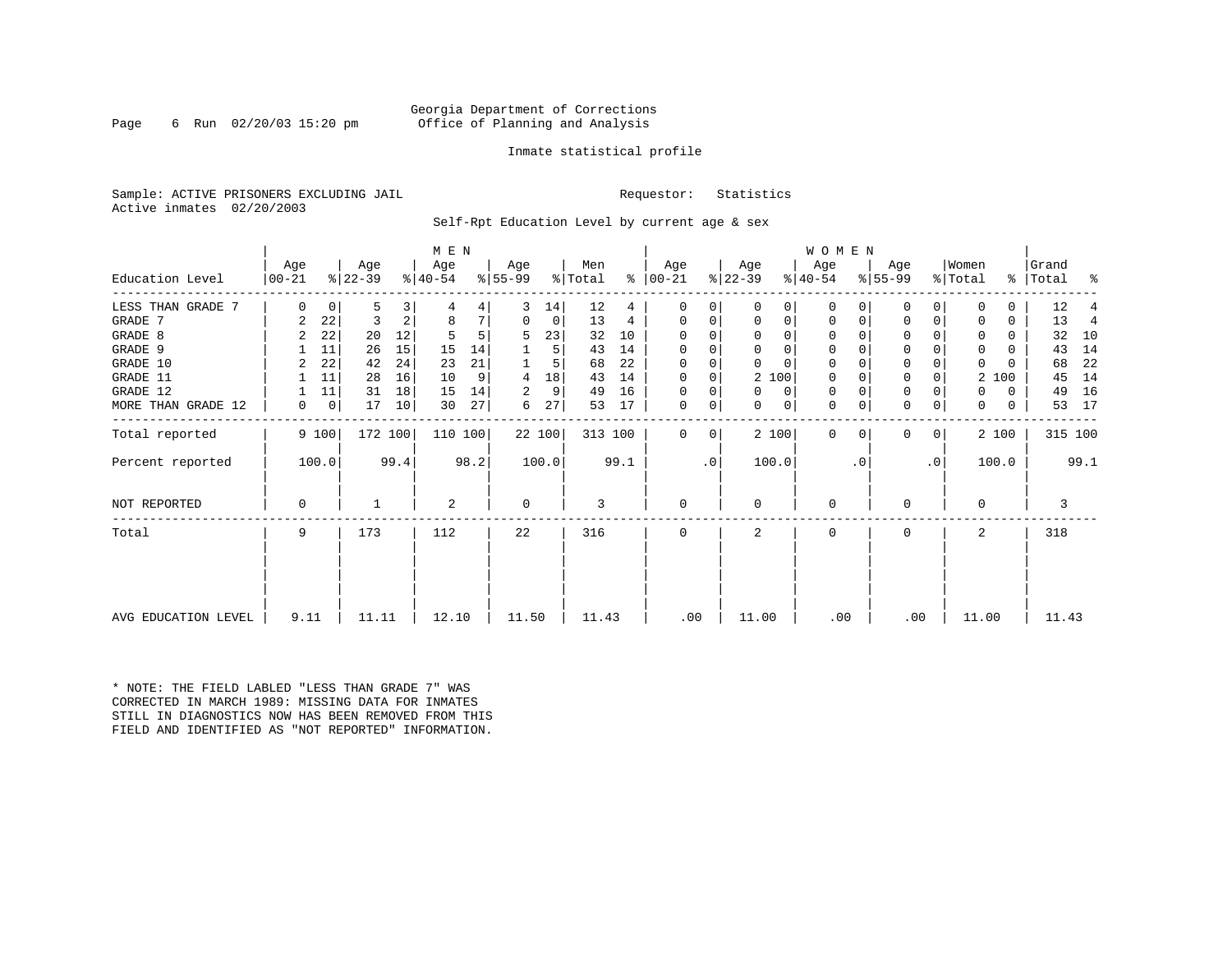Georgia Department of Corrections
Office of Planning and Analysis

Inmate statistical profile

Sample: ACTIVE PRISONERS EXCLUDING JAIL
Active inmates 02/20/2003

Requestor: Statistics

Self-Rpt Education Level by current age & sex

| Education Level | MEN Age 00-21 | % | Age 22-39 | % | Age 40-54 | % | Age 55-99 | % | Men Total | % | WOMEN Age 00-21 | % | Age 22-39 | % | Age 40-54 | % | Age 55-99 | % | Women Total | % | Grand Total | % |
|---|---|---|---|---|---|---|---|---|---|---|---|---|---|---|---|---|---|---|---|---|---|---|
| LESS THAN GRADE 7 | 0 | 0 | 5 | 3 | 4 | 4 | 3 | 14 | 12 | 4 | 0 | 0 | 0 | 0 | 0 | 0 | 0 | 0 | 0 | 0 | 12 | 4 |
| GRADE 7 | 2 | 22 | 3 | 2 | 8 | 7 | 0 | 0 | 13 | 4 | 0 | 0 | 0 | 0 | 0 | 0 | 0 | 0 | 0 | 0 | 13 | 4 |
| GRADE 8 | 2 | 22 | 20 | 12 | 5 | 5 | 5 | 23 | 32 | 10 | 0 | 0 | 0 | 0 | 0 | 0 | 0 | 0 | 0 | 0 | 32 | 10 |
| GRADE 9 | 1 | 11 | 26 | 15 | 15 | 14 | 1 | 5 | 43 | 14 | 0 | 0 | 0 | 0 | 0 | 0 | 0 | 0 | 0 | 0 | 43 | 14 |
| GRADE 10 | 2 | 22 | 42 | 24 | 23 | 21 | 1 | 5 | 68 | 22 | 0 | 0 | 0 | 0 | 0 | 0 | 0 | 0 | 0 | 0 | 68 | 22 |
| GRADE 11 | 1 | 11 | 28 | 16 | 10 | 9 | 4 | 18 | 43 | 14 | 0 | 0 | 2 | 100 | 0 | 0 | 0 | 0 | 2 | 100 | 45 | 14 |
| GRADE 12 | 1 | 11 | 31 | 18 | 15 | 14 | 2 | 9 | 49 | 16 | 0 | 0 | 0 | 0 | 0 | 0 | 0 | 0 | 0 | 0 | 49 | 16 |
| MORE THAN GRADE 12 | 0 | 0 | 17 | 10 | 30 | 27 | 6 | 27 | 53 | 17 | 0 | 0 | 0 | 0 | 0 | 0 | 0 | 0 | 0 | 0 | 53 | 17 |
| Total reported | 9 | 100 | 172 | 100 | 110 | 100 | 22 | 100 | 313 | 100 | 0 | 0 | 2 | 100 | 0 | 0 | 0 | 0 | 2 | 100 | 315 | 100 |
| Percent reported | 100.0 | | 99.4 | | 98.2 | | 100.0 | | 99.1 | | .0 | | 100.0 | | .0 | | .0 | | 100.0 | | 99.1 | |
| NOT REPORTED | 0 | | 1 | | 2 | | 0 | | 3 | | 0 | | 0 | | 0 | | 0 | | 0 | | 3 | |
| Total | 9 | | 173 | | 112 | | 22 | | 316 | | 0 | | 2 | | 0 | | 0 | | 2 | | 318 | |
| AVG EDUCATION LEVEL | 9.11 | | 11.11 | | 12.10 | | 11.50 | | 11.43 | | .00 | | 11.00 | | .00 | | .00 | | 11.00 | | 11.43 | |

* NOTE: THE FIELD LABLED "LESS THAN GRADE 7" WAS CORRECTED IN MARCH 1989: MISSING DATA FOR INMATES STILL IN DIAGNOSTICS NOW HAS BEEN REMOVED FROM THIS FIELD AND IDENTIFIED AS "NOT REPORTED" INFORMATION.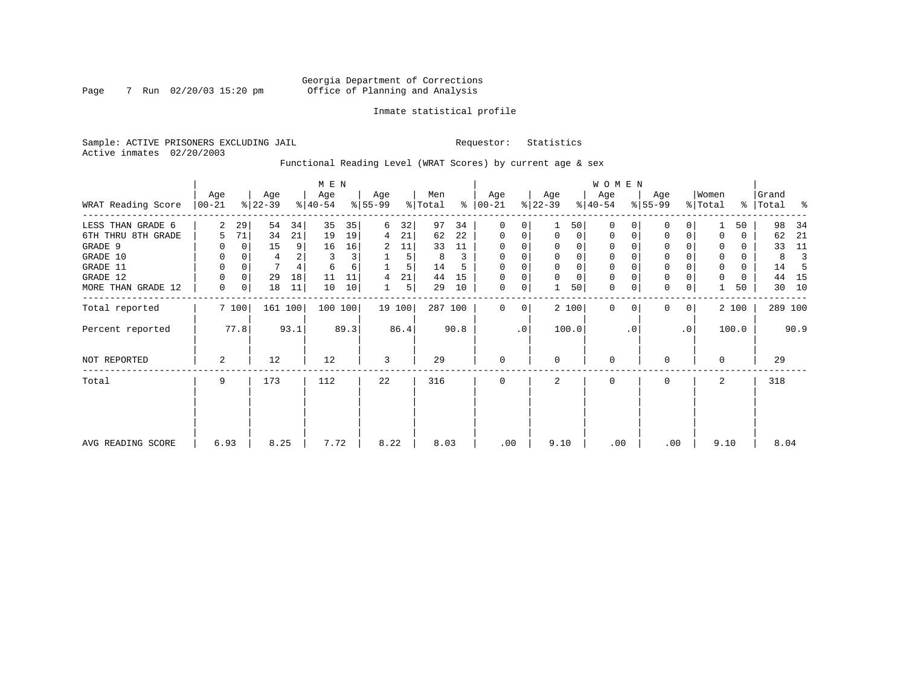Georgia Department of Corrections
Office of Planning and Analysis

Inmate statistical profile

Sample: ACTIVE PRISONERS EXCLUDING JAIL

Active inmates 02/20/2003

Requestor: Statistics

Functional Reading Level (WRAT Scores) by current age & sex

| WRAT Reading Score | MEN Age 00-21 | % | Age 22-39 | % | Age 40-54 | % | Age 55-99 | % | Men Total | % | WOMEN Age 00-21 | % | Age 22-39 | % | Age 40-54 | % | Age 55-99 | % | Women Total | % | Grand Total | % |
|---|---|---|---|---|---|---|---|---|---|---|---|---|---|---|---|---|---|---|---|---|---|---|
| LESS THAN GRADE 6 | 2 | 29 | 54 | 34 | 35 | 35 | 6 | 32 | 97 | 34 | 0 | 0 | 1 | 50 | 0 | 0 | 0 | 0 | 1 | 50 | 98 | 34 |
| 6TH THRU 8TH GRADE | 5 | 71 | 34 | 21 | 19 | 19 | 4 | 21 | 62 | 22 | 0 | 0 | 0 | 0 | 0 | 0 | 0 | 0 | 0 | 0 | 62 | 21 |
| GRADE 9 | 0 | 0 | 15 | 9 | 16 | 16 | 2 | 11 | 33 | 11 | 0 | 0 | 0 | 0 | 0 | 0 | 0 | 0 | 0 | 0 | 33 | 11 |
| GRADE 10 | 0 | 0 | 4 | 2 | 3 | 3 | 1 | 5 | 8 | 3 | 0 | 0 | 0 | 0 | 0 | 0 | 0 | 0 | 0 | 0 | 8 | 3 |
| GRADE 11 | 0 | 0 | 7 | 4 | 6 | 6 | 1 | 5 | 14 | 5 | 0 | 0 | 0 | 0 | 0 | 0 | 0 | 0 | 0 | 0 | 14 | 5 |
| GRADE 12 | 0 | 0 | 29 | 18 | 11 | 11 | 4 | 21 | 44 | 15 | 0 | 0 | 0 | 0 | 0 | 0 | 0 | 0 | 0 | 0 | 44 | 15 |
| MORE THAN GRADE 12 | 0 | 0 | 18 | 11 | 10 | 10 | 1 | 5 | 29 | 10 | 0 | 0 | 1 | 50 | 0 | 0 | 0 | 0 | 1 | 50 | 30 | 10 |
| Total reported | 7 | 100 | 161 | 100 | 100 | 100 | 19 | 100 | 287 | 100 | 0 | 0 | 2 | 100 | 0 | 0 | 0 | 0 | 2 | 100 | 289 | 100 |
| Percent reported | | 77.8 | | 93.1 | | 89.3 | | 86.4 | | 90.8 | | .0 | | 100.0 | | .0 | | .0 | | 100.0 | | 90.9 |
| NOT REPORTED | 2 | | 12 | | 12 | | 3 | | 29 | | 0 | | 0 | | 0 | | 0 | | 0 | | 29 | |
| Total | 9 | | 173 | | 112 | | 22 | | 316 | | 0 | | 2 | | 0 | | 0 | | 2 | | 318 | |
| AVG READING SCORE | 6.93 | | 8.25 | | 7.72 | | 8.22 | | 8.03 | | .00 | | 9.10 | | .00 | | .00 | | 9.10 | | 8.04 | |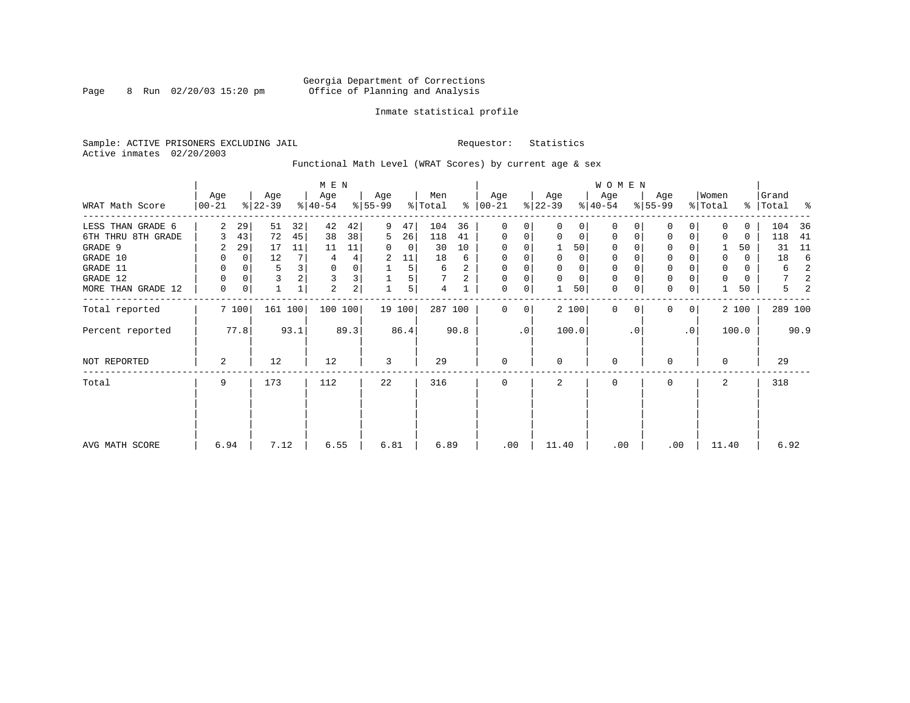Georgia Department of Corrections
Office of Planning and Analysis

Inmate statistical profile

Sample: ACTIVE PRISONERS EXCLUDING JAIL

Requestor: Statistics

Active inmates 02/20/2003

Functional Math Level (WRAT Scores) by current age & sex

| WRAT Math Score | MEN Age 00-21 | % | Age 22-39 | % | Age 40-54 | % | Age 55-99 | % | Men Total | % | WOMEN Age 00-21 | % | Age 22-39 | % | Age 40-54 | % | Age 55-99 | % | Women Total | % | Grand Total | % |
|---|---|---|---|---|---|---|---|---|---|---|---|---|---|---|---|---|---|---|---|---|---|---|
| LESS THAN GRADE 6 | 2 | 29 | 51 | 32 | 42 | 42 | 9 | 47 | 104 | 36 | 0 | 0 | 0 | 0 | 0 | 0 | 0 | 0 | 0 | 0 | 104 | 36 |
| 6TH THRU 8TH GRADE | 3 | 43 | 72 | 45 | 38 | 38 | 5 | 26 | 118 | 41 | 0 | 0 | 0 | 0 | 0 | 0 | 0 | 0 | 0 | 0 | 118 | 41 |
| GRADE 9 | 2 | 29 | 17 | 11 | 11 | 11 | 0 | 0 | 30 | 10 | 0 | 0 | 1 | 50 | 0 | 0 | 0 | 0 | 1 | 50 | 31 | 11 |
| GRADE 10 | 0 | 0 | 12 | 7 | 4 | 4 | 2 | 11 | 18 | 6 | 0 | 0 | 0 | 0 | 0 | 0 | 0 | 0 | 0 | 0 | 18 | 6 |
| GRADE 11 | 0 | 0 | 5 | 3 | 0 | 0 | 1 | 5 | 6 | 2 | 0 | 0 | 0 | 0 | 0 | 0 | 0 | 0 | 0 | 0 | 6 | 2 |
| GRADE 12 | 0 | 0 | 3 | 2 | 3 | 3 | 1 | 5 | 7 | 2 | 0 | 0 | 0 | 0 | 0 | 0 | 0 | 0 | 0 | 0 | 7 | 2 |
| MORE THAN GRADE 12 | 0 | 0 | 1 | 1 | 2 | 2 | 1 | 5 | 4 | 1 | 0 | 0 | 1 | 50 | 0 | 0 | 0 | 0 | 1 | 50 | 5 | 2 |
| Total reported | 7 | 100 | 161 | 100 | 100 | 100 | 19 | 100 | 287 | 100 | 0 | 0 | 2 | 100 | 0 | 0 | 0 | 0 | 2 | 100 | 289 | 100 |
| Percent reported | | 77.8 | | 93.1 | | 89.3 | | 86.4 | | 90.8 | | .0 | | 100.0 | | .0 | | .0 | | 100.0 | | 90.9 |
| NOT REPORTED | 2 | | 12 | | 12 | | 3 | | 29 | | 0 | | 0 | | 0 | | 0 | | 0 | | 29 | |
| Total | 9 | | 173 | | 112 | | 22 | | 316 | | 0 | | 2 | | 0 | | 0 | | 2 | | 318 | |
| AVG MATH SCORE | 6.94 | | 7.12 | | 6.55 | | 6.81 | | 6.89 | | .00 | | 11.40 | | .00 | | .00 | | 11.40 | | 6.92 | |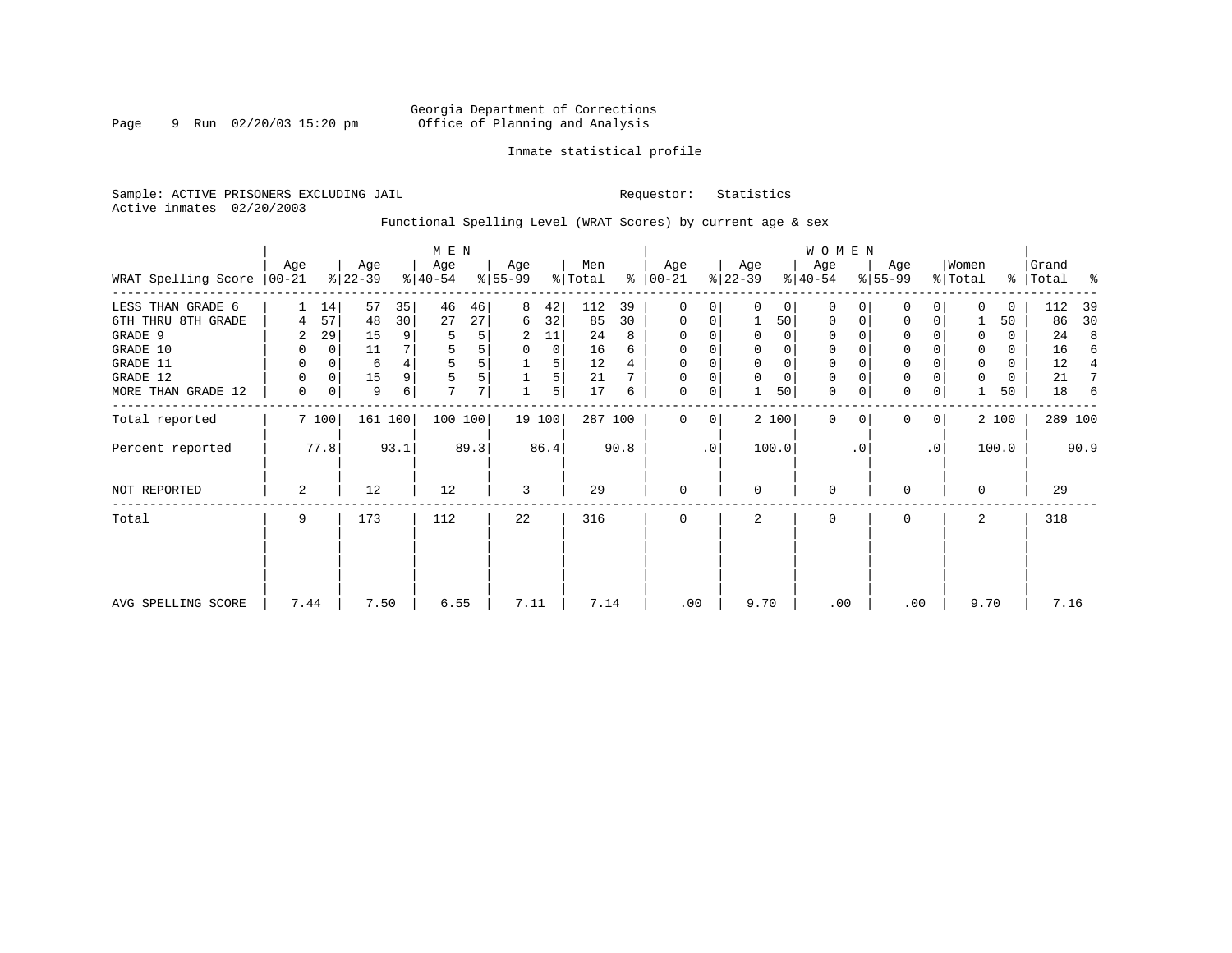Georgia Department of Corrections
Office of Planning and Analysis

Inmate statistical profile

Sample: ACTIVE PRISONERS EXCLUDING JAIL

Requestor: Statistics

Active inmates 02/20/2003

Functional Spelling Level (WRAT Scores) by current age & sex

| WRAT Spelling Score | MEN Age 00-21 | % | Age 22-39 | % | Age 40-54 | % | Age 55-99 | % | Men Total | % | WOMEN Age 00-21 | % | Age 22-39 | % | Age 40-54 | % | Age 55-99 | % | Women Total | % | Grand Total | % |
|---|---|---|---|---|---|---|---|---|---|---|---|---|---|---|---|---|---|---|---|---|---|---|
| LESS THAN GRADE 6 | 1 | 14 | 57 | 35 | 46 | 46 | 8 | 42 | 112 | 39 | 0 | 0 | 0 | 0 | 0 | 0 | 0 | 0 | 0 | 0 | 112 | 39 |
| 6TH THRU 8TH GRADE | 4 | 57 | 48 | 30 | 27 | 27 | 6 | 32 | 85 | 30 | 0 | 0 | 1 | 50 | 0 | 0 | 0 | 0 | 1 | 50 | 86 | 30 |
| GRADE 9 | 2 | 29 | 15 | 9 | 5 | 5 | 2 | 11 | 24 | 8 | 0 | 0 | 0 | 0 | 0 | 0 | 0 | 0 | 0 | 0 | 24 | 8 |
| GRADE 10 | 0 | 0 | 11 | 7 | 5 | 5 | 0 | 0 | 16 | 6 | 0 | 0 | 0 | 0 | 0 | 0 | 0 | 0 | 0 | 0 | 16 | 6 |
| GRADE 11 | 0 | 0 | 6 | 4 | 5 | 5 | 1 | 5 | 12 | 4 | 0 | 0 | 0 | 0 | 0 | 0 | 0 | 0 | 0 | 0 | 12 | 4 |
| GRADE 12 | 0 | 0 | 15 | 9 | 5 | 5 | 1 | 5 | 21 | 7 | 0 | 0 | 0 | 0 | 0 | 0 | 0 | 0 | 0 | 0 | 21 | 7 |
| MORE THAN GRADE 12 | 0 | 0 | 9 | 6 | 7 | 7 | 1 | 5 | 17 | 6 | 0 | 0 | 1 | 50 | 0 | 0 | 0 | 0 | 1 | 50 | 18 | 6 |
| Total reported | 7 | 100 | 161 | 100 | 100 | 100 | 19 | 100 | 287 | 100 | 0 | 0 | 2 | 100 | 0 | 0 | 0 | 0 | 2 | 100 | 289 | 100 |
| Percent reported | | 77.8 | | 93.1 | | 89.3 | | 86.4 | | 90.8 | | .0 | | 100.0 | | .0 | | .0 | | 100.0 | | 90.9 |
| NOT REPORTED | 2 | | 12 | | 12 | | 3 | | 29 | | 0 | | 0 | | 0 | | 0 | | 0 | | 29 | |
| Total | 9 | | 173 | | 112 | | 22 | | 316 | | 0 | | 2 | | 0 | | 0 | | 2 | | 318 | |
| AVG SPELLING SCORE | 7.44 | | 7.50 | | 6.55 | | 7.11 | | 7.14 | | .00 | | 9.70 | | .00 | | .00 | | 9.70 | | 7.16 | |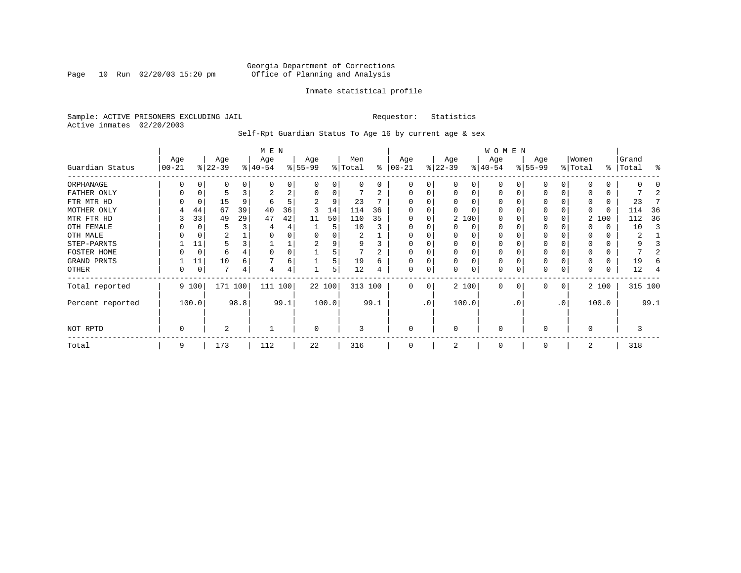Georgia Department of Corrections
Office of Planning and Analysis

Inmate statistical profile

Sample: ACTIVE PRISONERS EXCLUDING JAIL

Requestor: Statistics

Active inmates 02/20/2003

Self-Rpt Guardian Status To Age 16 by current age & sex

| Guardian Status | MEN Age 00-21 | % | Age 22-39 | % | Age 40-54 | % | Age 55-99 | % | Men Total | % | WOMEN Age 00-21 | % | Age 22-39 | % | Age 40-54 | % | Age 55-99 | % | Women Total | % | Grand Total | % |
|---|---|---|---|---|---|---|---|---|---|---|---|---|---|---|---|---|---|---|---|---|---|---|
| ORPHANAGE | 0 | 0 | 0 | 0 | 0 | 0 | 0 | 0 | 0 | 0 | 0 | 0 | 0 | 0 | 0 | 0 | 0 | 0 | 0 | 0 | 0 | 0 |
| FATHER ONLY | 0 | 0 | 5 | 3 | 2 | 2 | 0 | 0 | 7 | 2 | 0 | 0 | 0 | 0 | 0 | 0 | 0 | 0 | 0 | 0 | 7 | 2 |
| FTR MTR HD | 0 | 0 | 15 | 9 | 6 | 5 | 2 | 9 | 23 | 7 | 0 | 0 | 0 | 0 | 0 | 0 | 0 | 0 | 0 | 0 | 23 | 7 |
| MOTHER ONLY | 4 | 44 | 67 | 39 | 40 | 36 | 3 | 14 | 114 | 36 | 0 | 0 | 0 | 0 | 0 | 0 | 0 | 0 | 0 | 0 | 114 | 36 |
| MTR FTR HD | 3 | 33 | 49 | 29 | 47 | 42 | 11 | 50 | 110 | 35 | 0 | 0 | 2 | 100 | 0 | 0 | 0 | 0 | 2 | 100 | 112 | 36 |
| OTH FEMALE | 0 | 0 | 5 | 3 | 4 | 4 | 1 | 5 | 10 | 3 | 0 | 0 | 0 | 0 | 0 | 0 | 0 | 0 | 0 | 0 | 10 | 3 |
| OTH MALE | 0 | 0 | 2 | 1 | 0 | 0 | 0 | 0 | 2 | 1 | 0 | 0 | 0 | 0 | 0 | 0 | 0 | 0 | 0 | 0 | 2 | 1 |
| STEP-PARNTS | 1 | 11 | 5 | 3 | 1 | 1 | 2 | 9 | 9 | 3 | 0 | 0 | 0 | 0 | 0 | 0 | 0 | 0 | 0 | 0 | 9 | 3 |
| FOSTER HOME | 0 | 0 | 6 | 4 | 0 | 0 | 1 | 5 | 7 | 2 | 0 | 0 | 0 | 0 | 0 | 0 | 0 | 0 | 0 | 0 | 7 | 2 |
| GRAND PRNTS | 1 | 11 | 10 | 6 | 7 | 6 | 1 | 5 | 19 | 6 | 0 | 0 | 0 | 0 | 0 | 0 | 0 | 0 | 0 | 0 | 19 | 6 |
| OTHER | 0 | 0 | 7 | 4 | 4 | 4 | 1 | 5 | 12 | 4 | 0 | 0 | 0 | 0 | 0 | 0 | 0 | 0 | 0 | 0 | 12 | 4 |
| Total reported | 9 | 100 | 171 | 100 | 111 | 100 | 22 | 100 | 313 | 100 | 0 | 0 | 2 | 100 | 0 | 0 | 0 | 0 | 2 | 100 | 315 | 100 |
| Percent reported | | 100.0 | | 98.8 | | 99.1 | | 100.0 | | 99.1 | | .0 | | 100.0 | | .0 | | .0 | | 100.0 | | 99.1 |
| NOT RPTD | 0 | | 2 | | 1 | | 0 | | 3 | | 0 | | 0 | | 0 | | 0 | | 0 | | 3 | |
| Total | 9 | | 173 | | 112 | | 22 | | 316 | | 0 | | 2 | | 0 | | 0 | | 2 | | 318 | |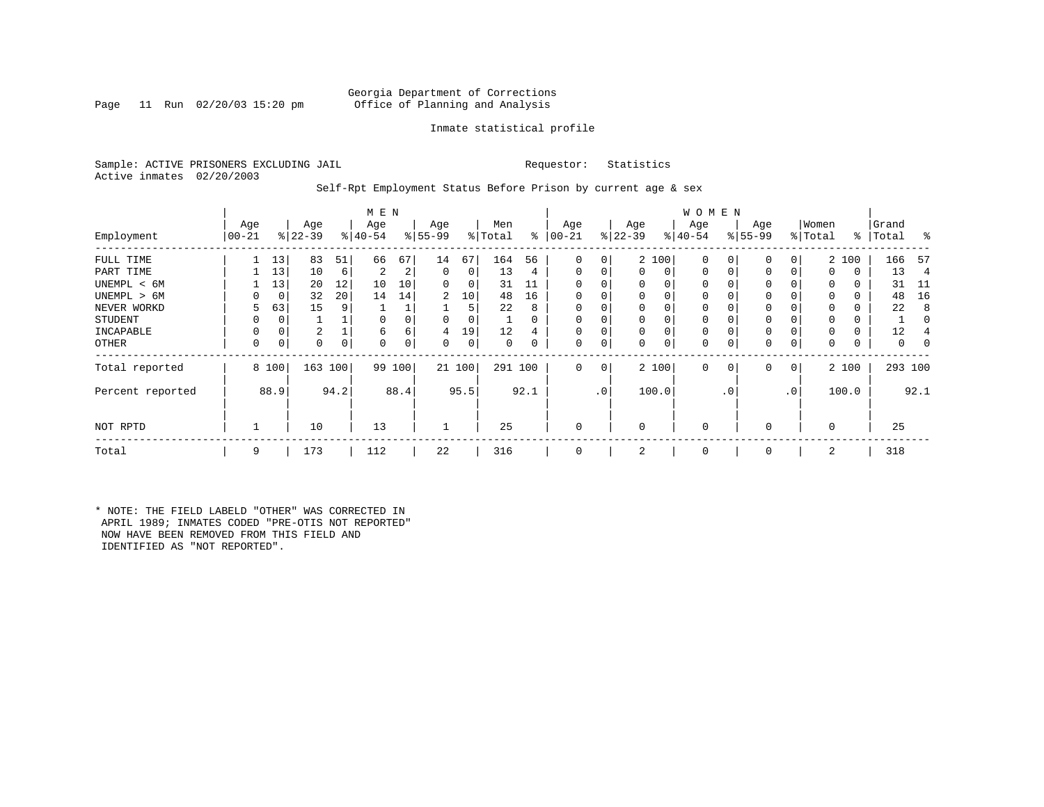Georgia Department of Corrections
Office of Planning and Analysis

Inmate statistical profile

Sample: ACTIVE PRISONERS EXCLUDING JAIL

Requestor: Statistics

Active inmates 02/20/2003

Self-Rpt Employment Status Before Prison by current age & sex

| Employment | MEN Age 00-21 | % | Age 22-39 | % | Age 40-54 | % | Age 55-99 | % | Men Total | % | WOMEN Age 00-21 | % | Age 22-39 | % | Age 40-54 | % | Age 55-99 | % | Women Total | % | Grand Total | % |
|---|---|---|---|---|---|---|---|---|---|---|---|---|---|---|---|---|---|---|---|---|---|---|
| FULL TIME | 1 | 13 | 83 | 51 | 66 | 67 | 14 | 67 | 164 | 56 | 0 | 0 | 2 | 100 | 0 | 0 | 0 | 0 | 2 | 100 | 166 | 57 |
| PART TIME | 1 | 13 | 10 | 6 | 2 | 2 | 0 | 0 | 13 | 4 | 0 | 0 | 0 | 0 | 0 | 0 | 0 | 0 | 0 | 0 | 13 | 4 |
| UNEMPL < 6M | 1 | 13 | 20 | 12 | 10 | 10 | 0 | 0 | 31 | 11 | 0 | 0 | 0 | 0 | 0 | 0 | 0 | 0 | 0 | 0 | 31 | 11 |
| UNEMPL > 6M | 0 | 0 | 32 | 20 | 14 | 14 | 2 | 10 | 48 | 16 | 0 | 0 | 0 | 0 | 0 | 0 | 0 | 0 | 0 | 0 | 48 | 16 |
| NEVER WORKD | 5 | 63 | 15 | 9 | 1 | 1 | 1 | 5 | 22 | 8 | 0 | 0 | 0 | 0 | 0 | 0 | 0 | 0 | 0 | 0 | 22 | 8 |
| STUDENT | 0 | 0 | 1 | 1 | 0 | 0 | 0 | 0 | 1 | 0 | 0 | 0 | 0 | 0 | 0 | 0 | 0 | 0 | 0 | 0 | 1 | 0 |
| INCAPABLE | 0 | 0 | 2 | 1 | 6 | 6 | 4 | 19 | 12 | 4 | 0 | 0 | 0 | 0 | 0 | 0 | 0 | 0 | 0 | 0 | 12 | 4 |
| OTHER | 0 | 0 | 0 | 0 | 0 | 0 | 0 | 0 | 0 | 0 | 0 | 0 | 0 | 0 | 0 | 0 | 0 | 0 | 0 | 0 | 0 | 0 |
| Total reported | 8 | 100 | 163 | 100 | 99 | 100 | 21 | 100 | 291 | 100 | 0 | 0 | 2 | 100 | 0 | 0 | 0 | 0 | 2 | 100 | 293 | 100 |
| Percent reported | | 88.9 | | 94.2 | | 88.4 | | 95.5 | | 92.1 | | .0 | | 100.0 | | .0 | | .0 | | 100.0 | | 92.1 |
| NOT RPTD | 1 | | 10 | | 13 | | 1 | | 25 | | 0 | | 0 | | 0 | | 0 | | 0 | | 25 | |
| Total | 9 | | 173 | | 112 | | 22 | | 316 | | 0 | | 2 | | 0 | | 0 | | 2 | | 318 | |

* NOTE: THE FIELD LABELD "OTHER" WAS CORRECTED IN APRIL 1989; INMATES CODED "PRE-OTIS NOT REPORTED" NOW HAVE BEEN REMOVED FROM THIS FIELD AND IDENTIFIED AS "NOT REPORTED".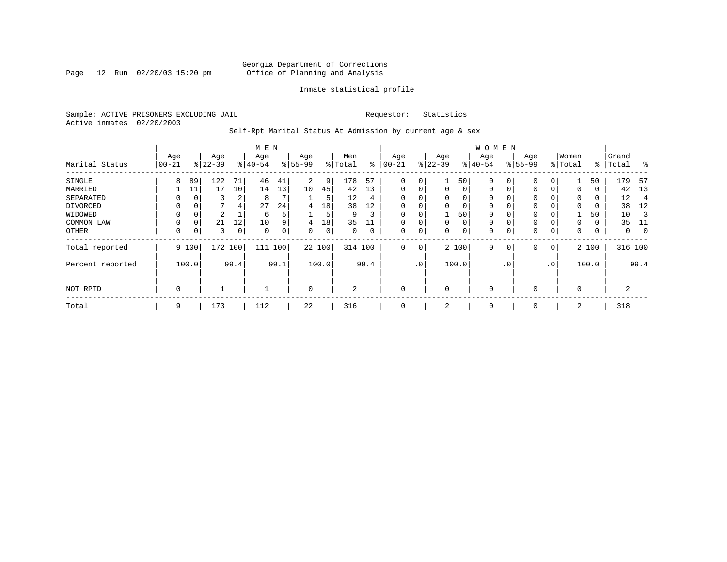Georgia Department of Corrections
Office of Planning and Analysis

Inmate statistical profile

Sample: ACTIVE PRISONERS EXCLUDING JAIL
Active inmates 02/20/2003

Requestor: Statistics

Self-Rpt Marital Status At Admission by current age & sex

| Marital Status | MEN Age 00-21 | % | Age 22-39 | % | Age 40-54 | % | Age 55-99 | % | Men Total | % | WOMEN Age 00-21 | % | Age 22-39 | % | Age 40-54 | % | Age 55-99 | % | Women Total | % | Grand Total | % |
|---|---|---|---|---|---|---|---|---|---|---|---|---|---|---|---|---|---|---|---|---|---|---|
| SINGLE | 8 | 89 | 122 | 71 | 46 | 41 | 2 | 9 | 178 | 57 | 0 | 0 | 1 | 50 | 0 | 0 | 0 | 0 | 1 | 50 | 179 | 57 |
| MARRIED | 1 | 11 | 17 | 10 | 14 | 13 | 10 | 45 | 42 | 13 | 0 | 0 | 0 | 0 | 0 | 0 | 0 | 0 | 0 | 0 | 42 | 13 |
| SEPARATED | 0 | 0 | 3 | 2 | 8 | 7 | 1 | 5 | 12 | 4 | 0 | 0 | 0 | 0 | 0 | 0 | 0 | 0 | 0 | 0 | 12 | 4 |
| DIVORCED | 0 | 0 | 7 | 4 | 27 | 24 | 4 | 18 | 38 | 12 | 0 | 0 | 0 | 0 | 0 | 0 | 0 | 0 | 0 | 0 | 38 | 12 |
| WIDOWED | 0 | 0 | 2 | 1 | 6 | 5 | 1 | 5 | 9 | 3 | 0 | 0 | 1 | 50 | 0 | 0 | 0 | 0 | 1 | 50 | 10 | 3 |
| COMMON LAW | 0 | 0 | 21 | 12 | 10 | 9 | 4 | 18 | 35 | 11 | 0 | 0 | 0 | 0 | 0 | 0 | 0 | 0 | 0 | 0 | 35 | 11 |
| OTHER | 0 | 0 | 0 | 0 | 0 | 0 | 0 | 0 | 0 | 0 | 0 | 0 | 0 | 0 | 0 | 0 | 0 | 0 | 0 | 0 | 0 | 0 |
| Total reported | 9 | 100 | 172 | 100 | 111 | 100 | 22 | 100 | 314 | 100 | 0 | 0 | 2 | 100 | 0 | 0 | 0 | 0 | 2 | 100 | 316 | 100 |
| Percent reported | | 100.0 | | 99.4 | | 99.1 | | 100.0 | | 99.4 | | .0 | | 100.0 | | .0 | | .0 | | 100.0 | | 99.4 |
| NOT RPTD | 0 | | 1 | | 1 | | 0 | | 2 | | 0 | | 0 | | 0 | | 0 | | 0 | | 2 | |
| Total | 9 | | 173 | | 112 | | 22 | | 316 | | 0 | | 2 | | 0 | | 0 | | 2 | | 318 | |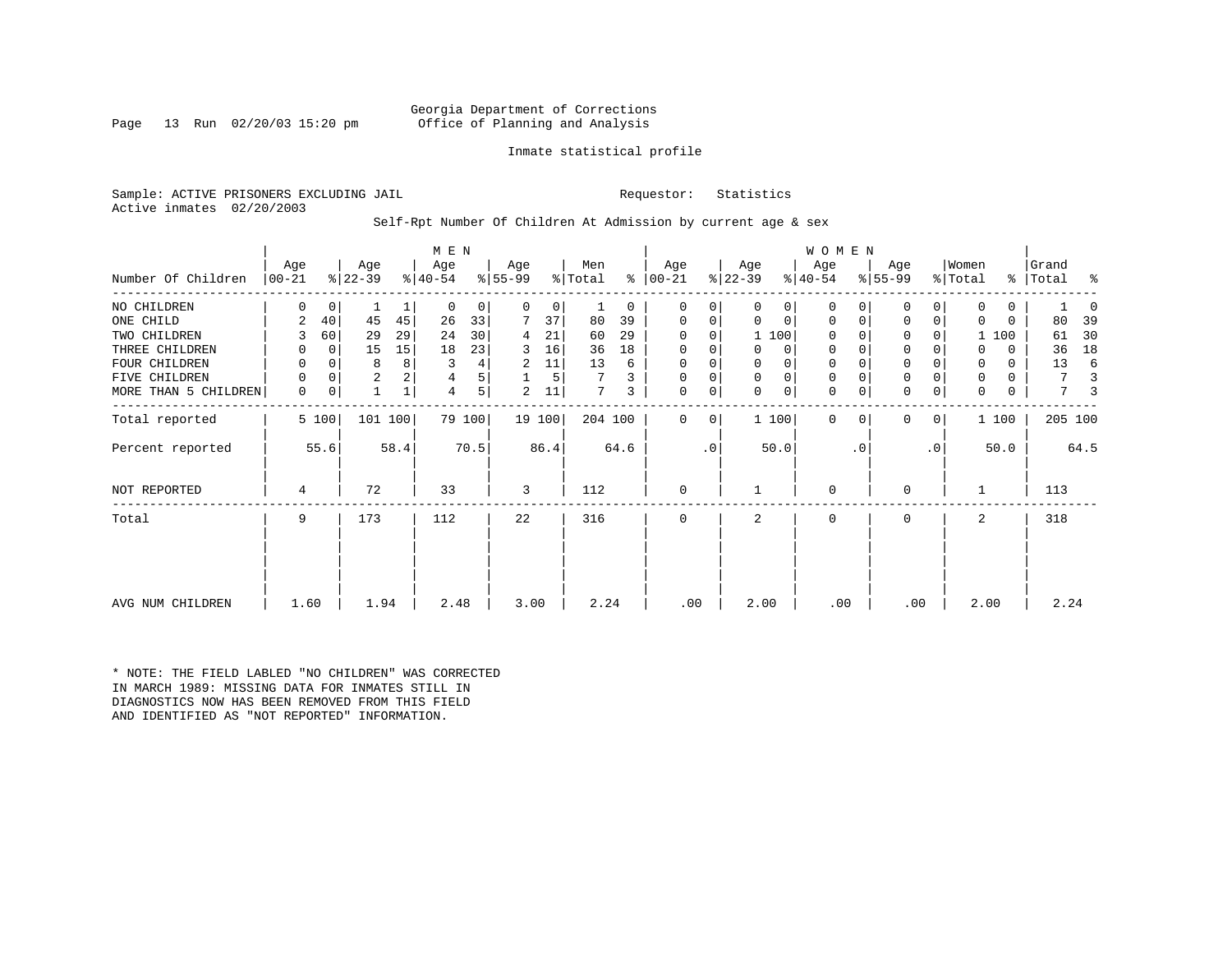Georgia Department of Corrections
Office of Planning and Analysis

Inmate statistical profile

Sample: ACTIVE PRISONERS EXCLUDING JAIL

Requestor: Statistics

Active inmates 02/20/2003

Self-Rpt Number Of Children At Admission by current age & sex

| Number Of Children | MEN Age 00-21 | % | Age 22-39 | % | Age 40-54 | % | Age 55-99 | % | Men Total | % | WOMEN Age 00-21 | % | Age 22-39 | % | Age 40-54 | % | Age 55-99 | % | Women Total | % | Grand Total | % |
|---|---|---|---|---|---|---|---|---|---|---|---|---|---|---|---|---|---|---|---|---|---|---|
| NO CHILDREN | 0 | 0 | 1 | 1 | 0 | 0 | 0 | 0 | 1 | 0 | 0 | 0 | 0 | 0 | 0 | 0 | 0 | 0 | 0 | 0 | 1 | 0 |
| ONE CHILD | 2 | 40 | 45 | 45 | 26 | 33 | 7 | 37 | 80 | 39 | 0 | 0 | 0 | 0 | 0 | 0 | 0 | 0 | 0 | 0 | 80 | 39 |
| TWO CHILDREN | 3 | 60 | 29 | 29 | 24 | 30 | 4 | 21 | 60 | 29 | 0 | 0 | 1 | 100 | 0 | 0 | 0 | 0 | 1 | 100 | 61 | 30 |
| THREE CHILDREN | 0 | 0 | 15 | 15 | 18 | 23 | 3 | 16 | 36 | 18 | 0 | 0 | 0 | 0 | 0 | 0 | 0 | 0 | 0 | 0 | 36 | 18 |
| FOUR CHILDREN | 0 | 0 | 8 | 8 | 3 | 4 | 2 | 11 | 13 | 6 | 0 | 0 | 0 | 0 | 0 | 0 | 0 | 0 | 0 | 0 | 13 | 6 |
| FIVE CHILDREN | 0 | 0 | 2 | 2 | 4 | 5 | 1 | 5 | 7 | 3 | 0 | 0 | 0 | 0 | 0 | 0 | 0 | 0 | 0 | 0 | 7 | 3 |
| MORE THAN 5 CHILDREN | 0 | 0 | 1 | 1 | 4 | 5 | 2 | 11 | 7 | 3 | 0 | 0 | 0 | 0 | 0 | 0 | 0 | 0 | 0 | 0 | 7 | 3 |
| Total reported | 5 | 100 | 101 | 100 | 79 | 100 | 19 | 100 | 204 | 100 | 0 | 0 | 1 | 100 | 0 | 0 | 0 | 0 | 1 | 100 | 205 | 100 |
| Percent reported | | 55.6 | | 58.4 | | 70.5 | | 86.4 | | 64.6 | | .0 | | 50.0 | | .0 | | .0 | | 50.0 | | 64.5 |
| NOT REPORTED | 4 | | 72 | | 33 | | 3 | | 112 | | 0 | | 1 | | 0 | | 0 | | 1 | | 113 | |
| Total | 9 | | 173 | | 112 | | 22 | | 316 | | 0 | | 2 | | 0 | | 0 | | 2 | | 318 | |
| AVG NUM CHILDREN | 1.60 | | 1.94 | | 2.48 | | 3.00 | | 2.24 | | .00 | | 2.00 | | .00 | | .00 | | 2.00 | | 2.24 | |

* NOTE: THE FIELD LABLED "NO CHILDREN" WAS CORRECTED IN MARCH 1989: MISSING DATA FOR INMATES STILL IN DIAGNOSTICS NOW HAS BEEN REMOVED FROM THIS FIELD AND IDENTIFIED AS "NOT REPORTED" INFORMATION.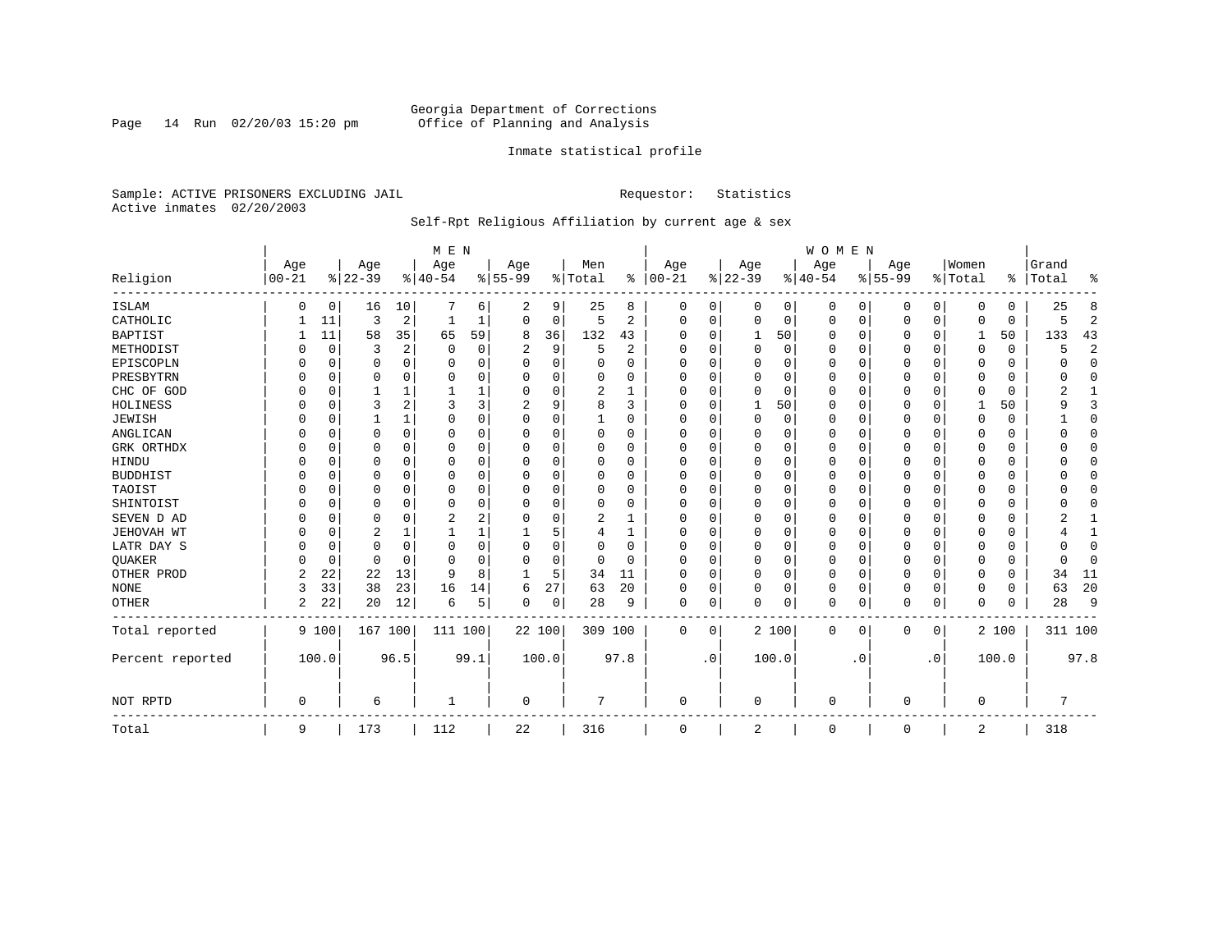Georgia Department of Corrections
Office of Planning and Analysis

Inmate statistical profile

Sample: ACTIVE PRISONERS EXCLUDING JAIL  Requestor: Statistics
Active inmates 02/20/2003

Self-Rpt Religious Affiliation by current age & sex

| Religion | MEN Age 00-21 | % | Age 22-39 | % | Age 40-54 | % | Age 55-99 | % | Men Total | % | WOMEN Age 00-21 | % | Age 22-39 | % | Age 40-54 | % | Age 55-99 | % | Women Total | % | Grand Total | % |
|---|---|---|---|---|---|---|---|---|---|---|---|---|---|---|---|---|---|---|---|---|---|---|
| ISLAM | 0 | 0 | 16 | 10 | 7 | 6 | 2 | 9 | 25 | 8 | 0 | 0 | 0 | 0 | 0 | 0 | 0 | 0 | 0 | 0 | 25 | 8 |
| CATHOLIC | 1 | 11 | 3 | 2 | 1 | 1 | 0 | 0 | 5 | 2 | 0 | 0 | 0 | 0 | 0 | 0 | 0 | 0 | 0 | 0 | 5 | 2 |
| BAPTIST | 1 | 11 | 58 | 35 | 65 | 59 | 8 | 36 | 132 | 43 | 0 | 0 | 1 | 50 | 0 | 0 | 0 | 0 | 1 | 50 | 133 | 43 |
| METHODIST | 0 | 0 | 3 | 2 | 0 | 0 | 2 | 9 | 5 | 2 | 0 | 0 | 0 | 0 | 0 | 0 | 0 | 0 | 0 | 0 | 5 | 2 |
| EPISCOPLN | 0 | 0 | 0 | 0 | 0 | 0 | 0 | 0 | 0 | 0 | 0 | 0 | 0 | 0 | 0 | 0 | 0 | 0 | 0 | 0 | 0 | 0 |
| PRESBYTRN | 0 | 0 | 0 | 0 | 0 | 0 | 0 | 0 | 0 | 0 | 0 | 0 | 0 | 0 | 0 | 0 | 0 | 0 | 0 | 0 | 0 | 0 |
| CHC OF GOD | 0 | 0 | 1 | 1 | 1 | 1 | 0 | 0 | 2 | 1 | 0 | 0 | 0 | 0 | 0 | 0 | 0 | 0 | 0 | 0 | 2 | 1 |
| HOLINESS | 0 | 0 | 3 | 2 | 3 | 3 | 2 | 9 | 8 | 3 | 0 | 0 | 1 | 50 | 0 | 0 | 0 | 0 | 1 | 50 | 9 | 3 |
| JEWISH | 0 | 0 | 1 | 1 | 0 | 0 | 0 | 0 | 1 | 0 | 0 | 0 | 0 | 0 | 0 | 0 | 0 | 0 | 0 | 0 | 1 | 0 |
| ANGLICAN | 0 | 0 | 0 | 0 | 0 | 0 | 0 | 0 | 0 | 0 | 0 | 0 | 0 | 0 | 0 | 0 | 0 | 0 | 0 | 0 | 0 | 0 |
| GRK ORTHDX | 0 | 0 | 0 | 0 | 0 | 0 | 0 | 0 | 0 | 0 | 0 | 0 | 0 | 0 | 0 | 0 | 0 | 0 | 0 | 0 | 0 | 0 |
| HINDU | 0 | 0 | 0 | 0 | 0 | 0 | 0 | 0 | 0 | 0 | 0 | 0 | 0 | 0 | 0 | 0 | 0 | 0 | 0 | 0 | 0 | 0 |
| BUDDHIST | 0 | 0 | 0 | 0 | 0 | 0 | 0 | 0 | 0 | 0 | 0 | 0 | 0 | 0 | 0 | 0 | 0 | 0 | 0 | 0 | 0 | 0 |
| TAOIST | 0 | 0 | 0 | 0 | 0 | 0 | 0 | 0 | 0 | 0 | 0 | 0 | 0 | 0 | 0 | 0 | 0 | 0 | 0 | 0 | 0 | 0 |
| SHINTOIST | 0 | 0 | 0 | 0 | 0 | 0 | 0 | 0 | 0 | 0 | 0 | 0 | 0 | 0 | 0 | 0 | 0 | 0 | 0 | 0 | 0 | 0 |
| SEVEN D AD | 0 | 0 | 0 | 0 | 2 | 2 | 0 | 0 | 2 | 1 | 0 | 0 | 0 | 0 | 0 | 0 | 0 | 0 | 0 | 0 | 2 | 1 |
| JEHOVAH WT | 0 | 0 | 2 | 1 | 1 | 1 | 1 | 5 | 4 | 1 | 0 | 0 | 0 | 0 | 0 | 0 | 0 | 0 | 0 | 0 | 4 | 1 |
| LATR DAY S | 0 | 0 | 0 | 0 | 0 | 0 | 0 | 0 | 0 | 0 | 0 | 0 | 0 | 0 | 0 | 0 | 0 | 0 | 0 | 0 | 0 | 0 |
| QUAKER | 0 | 0 | 0 | 0 | 0 | 0 | 0 | 0 | 0 | 0 | 0 | 0 | 0 | 0 | 0 | 0 | 0 | 0 | 0 | 0 | 0 | 0 |
| OTHER PROD | 2 | 22 | 22 | 13 | 9 | 8 | 1 | 5 | 34 | 11 | 0 | 0 | 0 | 0 | 0 | 0 | 0 | 0 | 0 | 0 | 34 | 11 |
| NONE | 3 | 33 | 38 | 23 | 16 | 14 | 6 | 27 | 63 | 20 | 0 | 0 | 0 | 0 | 0 | 0 | 0 | 0 | 0 | 0 | 63 | 20 |
| OTHER | 2 | 22 | 20 | 12 | 6 | 5 | 0 | 0 | 28 | 9 | 0 | 0 | 0 | 0 | 0 | 0 | 0 | 0 | 0 | 0 | 28 | 9 |
| Total reported | 9 | 100 | 167 | 100 | 111 | 100 | 22 | 100 | 309 | 100 | 0 | 0 | 2 | 100 | 0 | 0 | 0 | 0 | 2 | 100 | 311 | 100 |
| Percent reported | | 100.0 | | 96.5 | | 99.1 | | 100.0 | | 97.8 | | .0 | | 100.0 | | .0 | | .0 | | 100.0 | | 97.8 |
| NOT RPTD | 0 | | 6 | | 1 | | 0 | | 7 | | 0 | | 0 | | 0 | | 0 | | 0 | | 7 | |
| Total | 9 | | 173 | | 112 | | 22 | | 316 | | 0 | | 2 | | 0 | | 0 | | 2 | | 318 | |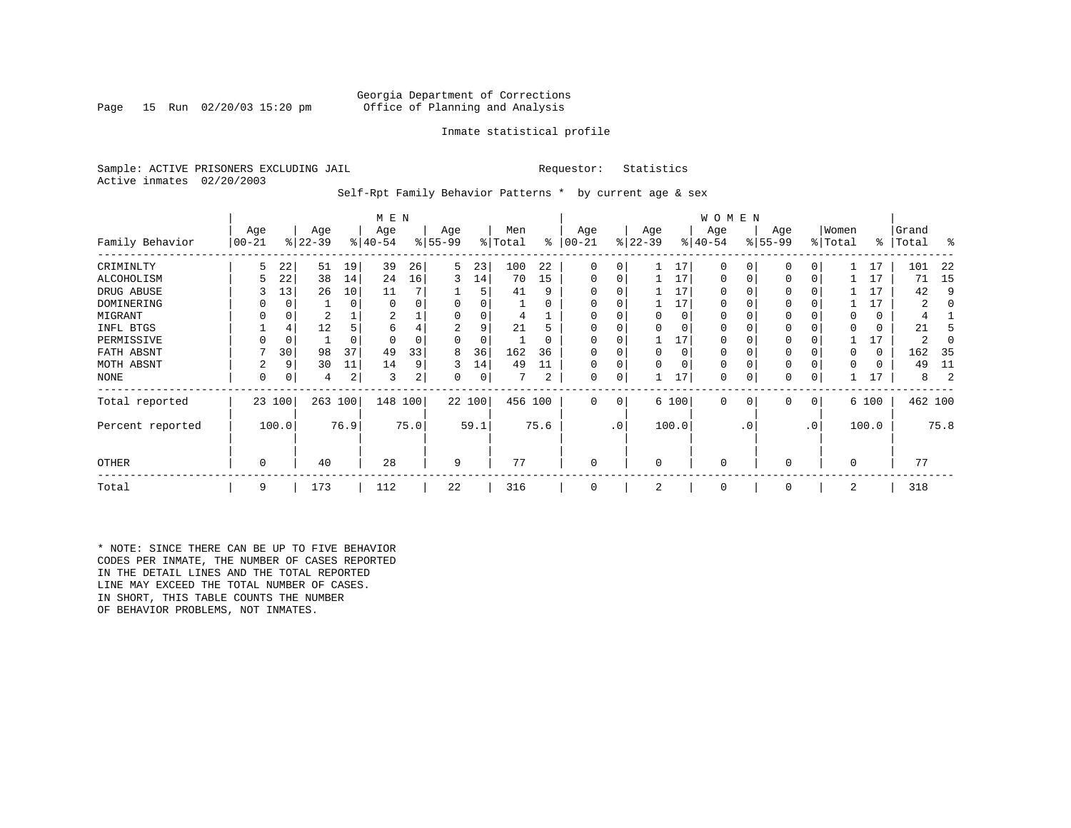Georgia Department of Corrections
Office of Planning and Analysis

Inmate statistical profile

Sample: ACTIVE PRISONERS EXCLUDING JAIL    Requestor: Statistics
Active inmates 02/20/2003

Self-Rpt Family Behavior Patterns * by current age & sex

| Family Behavior | MEN Age 00-21 | % | Age 22-39 | % | Age 40-54 | % | Age 55-99 | % | Men Total | % | WOMEN Age 00-21 | % | Age 22-39 | % | Age 40-54 | % | Age 55-99 | % | Women Total | % | Grand Total | % |
|---|---|---|---|---|---|---|---|---|---|---|---|---|---|---|---|---|---|---|---|---|---|---|
| CRIMINLTY | 5 | 22 | 51 | 19 | 39 | 26 | 5 | 23 | 100 | 22 | 0 | 0 | 1 | 17 | 0 | 0 | 0 | 0 | 1 | 17 | 101 | 22 |
| ALCOHOLISM | 5 | 22 | 38 | 14 | 24 | 16 | 3 | 14 | 70 | 15 | 0 | 0 | 1 | 17 | 0 | 0 | 0 | 0 | 1 | 17 | 71 | 15 |
| DRUG ABUSE | 3 | 13 | 26 | 10 | 11 | 7 | 1 | 5 | 41 | 9 | 0 | 0 | 1 | 17 | 0 | 0 | 0 | 0 | 1 | 17 | 42 | 9 |
| DOMINERING | 0 | 0 | 1 | 0 | 0 | 0 | 0 | 0 | 1 | 0 | 0 | 0 | 1 | 17 | 0 | 0 | 0 | 0 | 1 | 17 | 2 | 0 |
| MIGRANT | 0 | 0 | 2 | 1 | 2 | 1 | 0 | 0 | 4 | 1 | 0 | 0 | 0 | 0 | 0 | 0 | 0 | 0 | 0 | 0 | 4 | 1 |
| INFL BTGS | 1 | 4 | 12 | 5 | 6 | 4 | 2 | 9 | 21 | 5 | 0 | 0 | 0 | 0 | 0 | 0 | 0 | 0 | 0 | 0 | 21 | 5 |
| PERMISSIVE | 0 | 0 | 1 | 0 | 0 | 0 | 0 | 0 | 1 | 0 | 0 | 0 | 1 | 17 | 0 | 0 | 0 | 0 | 1 | 17 | 2 | 0 |
| FATH ABSNT | 7 | 30 | 98 | 37 | 49 | 33 | 8 | 36 | 162 | 36 | 0 | 0 | 0 | 0 | 0 | 0 | 0 | 0 | 0 | 0 | 162 | 35 |
| MOTH ABSNT | 2 | 9 | 30 | 11 | 14 | 9 | 3 | 14 | 49 | 11 | 0 | 0 | 0 | 0 | 0 | 0 | 0 | 0 | 0 | 0 | 49 | 11 |
| NONE | 0 | 0 | 4 | 2 | 3 | 2 | 0 | 0 | 7 | 2 | 0 | 0 | 1 | 17 | 0 | 0 | 0 | 0 | 1 | 17 | 8 | 2 |
| Total reported | 23 | 100 | 263 | 100 | 148 | 100 | 22 | 100 | 456 | 100 | 0 | 0 | 6 | 100 | 0 | 0 | 0 | 0 | 6 | 100 | 462 | 100 |
| Percent reported | | 100.0 | | 76.9 | | 75.0 | | 59.1 | | 75.6 | | .0 | | 100.0 | | .0 | | .0 | | 100.0 | | 75.8 |
| OTHER | 0 | | 40 | | 28 | | 9 | | 77 | | 0 | | 0 | | 0 | | 0 | | 0 | | 77 | |
| Total | 9 | | 173 | | 112 | | 22 | | 316 | | 0 | | 2 | | 0 | | 0 | | 2 | | 318 | |

* NOTE: SINCE THERE CAN BE UP TO FIVE BEHAVIOR CODES PER INMATE, THE NUMBER OF CASES REPORTED IN THE DETAIL LINES AND THE TOTAL REPORTED LINE MAY EXCEED THE TOTAL NUMBER OF CASES. IN SHORT, THIS TABLE COUNTS THE NUMBER OF BEHAVIOR PROBLEMS, NOT INMATES.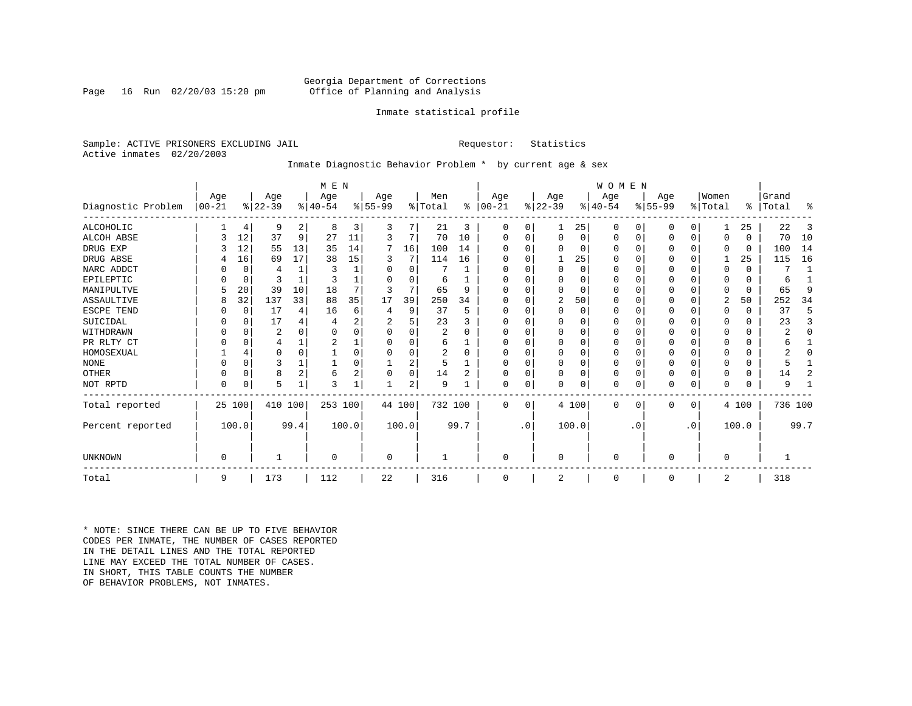Georgia Department of Corrections
Office of Planning and Analysis

Inmate statistical profile

Sample: ACTIVE PRISONERS EXCLUDING JAIL    Requestor: Statistics
Active inmates 02/20/2003

Inmate Diagnostic Behavior Problem * by current age & sex

| | MEN | | | | | | | | | | WOMEN | | | | | | | | | | | |
|---|---|---|---|---|---|---|---|---|---|---|---|---|---|---|---|---|---|---|---|---|---|---|
| Diagnostic Problem | Age 00-21 | % | Age 22-39 | % | Age 40-54 | % | Age 55-99 | % | Men Total | % | Age 00-21 | % | Age 22-39 | % | Age 40-54 | % | Age 55-99 | % | Women Total | % | Grand Total | % |
| ALCOHOLIC | 1 | 4 | 9 | 2 | 8 | 3 | 3 | 7 | 21 | 3 | 0 | 0 | 1 | 25 | 0 | 0 | 0 | 0 | 1 | 25 | 22 | 3 |
| ALCOH ABSE | 3 | 12 | 37 | 9 | 27 | 11 | 3 | 7 | 70 | 10 | 0 | 0 | 0 | 0 | 0 | 0 | 0 | 0 | 0 | 0 | 70 | 10 |
| DRUG EXP | 3 | 12 | 55 | 13 | 35 | 14 | 7 | 16 | 100 | 14 | 0 | 0 | 0 | 0 | 0 | 0 | 0 | 0 | 0 | 0 | 100 | 14 |
| DRUG ABSE | 4 | 16 | 69 | 17 | 38 | 15 | 3 | 7 | 114 | 16 | 0 | 0 | 1 | 25 | 0 | 0 | 0 | 0 | 1 | 25 | 115 | 16 |
| NARC ADDCT | 0 | 0 | 4 | 1 | 3 | 1 | 0 | 0 | 7 | 1 | 0 | 0 | 0 | 0 | 0 | 0 | 0 | 0 | 0 | 0 | 7 | 1 |
| EPILEPTIC | 0 | 0 | 3 | 1 | 3 | 1 | 0 | 0 | 6 | 1 | 0 | 0 | 0 | 0 | 0 | 0 | 0 | 0 | 0 | 0 | 6 | 1 |
| MANIPULTVE | 5 | 20 | 39 | 10 | 18 | 7 | 3 | 7 | 65 | 9 | 0 | 0 | 0 | 0 | 0 | 0 | 0 | 0 | 0 | 0 | 65 | 9 |
| ASSAULTIVE | 8 | 32 | 137 | 33 | 88 | 35 | 17 | 39 | 250 | 34 | 0 | 0 | 2 | 50 | 0 | 0 | 0 | 0 | 2 | 50 | 252 | 34 |
| ESCPE TEND | 0 | 0 | 17 | 4 | 16 | 6 | 4 | 9 | 37 | 5 | 0 | 0 | 0 | 0 | 0 | 0 | 0 | 0 | 0 | 0 | 37 | 5 |
| SUICIDAL | 0 | 0 | 17 | 4 | 4 | 2 | 2 | 5 | 23 | 3 | 0 | 0 | 0 | 0 | 0 | 0 | 0 | 0 | 0 | 0 | 23 | 3 |
| WITHDRAWN | 0 | 0 | 2 | 0 | 0 | 0 | 0 | 0 | 2 | 0 | 0 | 0 | 0 | 0 | 0 | 0 | 0 | 0 | 0 | 0 | 2 | 0 |
| PR RLTY CT | 0 | 0 | 4 | 1 | 2 | 1 | 0 | 0 | 6 | 1 | 0 | 0 | 0 | 0 | 0 | 0 | 0 | 0 | 0 | 0 | 6 | 1 |
| HOMOSEXUAL | 1 | 4 | 0 | 0 | 1 | 0 | 0 | 0 | 2 | 0 | 0 | 0 | 0 | 0 | 0 | 0 | 0 | 0 | 0 | 0 | 2 | 0 |
| NONE | 0 | 0 | 3 | 1 | 1 | 0 | 1 | 2 | 5 | 1 | 0 | 0 | 0 | 0 | 0 | 0 | 0 | 0 | 0 | 0 | 5 | 1 |
| OTHER | 0 | 0 | 8 | 2 | 6 | 2 | 0 | 0 | 14 | 2 | 0 | 0 | 0 | 0 | 0 | 0 | 0 | 0 | 0 | 0 | 14 | 2 |
| NOT RPTD | 0 | 0 | 5 | 1 | 3 | 1 | 1 | 2 | 9 | 1 | 0 | 0 | 0 | 0 | 0 | 0 | 0 | 0 | 0 | 0 | 9 | 1 |
| Total reported | 25 | 100 | 410 | 100 | 253 | 100 | 44 | 100 | 732 | 100 | 0 | 0 | 4 | 100 | 0 | 0 | 0 | 0 | 4 | 100 | 736 | 100 |
| Percent reported | | 100.0 | | 99.4 | | 100.0 | | 100.0 | | 99.7 | | .0 | | 100.0 | | .0 | | .0 | | 100.0 | | 99.7 |
| UNKNOWN | 0 | | 1 | | 0 | | 0 | | 1 | | 0 | | 0 | | 0 | | 0 | | 0 | | 1 | |
| Total | 9 | | 173 | | 112 | | 22 | | 316 | | 0 | | 2 | | 0 | | 0 | | 2 | | 318 | |

\* NOTE: SINCE THERE CAN BE UP TO FIVE BEHAVIOR CODES PER INMATE, THE NUMBER OF CASES REPORTED IN THE DETAIL LINES AND THE TOTAL REPORTED LINE MAY EXCEED THE TOTAL NUMBER OF CASES. IN SHORT, THIS TABLE COUNTS THE NUMBER OF BEHAVIOR PROBLEMS, NOT INMATES.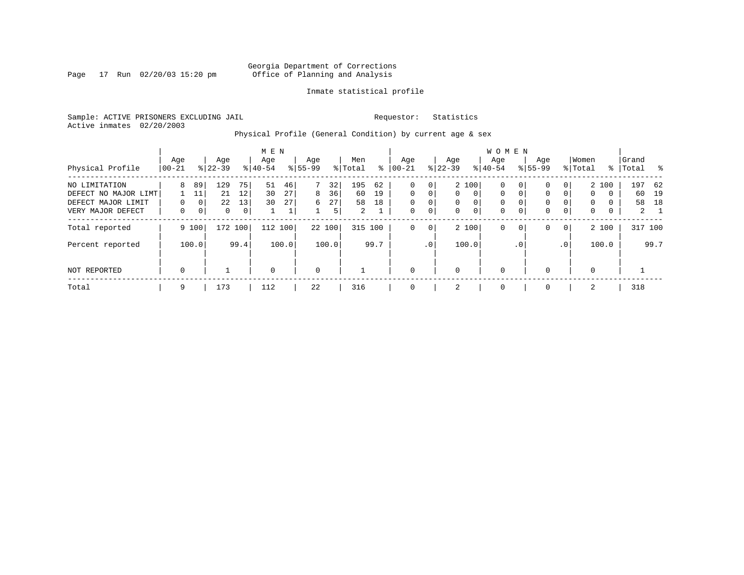Georgia Department of Corrections
Office of Planning and Analysis

Inmate statistical profile

Sample: ACTIVE PRISONERS EXCLUDING JAIL    Requestor: Statistics
Active inmates 02/20/2003

Physical Profile (General Condition) by current age & sex

| Physical Profile | MEN Age 00-21 | % | Age 22-39 | % | Age 40-54 | % | Age 55-99 | % | Men Total | % | WOMEN Age 00-21 | % | Age 22-39 | % | Age 40-54 | % | Age 55-99 | % | Women Total | % | Grand Total | % |
|---|---|---|---|---|---|---|---|---|---|---|---|---|---|---|---|---|---|---|---|---|---|---|
| NO LIMITATION | 8 | 89 | 129 | 75 | 51 | 46 | 7 | 32 | 195 | 62 | 0 | 0 | 2 | 100 | 0 | 0 | 0 | 0 | 2 | 100 | 197 | 62 |
| DEFECT NO MAJOR LIMT | 1 | 11 | 21 | 12 | 30 | 27 | 8 | 36 | 60 | 19 | 0 | 0 | 0 | 0 | 0 | 0 | 0 | 0 | 0 | 0 | 60 | 19 |
| DEFECT MAJOR LIMIT | 0 | 0 | 22 | 13 | 30 | 27 | 6 | 27 | 58 | 18 | 0 | 0 | 0 | 0 | 0 | 0 | 0 | 0 | 0 | 0 | 58 | 18 |
| VERY MAJOR DEFECT | 0 | 0 | 0 | 0 | 1 | 1 | 1 | 5 | 2 | 1 | 0 | 0 | 0 | 0 | 0 | 0 | 0 | 0 | 0 | 0 | 2 | 1 |
| Total reported | 9 | 100 | 172 | 100 | 112 | 100 | 22 | 100 | 315 | 100 | 0 | 0 | 2 | 100 | 0 | 0 | 0 | 0 | 2 | 100 | 317 | 100 |
| Percent reported | | 100.0 | | 99.4 | | 100.0 | | 100.0 | | 99.7 | | .0 | | 100.0 | | .0 | | .0 | | 100.0 | | 99.7 |
| NOT REPORTED | 0 | | 1 | | 0 | | 0 | | 1 | | 0 | | 0 | | 0 | | 0 | | 0 | | 1 | |
| Total | 9 | | 173 | | 112 | | 22 | | 316 | | 0 | | 2 | | 0 | | 0 | | 2 | | 318 | |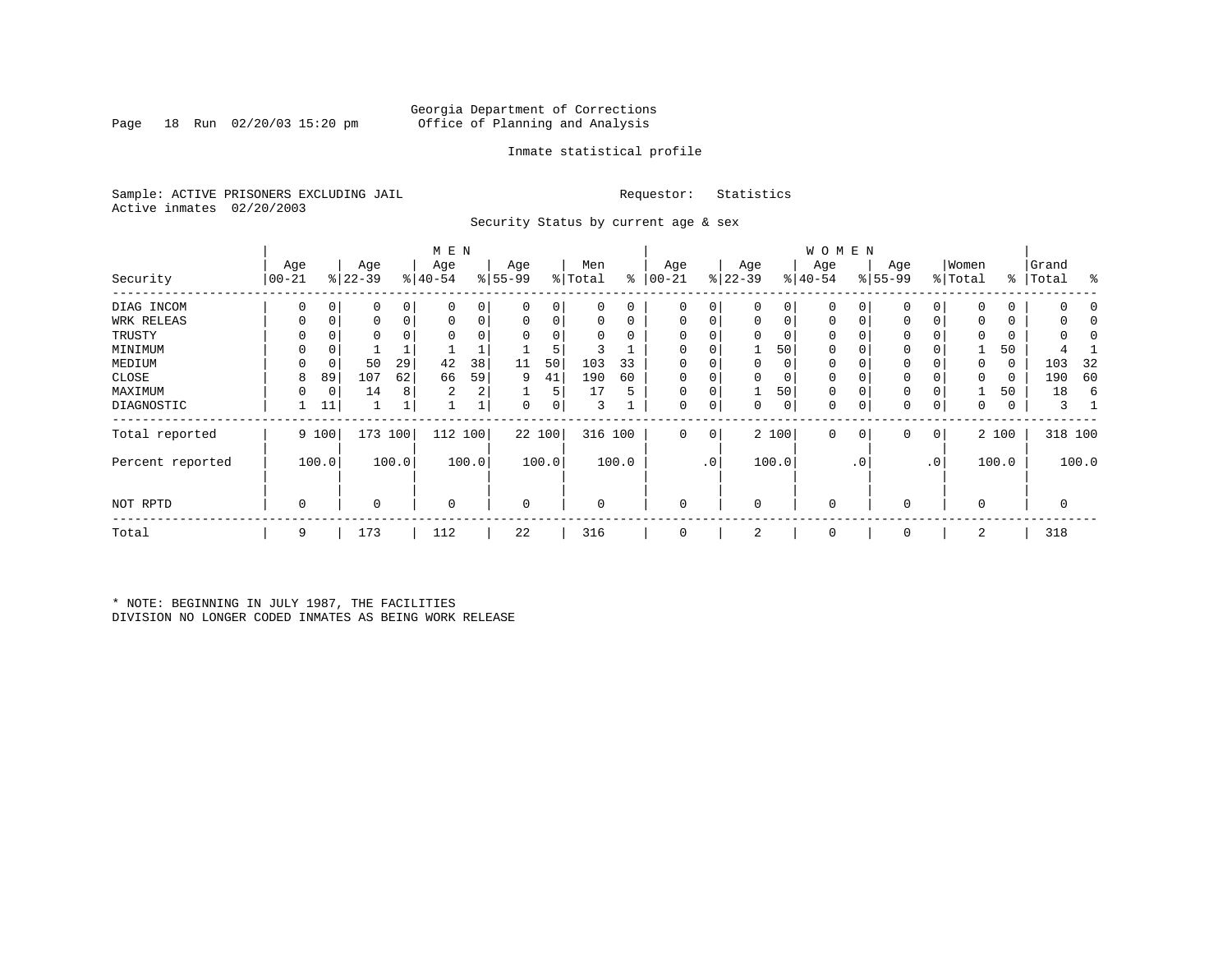Georgia Department of Corrections
Office of Planning and Analysis

Inmate statistical profile

Sample: ACTIVE PRISONERS EXCLUDING JAIL    Requestor: Statistics
Active inmates 02/20/2003

Security Status by current age & sex

| Security | MEN Age 00-21 | % | Age 22-39 | % | Age 40-54 | % | Age 55-99 | % | Men Total | % | WOMEN Age 00-21 | % | Age 22-39 | % | Age 40-54 | % | Age 55-99 | % | Women Total | % | Grand Total | % |
|---|---|---|---|---|---|---|---|---|---|---|---|---|---|---|---|---|---|---|---|---|---|---|
| DIAG INCOM | 0 | 0 | 0 | 0 | 0 | 0 | 0 | 0 | 0 | 0 | 0 | 0 | 0 | 0 | 0 | 0 | 0 | 0 | 0 | 0 | 0 | 0 |
| WRK RELEAS | 0 | 0 | 0 | 0 | 0 | 0 | 0 | 0 | 0 | 0 | 0 | 0 | 0 | 0 | 0 | 0 | 0 | 0 | 0 | 0 | 0 | 0 |
| TRUSTY | 0 | 0 | 0 | 0 | 0 | 0 | 0 | 0 | 0 | 0 | 0 | 0 | 0 | 0 | 0 | 0 | 0 | 0 | 0 | 0 | 0 | 0 |
| MINIMUM | 0 | 0 | 1 | 1 | 1 | 1 | 1 | 5 | 3 | 1 | 0 | 0 | 1 | 50 | 0 | 0 | 0 | 0 | 1 | 50 | 4 | 1 |
| MEDIUM | 0 | 0 | 50 | 29 | 42 | 38 | 11 | 50 | 103 | 33 | 0 | 0 | 0 | 0 | 0 | 0 | 0 | 0 | 0 | 0 | 103 | 32 |
| CLOSE | 8 | 89 | 107 | 62 | 66 | 59 | 9 | 41 | 190 | 60 | 0 | 0 | 0 | 0 | 0 | 0 | 0 | 0 | 0 | 0 | 190 | 60 |
| MAXIMUM | 0 | 0 | 14 | 8 | 2 | 2 | 1 | 5 | 17 | 5 | 0 | 0 | 1 | 50 | 0 | 0 | 0 | 0 | 1 | 50 | 18 | 6 |
| DIAGNOSTIC | 1 | 11 | 1 | 1 | 1 | 1 | 0 | 0 | 3 | 1 | 0 | 0 | 0 | 0 | 0 | 0 | 0 | 0 | 0 | 0 | 3 | 1 |
| Total reported | 9 | 100 | 173 | 100 | 112 | 100 | 22 | 100 | 316 | 100 | 0 | 0 | 2 | 100 | 0 | 0 | 0 | 0 | 2 | 100 | 318 | 100 |
| Percent reported | | 100.0 | | 100.0 | | 100.0 | | 100.0 | | 100.0 | | .0 | | 100.0 | | .0 | | .0 | | 100.0 | | 100.0 |
| NOT RPTD | 0 | | 0 | | 0 | | 0 | | 0 | | 0 | | 0 | | 0 | | 0 | | 0 | | 0 | |
| Total | 9 | | 173 | | 112 | | 22 | | 316 | | 0 | | 2 | | 0 | | 0 | | 2 | | 318 | |

* NOTE: BEGINNING IN JULY 1987, THE FACILITIES DIVISION NO LONGER CODED INMATES AS BEING WORK RELEASE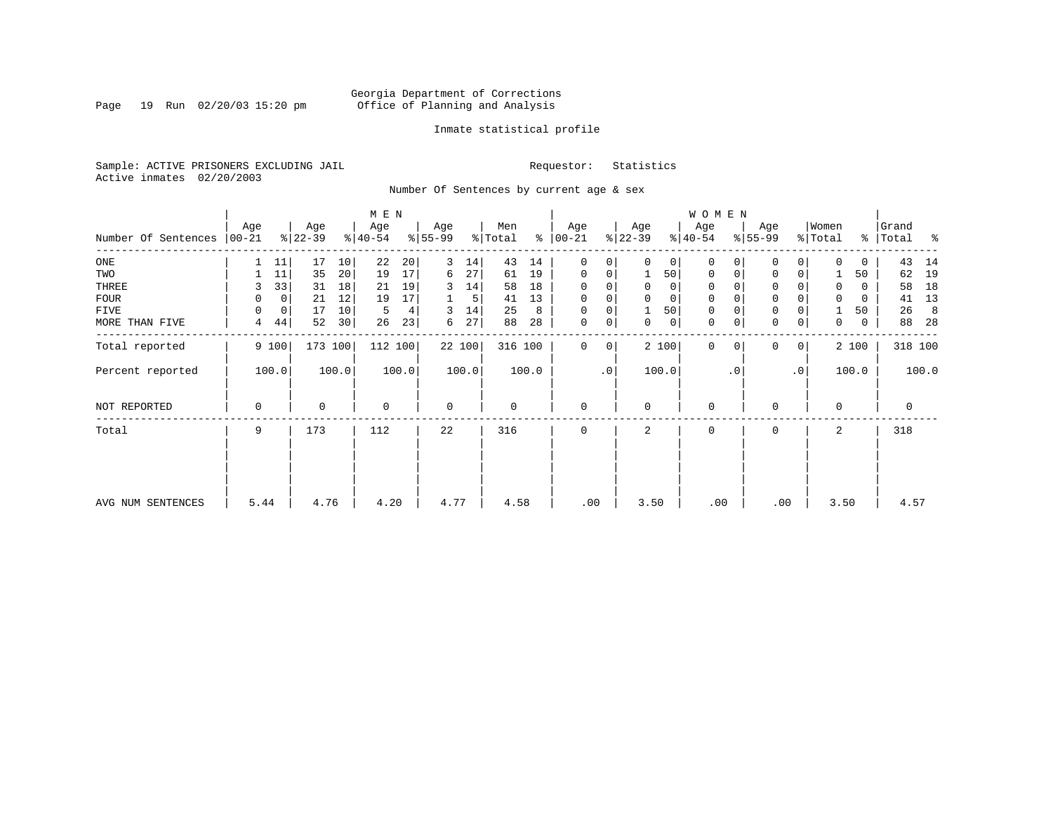Georgia Department of Corrections
Office of Planning and Analysis

Inmate statistical profile

Sample: ACTIVE PRISONERS EXCLUDING JAIL                                    Requestor: Statistics
Active inmates 02/20/2003

Number Of Sentences by current age & sex

| Number Of Sentences | MEN Age 00-21 | % | Age 22-39 | % | Age 40-54 | % | Age 55-99 | % | Men Total | % | WOMEN Age 00-21 | % | Age 22-39 | % | Age 40-54 | % | Age 55-99 | % | Women Total | % | Grand Total | % |
|---|---|---|---|---|---|---|---|---|---|---|---|---|---|---|---|---|---|---|---|---|---|---|
| ONE | 1 | 11 | 17 | 10 | 22 | 20 | 3 | 14 | 43 | 14 | 0 | 0 | 0 | 0 | 0 | 0 | 0 | 0 | 0 | 0 | 43 | 14 |
| TWO | 1 | 11 | 35 | 20 | 19 | 17 | 6 | 27 | 61 | 19 | 0 | 0 | 1 | 50 | 0 | 0 | 0 | 0 | 1 | 50 | 62 | 19 |
| THREE | 3 | 33 | 31 | 18 | 21 | 19 | 3 | 14 | 58 | 18 | 0 | 0 | 0 | 0 | 0 | 0 | 0 | 0 | 0 | 0 | 58 | 18 |
| FOUR | 0 | 0 | 21 | 12 | 19 | 17 | 1 | 5 | 41 | 13 | 0 | 0 | 0 | 0 | 0 | 0 | 0 | 0 | 0 | 0 | 41 | 13 |
| FIVE | 0 | 0 | 17 | 10 | 5 | 4 | 3 | 14 | 25 | 8 | 0 | 0 | 1 | 50 | 0 | 0 | 0 | 0 | 1 | 50 | 26 | 8 |
| MORE THAN FIVE | 4 | 44 | 52 | 30 | 26 | 23 | 6 | 27 | 88 | 28 | 0 | 0 | 0 | 0 | 0 | 0 | 0 | 0 | 0 | 0 | 88 | 28 |
| Total reported | 9 | 100 | 173 | 100 | 112 | 100 | 22 | 100 | 316 | 100 | 0 | 0 | 2 | 100 | 0 | 0 | 0 | 0 | 2 | 100 | 318 | 100 |
| Percent reported | | 100.0 | | 100.0 | | 100.0 | | 100.0 | | 100.0 | | .0 | | 100.0 | | .0 | | .0 | | 100.0 | | 100.0 |
| NOT REPORTED | 0 | | 0 | | 0 | | 0 | | 0 | | 0 | | 0 | | 0 | | 0 | | 0 | | 0 | |
| Total | 9 | | 173 | | 112 | | 22 | | 316 | | 0 | | 2 | | 0 | | 0 | | 2 | | 318 | |
| AVG NUM SENTENCES | 5.44 | | 4.76 | | 4.20 | | 4.77 | | 4.58 | | .00 | | 3.50 | | .00 | | .00 | | 3.50 | | 4.57 | |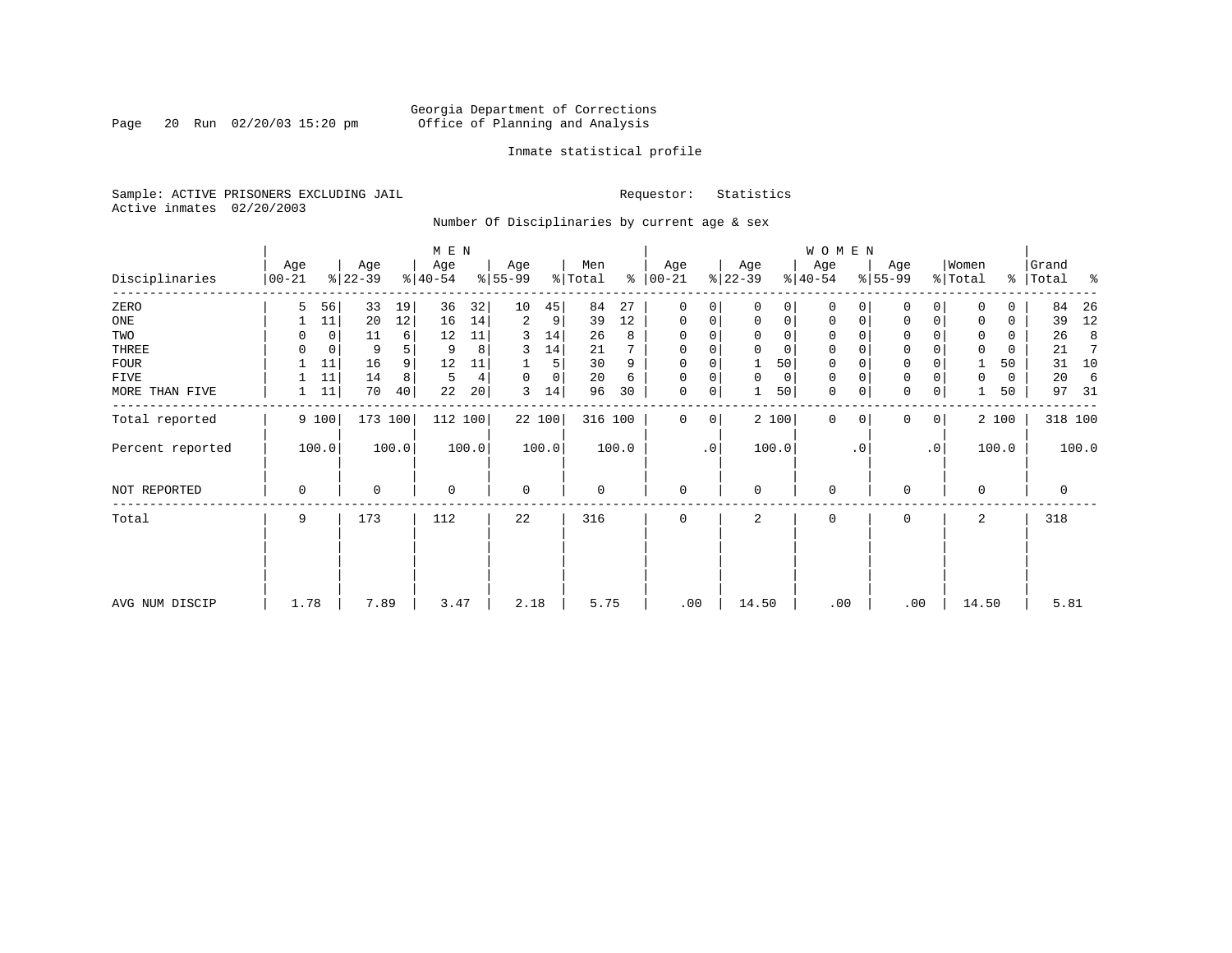Georgia Department of Corrections
Office of Planning and Analysis

Inmate statistical profile

Sample: ACTIVE PRISONERS EXCLUDING JAIL

Active inmates 02/20/2003

Requestor: Statistics

Number Of Disciplinaries by current age & sex

| Disciplinaries | MEN Age 00-21 | % | Age 22-39 | % | Age 40-54 | % | Age 55-99 | % | Men Total | % | WOMEN Age 00-21 | % | Age 22-39 | % | Age 40-54 | % | Age 55-99 | % | Women Total | % | Grand Total | % |
|---|---|---|---|---|---|---|---|---|---|---|---|---|---|---|---|---|---|---|---|---|---|---|
| ZERO | 5 | 56 | 33 | 19 | 36 | 32 | 10 | 45 | 84 | 27 | 0 | 0 | 0 | 0 | 0 | 0 | 0 | 0 | 0 | 0 | 84 | 26 |
| ONE | 1 | 11 | 20 | 12 | 16 | 14 | 2 | 9 | 39 | 12 | 0 | 0 | 0 | 0 | 0 | 0 | 0 | 0 | 0 | 0 | 39 | 12 |
| TWO | 0 | 0 | 11 | 6 | 12 | 11 | 3 | 14 | 26 | 8 | 0 | 0 | 0 | 0 | 0 | 0 | 0 | 0 | 0 | 0 | 26 | 8 |
| THREE | 0 | 0 | 9 | 5 | 9 | 8 | 3 | 14 | 21 | 7 | 0 | 0 | 0 | 0 | 0 | 0 | 0 | 0 | 0 | 0 | 21 | 7 |
| FOUR | 1 | 11 | 16 | 9 | 12 | 11 | 1 | 5 | 30 | 9 | 0 | 0 | 1 | 50 | 0 | 0 | 0 | 0 | 1 | 50 | 31 | 10 |
| FIVE | 1 | 11 | 14 | 8 | 5 | 4 | 0 | 0 | 20 | 6 | 0 | 0 | 0 | 0 | 0 | 0 | 0 | 0 | 0 | 0 | 20 | 6 |
| MORE THAN FIVE | 1 | 11 | 70 | 40 | 22 | 20 | 3 | 14 | 96 | 30 | 0 | 0 | 1 | 50 | 0 | 0 | 0 | 0 | 1 | 50 | 97 | 31 |
| Total reported | 9 | 100 | 173 | 100 | 112 | 100 | 22 | 100 | 316 | 100 | 0 | 0 | 2 | 100 | 0 | 0 | 0 | 0 | 2 | 100 | 318 | 100 |
| Percent reported | 100.0 | | 100.0 | | 100.0 | | 100.0 | | 100.0 | | .0 | | 100.0 | | .0 | | .0 | | 100.0 | | 100.0 | |
| NOT REPORTED | 0 | | 0 | | 0 | | 0 | | 0 | | 0 | | 0 | | 0 | | 0 | | 0 | | 0 | |
| Total | 9 | | 173 | | 112 | | 22 | | 316 | | 0 | | 2 | | 0 | | 0 | | 2 | | 318 | |
| AVG NUM DISCIP | 1.78 | | 7.89 | | 3.47 | | 2.18 | | 5.75 | | .00 | | 14.50 | | .00 | | .00 | | 14.50 | | 5.81 | |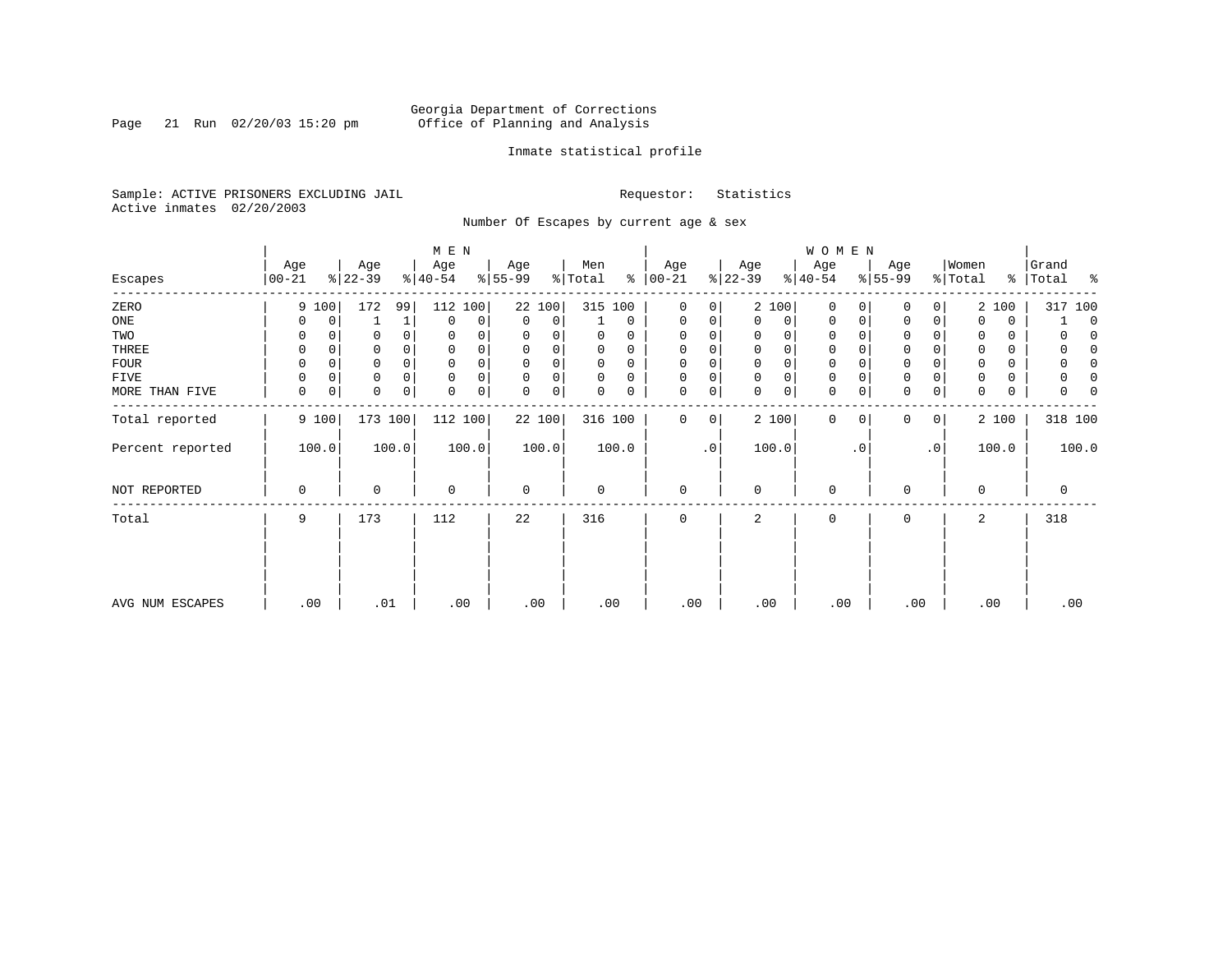Georgia Department of Corrections
Office of Planning and Analysis

Inmate statistical profile

Sample: ACTIVE PRISONERS EXCLUDING JAIL
Active inmates 02/20/2003

Requestor: Statistics

Number Of Escapes by current age & sex

| Escapes | MEN Age 00-21 | % | Age 22-39 | % | Age 40-54 | % | Age 55-99 | % | Men Total | % | WOMEN Age 00-21 | % | Age 22-39 | % | Age 40-54 | % | Age 55-99 | % | Women Total | % | Grand Total | % |
|---|---|---|---|---|---|---|---|---|---|---|---|---|---|---|---|---|---|---|---|---|---|---|
| ZERO | 9 | 100 | 172 | 99 | 112 | 100 | 22 | 100 | 315 | 100 | 0 | 0 | 2 | 100 | 0 | 0 | 0 | 0 | 2 | 100 | 317 | 100 |
| ONE | 0 | 0 | 1 | 1 | 0 | 0 | 0 | 0 | 1 | 0 | 0 | 0 | 0 | 0 | 0 | 0 | 0 | 0 | 0 | 0 | 1 | 0 |
| TWO | 0 | 0 | 0 | 0 | 0 | 0 | 0 | 0 | 0 | 0 | 0 | 0 | 0 | 0 | 0 | 0 | 0 | 0 | 0 | 0 | 0 | 0 |
| THREE | 0 | 0 | 0 | 0 | 0 | 0 | 0 | 0 | 0 | 0 | 0 | 0 | 0 | 0 | 0 | 0 | 0 | 0 | 0 | 0 | 0 | 0 |
| FOUR | 0 | 0 | 0 | 0 | 0 | 0 | 0 | 0 | 0 | 0 | 0 | 0 | 0 | 0 | 0 | 0 | 0 | 0 | 0 | 0 | 0 | 0 |
| FIVE | 0 | 0 | 0 | 0 | 0 | 0 | 0 | 0 | 0 | 0 | 0 | 0 | 0 | 0 | 0 | 0 | 0 | 0 | 0 | 0 | 0 | 0 |
| MORE THAN FIVE | 0 | 0 | 0 | 0 | 0 | 0 | 0 | 0 | 0 | 0 | 0 | 0 | 0 | 0 | 0 | 0 | 0 | 0 | 0 | 0 | 0 | 0 |
| Total reported | 9 | 100 | 173 | 100 | 112 | 100 | 22 | 100 | 316 | 100 | 0 | 0 | 2 | 100 | 0 | 0 | 0 | 0 | 2 | 100 | 318 | 100 |
| Percent reported | | 100.0 | | 100.0 | | 100.0 | | 100.0 | | 100.0 | | .0 | | 100.0 | | .0 | | .0 | | 100.0 | | 100.0 |
| NOT REPORTED | 0 | | 0 | | 0 | | 0 | | 0 | | 0 | | 0 | | 0 | | 0 | | 0 | | 0 | |
| Total | 9 | | 173 | | 112 | | 22 | | 316 | | 0 | | 2 | | 0 | | 0 | | 2 | | 318 | |
| AVG NUM ESCAPES | .00 | | .01 | | .00 | | .00 | | .00 | | .00 | | .00 | | .00 | | .00 | | .00 | | .00 | |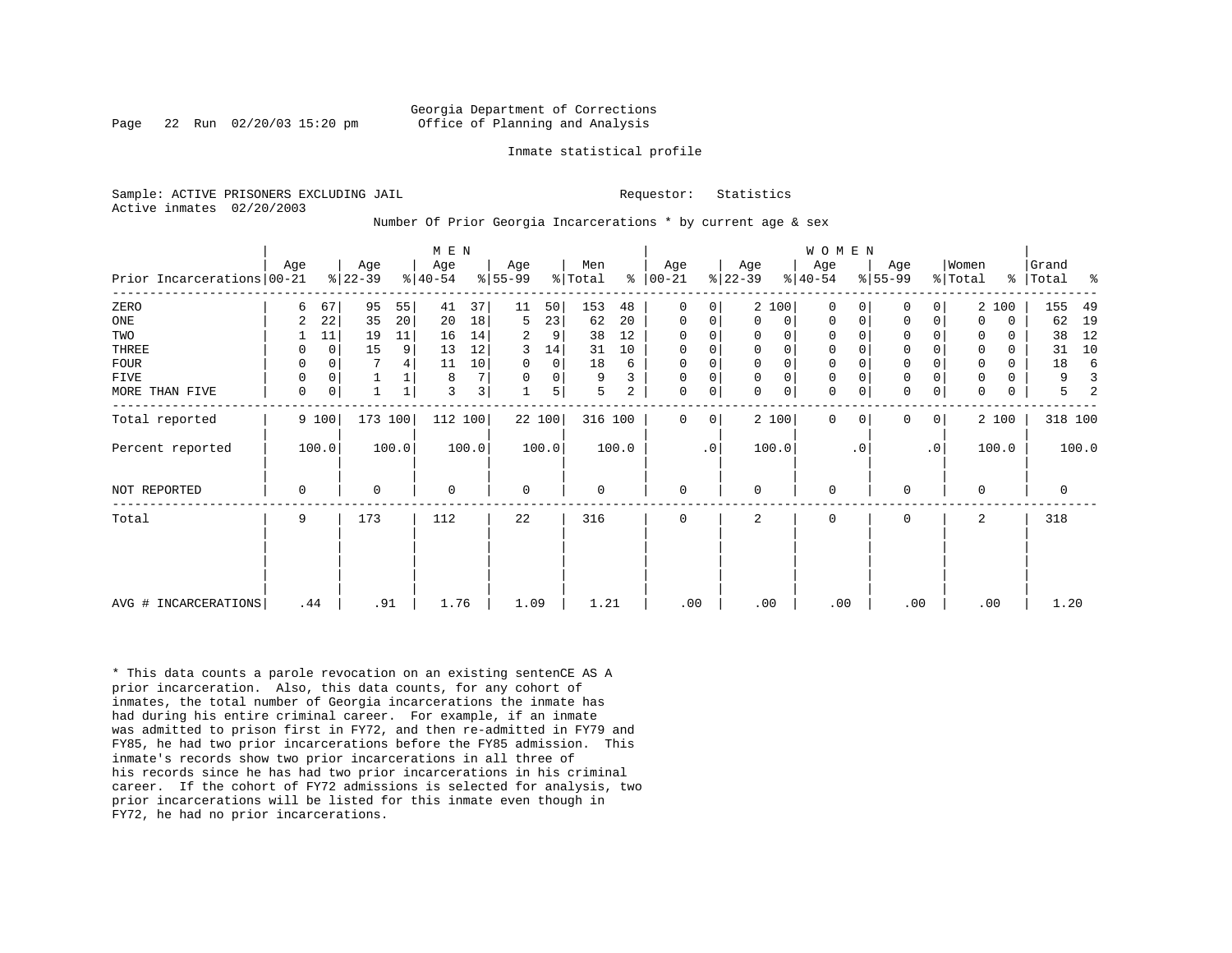Georgia Department of Corrections
Office of Planning and Analysis

Inmate statistical profile

Sample: ACTIVE PRISONERS EXCLUDING JAIL    Requestor: Statistics
Active inmates 02/20/2003

Number Of Prior Georgia Incarcerations * by current age & sex

| | MEN | | | | | | | | | | WOMEN | | | | | | | | | | Grand | |
|---|---|---|---|---|---|---|---|---|---|---|---|---|---|---|---|---|---|---|---|---|---|---|
| Prior Incarcerations | Age 00-21 | % | Age 22-39 | % | Age 40-54 | % | Age 55-99 | % | Men Total | % | Age 00-21 | % | Age 22-39 | % | Age 40-54 | % | Age 55-99 | % | Women Total | % | Total | % |
| ZERO | 6 | 67 | 95 | 55 | 41 | 37 | 11 | 50 | 153 | 48 | 0 | 0 | 2 | 100 | 0 | 0 | 0 | 0 | 2 | 100 | 155 | 49 |
| ONE | 2 | 22 | 35 | 20 | 20 | 18 | 5 | 23 | 62 | 20 | 0 | 0 | 0 | 0 | 0 | 0 | 0 | 0 | 0 | 0 | 62 | 19 |
| TWO | 1 | 11 | 19 | 11 | 16 | 14 | 2 | 9 | 38 | 12 | 0 | 0 | 0 | 0 | 0 | 0 | 0 | 0 | 0 | 0 | 38 | 12 |
| THREE | 0 | 0 | 15 | 9 | 13 | 12 | 3 | 14 | 31 | 10 | 0 | 0 | 0 | 0 | 0 | 0 | 0 | 0 | 0 | 0 | 31 | 10 |
| FOUR | 0 | 0 | 7 | 4 | 11 | 10 | 0 | 0 | 18 | 6 | 0 | 0 | 0 | 0 | 0 | 0 | 0 | 0 | 0 | 0 | 18 | 6 |
| FIVE | 0 | 0 | 1 | 1 | 8 | 7 | 0 | 0 | 9 | 3 | 0 | 0 | 0 | 0 | 0 | 0 | 0 | 0 | 0 | 0 | 9 | 3 |
| MORE THAN FIVE | 0 | 0 | 1 | 1 | 3 | 3 | 1 | 5 | 5 | 2 | 0 | 0 | 0 | 0 | 0 | 0 | 0 | 0 | 0 | 0 | 5 | 2 |
| Total reported | 9 | 100 | 173 | 100 | 112 | 100 | 22 | 100 | 316 | 100 | 0 | 0 | 2 | 100 | 0 | 0 | 0 | 0 | 2 | 100 | 318 | 100 |
| Percent reported | 100.0 | | 100.0 | | 100.0 | | 100.0 | | 100.0 | | .0 | | 100.0 | | .0 | | .0 | | 100.0 | | 100.0 | |
| NOT REPORTED | 0 | | 0 | | 0 | | 0 | | 0 | | 0 | | 0 | | 0 | | 0 | | 0 | | 0 | |
| Total | 9 | | 173 | | 112 | | 22 | | 316 | | 0 | | 2 | | 0 | | 0 | | 2 | | 318 | |
| AVG # INCARCERATIONS | .44 | | .91 | | 1.76 | | 1.09 | | 1.21 | | .00 | | .00 | | .00 | | .00 | | .00 | | 1.20 | |

* This data counts a parole revocation on an existing sentenCE AS A prior incarceration. Also, this data counts, for any cohort of inmates, the total number of Georgia incarcerations the inmate has had during his entire criminal career. For example, if an inmate was admitted to prison first in FY72, and then re-admitted in FY79 and FY85, he had two prior incarcerations before the FY85 admission. This inmate's records show two prior incarcerations in all three of his records since he has had two prior incarcerations in his criminal career. If the cohort of FY72 admissions is selected for analysis, two prior incarcerations will be listed for this inmate even though in FY72, he had no prior incarcerations.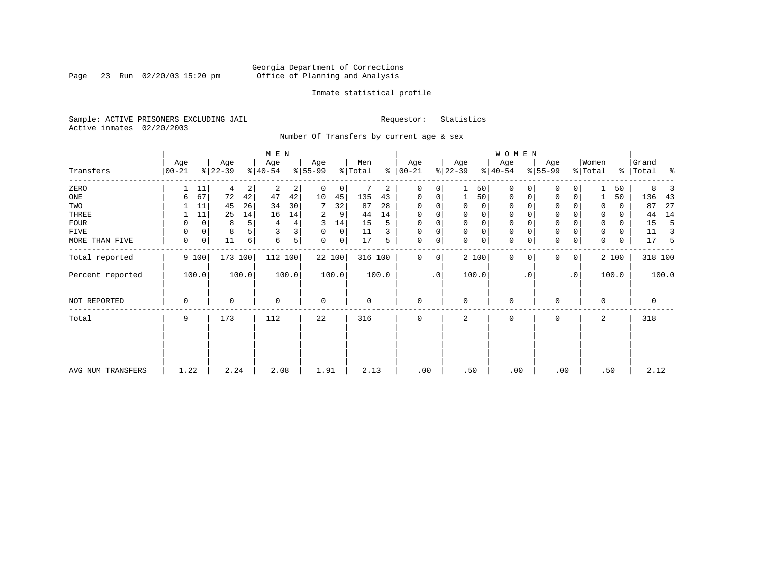Georgia Department of Corrections
Office of Planning and Analysis

Inmate statistical profile

Sample: ACTIVE PRISONERS EXCLUDING JAIL
Active inmates 02/20/2003

Requestor: Statistics

Number Of Transfers by current age & sex

| Transfers | MEN Age 00-21 | % | Age 22-39 | % | Age 40-54 | % | Age 55-99 | % | Men Total | % | WOMEN Age 00-21 | % | Age 22-39 | % | Age 40-54 | % | Age 55-99 | % | Women Total | % | Grand Total | % |
|---|---|---|---|---|---|---|---|---|---|---|---|---|---|---|---|---|---|---|---|---|---|---|
| ZERO | 1 | 11 | 4 | 2 | 2 | 2 | 0 | 0 | 7 | 2 | 0 | 0 | 1 | 50 | 0 | 0 | 0 | 0 | 1 | 50 | 8 | 3 |
| ONE | 6 | 67 | 72 | 42 | 47 | 42 | 10 | 45 | 135 | 43 | 0 | 0 | 1 | 50 | 0 | 0 | 0 | 0 | 1 | 50 | 136 | 43 |
| TWO | 1 | 11 | 45 | 26 | 34 | 30 | 7 | 32 | 87 | 28 | 0 | 0 | 0 | 0 | 0 | 0 | 0 | 0 | 0 | 0 | 87 | 27 |
| THREE | 1 | 11 | 25 | 14 | 16 | 14 | 2 | 9 | 44 | 14 | 0 | 0 | 0 | 0 | 0 | 0 | 0 | 0 | 0 | 0 | 44 | 14 |
| FOUR | 0 | 0 | 8 | 5 | 4 | 4 | 3 | 14 | 15 | 5 | 0 | 0 | 0 | 0 | 0 | 0 | 0 | 0 | 0 | 0 | 15 | 5 |
| FIVE | 0 | 0 | 8 | 5 | 3 | 3 | 0 | 0 | 11 | 3 | 0 | 0 | 0 | 0 | 0 | 0 | 0 | 0 | 0 | 0 | 11 | 3 |
| MORE THAN FIVE | 0 | 0 | 11 | 6 | 6 | 5 | 0 | 0 | 17 | 5 | 0 | 0 | 0 | 0 | 0 | 0 | 0 | 0 | 0 | 0 | 17 | 5 |
| Total reported | 9 | 100 | 173 | 100 | 112 | 100 | 22 | 100 | 316 | 100 | 0 | 0 | 2 | 100 | 0 | 0 | 0 | 0 | 2 | 100 | 318 | 100 |
| Percent reported | | 100.0 | | 100.0 | | 100.0 | | 100.0 | | 100.0 | | .0 | | 100.0 | | .0 | | .0 | | 100.0 | | 100.0 |
| NOT REPORTED | 0 | | 0 | | 0 | | 0 | | 0 | | 0 | | 0 | | 0 | | 0 | | 0 | | 0 | |
| Total | 9 | | 173 | | 112 | | 22 | | 316 | | 0 | | 2 | | 0 | | 0 | | 2 | | 318 | |
| AVG NUM TRANSFERS | 1.22 | | 2.24 | | 2.08 | | 1.91 | | 2.13 | | .00 | | .50 | | .00 | | .00 | | .50 | | 2.12 | |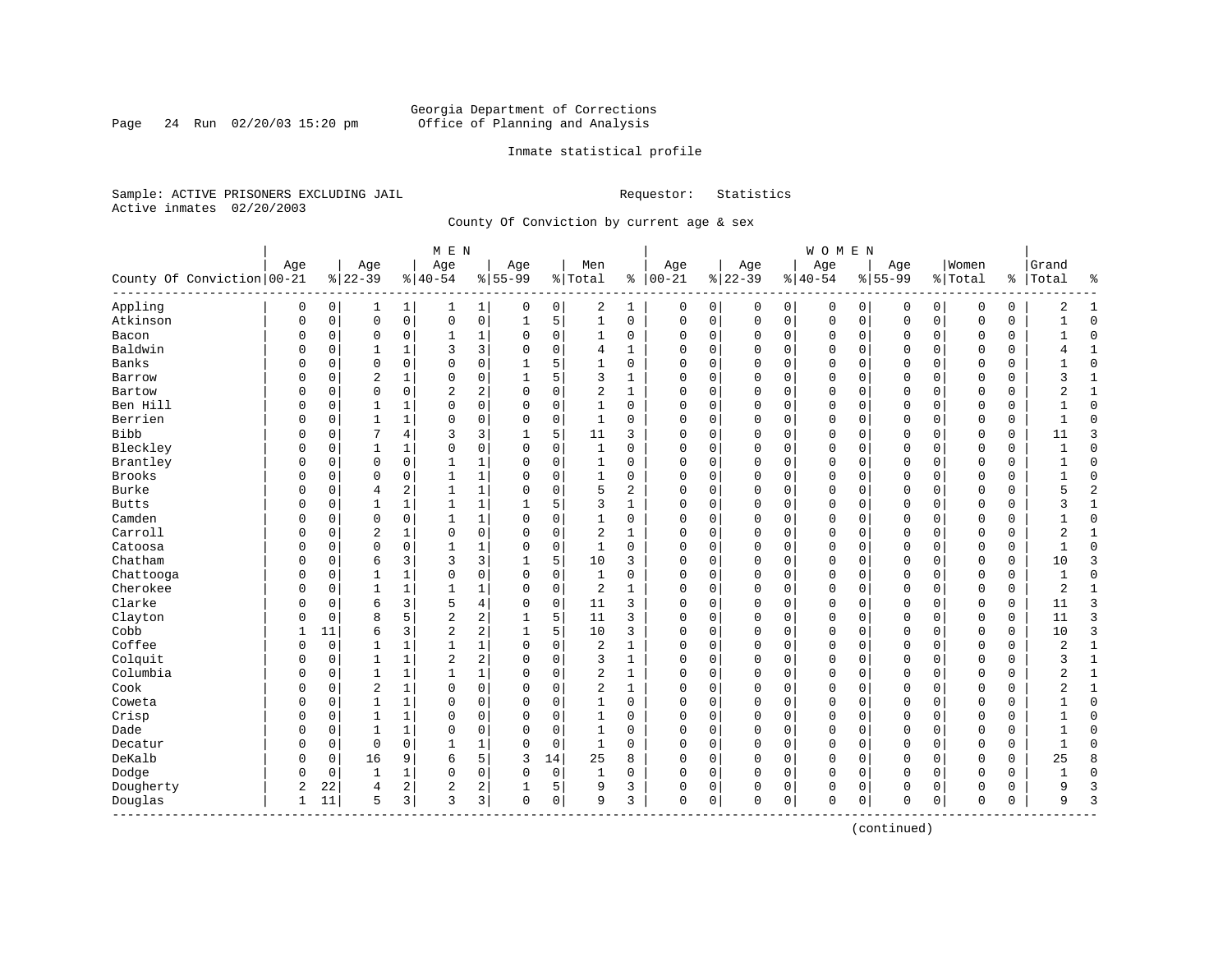Georgia Department of Corrections
Office of Planning and Analysis

Inmate statistical profile

Sample: ACTIVE PRISONERS EXCLUDING JAIL
Active inmates 02/20/2003

Requestor: Statistics

County Of Conviction by current age & sex

| County Of Conviction | MEN Age 00-21 | % | Age 22-39 | % | Age 40-54 | % | Age 55-99 | % | Men Total | % | WOMEN Age 00-21 | % | Age 22-39 | % | Age 40-54 | % | Age 55-99 | % | Women Total | % | Grand Total | % |
|---|---|---|---|---|---|---|---|---|---|---|---|---|---|---|---|---|---|---|---|---|---|---|
| Appling | 0 | 0 | 1 | 1 | 1 | 1 | 0 | 0 | 2 | 1 | 0 | 0 | 0 | 0 | 0 | 0 | 0 | 0 | 0 | 0 | 2 | 1 |
| Atkinson | 0 | 0 | 0 | 0 | 0 | 0 | 1 | 5 | 1 | 0 | 0 | 0 | 0 | 0 | 0 | 0 | 0 | 0 | 0 | 0 | 1 | 0 |
| Bacon | 0 | 0 | 0 | 0 | 1 | 1 | 0 | 0 | 1 | 0 | 0 | 0 | 0 | 0 | 0 | 0 | 0 | 0 | 0 | 0 | 1 | 0 |
| Baldwin | 0 | 0 | 1 | 1 | 3 | 3 | 0 | 0 | 4 | 1 | 0 | 0 | 0 | 0 | 0 | 0 | 0 | 0 | 0 | 0 | 4 | 1 |
| Banks | 0 | 0 | 0 | 0 | 0 | 0 | 1 | 5 | 1 | 0 | 0 | 0 | 0 | 0 | 0 | 0 | 0 | 0 | 0 | 0 | 1 | 0 |
| Barrow | 0 | 0 | 2 | 1 | 0 | 0 | 1 | 5 | 3 | 1 | 0 | 0 | 0 | 0 | 0 | 0 | 0 | 0 | 0 | 0 | 3 | 1 |
| Bartow | 0 | 0 | 0 | 0 | 2 | 2 | 0 | 0 | 2 | 1 | 0 | 0 | 0 | 0 | 0 | 0 | 0 | 0 | 0 | 0 | 2 | 1 |
| Ben Hill | 0 | 0 | 1 | 1 | 0 | 0 | 0 | 0 | 1 | 0 | 0 | 0 | 0 | 0 | 0 | 0 | 0 | 0 | 0 | 0 | 1 | 0 |
| Berrien | 0 | 0 | 1 | 1 | 0 | 0 | 0 | 0 | 1 | 0 | 0 | 0 | 0 | 0 | 0 | 0 | 0 | 0 | 0 | 0 | 1 | 0 |
| Bibb | 0 | 0 | 7 | 4 | 3 | 3 | 1 | 5 | 11 | 3 | 0 | 0 | 0 | 0 | 0 | 0 | 0 | 0 | 0 | 0 | 11 | 3 |
| Bleckley | 0 | 0 | 1 | 1 | 0 | 0 | 0 | 0 | 1 | 0 | 0 | 0 | 0 | 0 | 0 | 0 | 0 | 0 | 0 | 0 | 1 | 0 |
| Brantley | 0 | 0 | 0 | 0 | 1 | 1 | 0 | 0 | 1 | 0 | 0 | 0 | 0 | 0 | 0 | 0 | 0 | 0 | 0 | 0 | 1 | 0 |
| Brooks | 0 | 0 | 0 | 0 | 1 | 1 | 0 | 0 | 1 | 0 | 0 | 0 | 0 | 0 | 0 | 0 | 0 | 0 | 0 | 0 | 1 | 0 |
| Burke | 0 | 0 | 4 | 2 | 1 | 1 | 0 | 0 | 5 | 2 | 0 | 0 | 0 | 0 | 0 | 0 | 0 | 0 | 0 | 0 | 5 | 2 |
| Butts | 0 | 0 | 1 | 1 | 1 | 1 | 1 | 5 | 3 | 1 | 0 | 0 | 0 | 0 | 0 | 0 | 0 | 0 | 0 | 0 | 3 | 1 |
| Camden | 0 | 0 | 0 | 0 | 1 | 1 | 0 | 0 | 1 | 0 | 0 | 0 | 0 | 0 | 0 | 0 | 0 | 0 | 0 | 0 | 1 | 0 |
| Carroll | 0 | 0 | 2 | 1 | 0 | 0 | 0 | 0 | 2 | 1 | 0 | 0 | 0 | 0 | 0 | 0 | 0 | 0 | 0 | 0 | 2 | 1 |
| Catoosa | 0 | 0 | 0 | 0 | 1 | 1 | 0 | 0 | 1 | 0 | 0 | 0 | 0 | 0 | 0 | 0 | 0 | 0 | 0 | 0 | 1 | 0 |
| Chatham | 0 | 0 | 6 | 3 | 3 | 3 | 1 | 5 | 10 | 3 | 0 | 0 | 0 | 0 | 0 | 0 | 0 | 0 | 0 | 0 | 10 | 3 |
| Chattooga | 0 | 0 | 1 | 1 | 0 | 0 | 0 | 0 | 1 | 0 | 0 | 0 | 0 | 0 | 0 | 0 | 0 | 0 | 0 | 0 | 1 | 0 |
| Cherokee | 0 | 0 | 1 | 1 | 1 | 1 | 0 | 0 | 2 | 1 | 0 | 0 | 0 | 0 | 0 | 0 | 0 | 0 | 0 | 0 | 2 | 1 |
| Clarke | 0 | 0 | 6 | 3 | 5 | 4 | 0 | 0 | 11 | 3 | 0 | 0 | 0 | 0 | 0 | 0 | 0 | 0 | 0 | 0 | 11 | 3 |
| Clayton | 0 | 0 | 8 | 5 | 2 | 2 | 1 | 5 | 11 | 3 | 0 | 0 | 0 | 0 | 0 | 0 | 0 | 0 | 0 | 0 | 11 | 3 |
| Cobb | 1 | 11 | 6 | 3 | 2 | 2 | 1 | 5 | 10 | 3 | 0 | 0 | 0 | 0 | 0 | 0 | 0 | 0 | 0 | 0 | 10 | 3 |
| Coffee | 0 | 0 | 1 | 1 | 1 | 1 | 0 | 0 | 2 | 1 | 0 | 0 | 0 | 0 | 0 | 0 | 0 | 0 | 0 | 0 | 2 | 1 |
| Colquit | 0 | 0 | 1 | 1 | 2 | 2 | 0 | 0 | 3 | 1 | 0 | 0 | 0 | 0 | 0 | 0 | 0 | 0 | 0 | 0 | 3 | 1 |
| Columbia | 0 | 0 | 1 | 1 | 1 | 1 | 0 | 0 | 2 | 1 | 0 | 0 | 0 | 0 | 0 | 0 | 0 | 0 | 0 | 0 | 2 | 1 |
| Cook | 0 | 0 | 2 | 1 | 0 | 0 | 0 | 0 | 2 | 1 | 0 | 0 | 0 | 0 | 0 | 0 | 0 | 0 | 0 | 0 | 2 | 1 |
| Coweta | 0 | 0 | 1 | 1 | 0 | 0 | 0 | 0 | 1 | 0 | 0 | 0 | 0 | 0 | 0 | 0 | 0 | 0 | 0 | 0 | 1 | 0 |
| Crisp | 0 | 0 | 1 | 1 | 0 | 0 | 0 | 0 | 1 | 0 | 0 | 0 | 0 | 0 | 0 | 0 | 0 | 0 | 0 | 0 | 1 | 0 |
| Dade | 0 | 0 | 1 | 1 | 0 | 0 | 0 | 0 | 1 | 0 | 0 | 0 | 0 | 0 | 0 | 0 | 0 | 0 | 0 | 0 | 1 | 0 |
| Decatur | 0 | 0 | 0 | 0 | 1 | 1 | 0 | 0 | 1 | 0 | 0 | 0 | 0 | 0 | 0 | 0 | 0 | 0 | 0 | 0 | 1 | 0 |
| DeKalb | 0 | 0 | 16 | 9 | 6 | 5 | 3 | 14 | 25 | 8 | 0 | 0 | 0 | 0 | 0 | 0 | 0 | 0 | 0 | 0 | 25 | 8 |
| Dodge | 0 | 0 | 1 | 1 | 0 | 0 | 0 | 0 | 1 | 0 | 0 | 0 | 0 | 0 | 0 | 0 | 0 | 0 | 0 | 0 | 1 | 0 |
| Dougherty | 2 | 22 | 4 | 2 | 2 | 2 | 1 | 5 | 9 | 3 | 0 | 0 | 0 | 0 | 0 | 0 | 0 | 0 | 0 | 0 | 9 | 3 |
| Douglas | 1 | 11 | 5 | 3 | 3 | 3 | 0 | 0 | 9 | 3 | 0 | 0 | 0 | 0 | 0 | 0 | 0 | 0 | 0 | 0 | 9 | 3 |

(continued)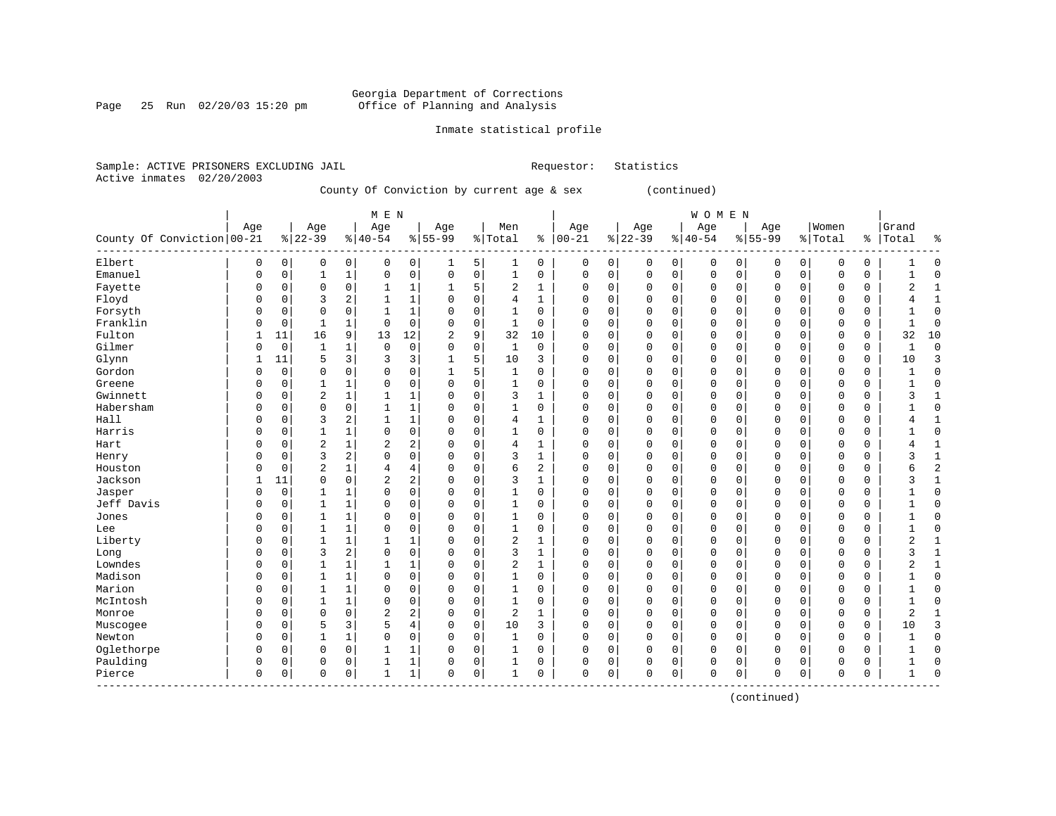Georgia Department of Corrections
Office of Planning and Analysis

Inmate statistical profile

Sample: ACTIVE PRISONERS EXCLUDING JAIL

Requestor: Statistics

Active inmates 02/20/2003

County Of Conviction by current age & sex (continued)

| County Of Conviction | MEN Age 00-21 | % | Age 22-39 | % | Age 40-54 | % | Age 55-99 | % | Men Total | % | WOMEN Age 00-21 | % | Age 22-39 | % | Age 40-54 | % | Age 55-99 | % | Women Total | % | Grand Total | % |
|---|---|---|---|---|---|---|---|---|---|---|---|---|---|---|---|---|---|---|---|---|---|---|
| Elbert | 0 | 0 | 0 | 0 | 0 | 0 | 1 | 5 | 1 | 0 | 0 | 0 | 0 | 0 | 0 | 0 | 0 | 0 | 0 | 0 | 1 | 0 |
| Emanuel | 0 | 0 | 1 | 1 | 0 | 0 | 0 | 0 | 1 | 0 | 0 | 0 | 0 | 0 | 0 | 0 | 0 | 0 | 0 | 0 | 1 | 0 |
| Fayette | 0 | 0 | 0 | 0 | 1 | 1 | 1 | 5 | 2 | 1 | 0 | 0 | 0 | 0 | 0 | 0 | 0 | 0 | 0 | 0 | 2 | 1 |
| Floyd | 0 | 0 | 3 | 2 | 1 | 1 | 0 | 0 | 4 | 1 | 0 | 0 | 0 | 0 | 0 | 0 | 0 | 0 | 0 | 0 | 4 | 1 |
| Forsyth | 0 | 0 | 0 | 0 | 1 | 1 | 0 | 0 | 1 | 0 | 0 | 0 | 0 | 0 | 0 | 0 | 0 | 0 | 0 | 0 | 1 | 0 |
| Franklin | 0 | 0 | 1 | 1 | 0 | 0 | 0 | 0 | 1 | 0 | 0 | 0 | 0 | 0 | 0 | 0 | 0 | 0 | 0 | 0 | 1 | 0 |
| Fulton | 1 | 11 | 16 | 9 | 13 | 12 | 2 | 9 | 32 | 10 | 0 | 0 | 0 | 0 | 0 | 0 | 0 | 0 | 0 | 0 | 32 | 10 |
| Gilmer | 0 | 0 | 1 | 1 | 0 | 0 | 0 | 0 | 1 | 0 | 0 | 0 | 0 | 0 | 0 | 0 | 0 | 0 | 0 | 0 | 1 | 0 |
| Glynn | 1 | 11 | 5 | 3 | 3 | 3 | 1 | 5 | 10 | 3 | 0 | 0 | 0 | 0 | 0 | 0 | 0 | 0 | 0 | 0 | 10 | 3 |
| Gordon | 0 | 0 | 0 | 0 | 0 | 0 | 1 | 5 | 1 | 0 | 0 | 0 | 0 | 0 | 0 | 0 | 0 | 0 | 0 | 0 | 1 | 0 |
| Greene | 0 | 0 | 1 | 1 | 0 | 0 | 0 | 0 | 1 | 0 | 0 | 0 | 0 | 0 | 0 | 0 | 0 | 0 | 0 | 0 | 1 | 0 |
| Gwinnett | 0 | 0 | 2 | 1 | 1 | 1 | 0 | 0 | 3 | 1 | 0 | 0 | 0 | 0 | 0 | 0 | 0 | 0 | 0 | 0 | 3 | 1 |
| Habersham | 0 | 0 | 0 | 0 | 1 | 1 | 0 | 0 | 1 | 0 | 0 | 0 | 0 | 0 | 0 | 0 | 0 | 0 | 0 | 0 | 1 | 0 |
| Hall | 0 | 0 | 3 | 2 | 1 | 1 | 0 | 0 | 4 | 1 | 0 | 0 | 0 | 0 | 0 | 0 | 0 | 0 | 0 | 0 | 4 | 1 |
| Harris | 0 | 0 | 1 | 1 | 0 | 0 | 0 | 0 | 1 | 0 | 0 | 0 | 0 | 0 | 0 | 0 | 0 | 0 | 0 | 0 | 1 | 0 |
| Hart | 0 | 0 | 2 | 1 | 2 | 2 | 0 | 0 | 4 | 1 | 0 | 0 | 0 | 0 | 0 | 0 | 0 | 0 | 0 | 0 | 4 | 1 |
| Henry | 0 | 0 | 3 | 2 | 0 | 0 | 0 | 0 | 3 | 1 | 0 | 0 | 0 | 0 | 0 | 0 | 0 | 0 | 0 | 0 | 3 | 1 |
| Houston | 0 | 0 | 2 | 1 | 4 | 4 | 0 | 0 | 6 | 2 | 0 | 0 | 0 | 0 | 0 | 0 | 0 | 0 | 0 | 0 | 6 | 2 |
| Jackson | 1 | 11 | 0 | 0 | 2 | 2 | 0 | 0 | 3 | 1 | 0 | 0 | 0 | 0 | 0 | 0 | 0 | 0 | 0 | 0 | 3 | 1 |
| Jasper | 0 | 0 | 1 | 1 | 0 | 0 | 0 | 0 | 1 | 0 | 0 | 0 | 0 | 0 | 0 | 0 | 0 | 0 | 0 | 0 | 1 | 0 |
| Jeff Davis | 0 | 0 | 1 | 1 | 0 | 0 | 0 | 0 | 1 | 0 | 0 | 0 | 0 | 0 | 0 | 0 | 0 | 0 | 0 | 0 | 1 | 0 |
| Jones | 0 | 0 | 1 | 1 | 0 | 0 | 0 | 0 | 1 | 0 | 0 | 0 | 0 | 0 | 0 | 0 | 0 | 0 | 0 | 0 | 1 | 0 |
| Lee | 0 | 0 | 1 | 1 | 0 | 0 | 0 | 0 | 1 | 0 | 0 | 0 | 0 | 0 | 0 | 0 | 0 | 0 | 0 | 0 | 1 | 0 |
| Liberty | 0 | 0 | 1 | 1 | 1 | 1 | 0 | 0 | 2 | 1 | 0 | 0 | 0 | 0 | 0 | 0 | 0 | 0 | 0 | 0 | 2 | 1 |
| Long | 0 | 0 | 3 | 2 | 0 | 0 | 0 | 0 | 3 | 1 | 0 | 0 | 0 | 0 | 0 | 0 | 0 | 0 | 0 | 0 | 3 | 1 |
| Lowndes | 0 | 0 | 1 | 1 | 1 | 1 | 0 | 0 | 2 | 1 | 0 | 0 | 0 | 0 | 0 | 0 | 0 | 0 | 0 | 0 | 2 | 1 |
| Madison | 0 | 0 | 1 | 1 | 0 | 0 | 0 | 0 | 1 | 0 | 0 | 0 | 0 | 0 | 0 | 0 | 0 | 0 | 0 | 0 | 1 | 0 |
| Marion | 0 | 0 | 1 | 1 | 0 | 0 | 0 | 0 | 1 | 0 | 0 | 0 | 0 | 0 | 0 | 0 | 0 | 0 | 0 | 0 | 1 | 0 |
| McIntosh | 0 | 0 | 1 | 1 | 0 | 0 | 0 | 0 | 1 | 0 | 0 | 0 | 0 | 0 | 0 | 0 | 0 | 0 | 0 | 0 | 1 | 0 |
| Monroe | 0 | 0 | 0 | 0 | 2 | 2 | 0 | 0 | 2 | 1 | 0 | 0 | 0 | 0 | 0 | 0 | 0 | 0 | 0 | 0 | 2 | 1 |
| Muscogee | 0 | 0 | 5 | 3 | 5 | 4 | 0 | 0 | 10 | 3 | 0 | 0 | 0 | 0 | 0 | 0 | 0 | 0 | 0 | 0 | 10 | 3 |
| Newton | 0 | 0 | 1 | 1 | 0 | 0 | 0 | 0 | 1 | 0 | 0 | 0 | 0 | 0 | 0 | 0 | 0 | 0 | 0 | 0 | 1 | 0 |
| Oglethorpe | 0 | 0 | 0 | 0 | 1 | 1 | 0 | 0 | 1 | 0 | 0 | 0 | 0 | 0 | 0 | 0 | 0 | 0 | 0 | 0 | 1 | 0 |
| Paulding | 0 | 0 | 0 | 0 | 1 | 1 | 0 | 0 | 1 | 0 | 0 | 0 | 0 | 0 | 0 | 0 | 0 | 0 | 0 | 0 | 1 | 0 |
| Pierce | 0 | 0 | 0 | 0 | 1 | 1 | 0 | 0 | 1 | 0 | 0 | 0 | 0 | 0 | 0 | 0 | 0 | 0 | 0 | 0 | 1 | 0 |

(continued)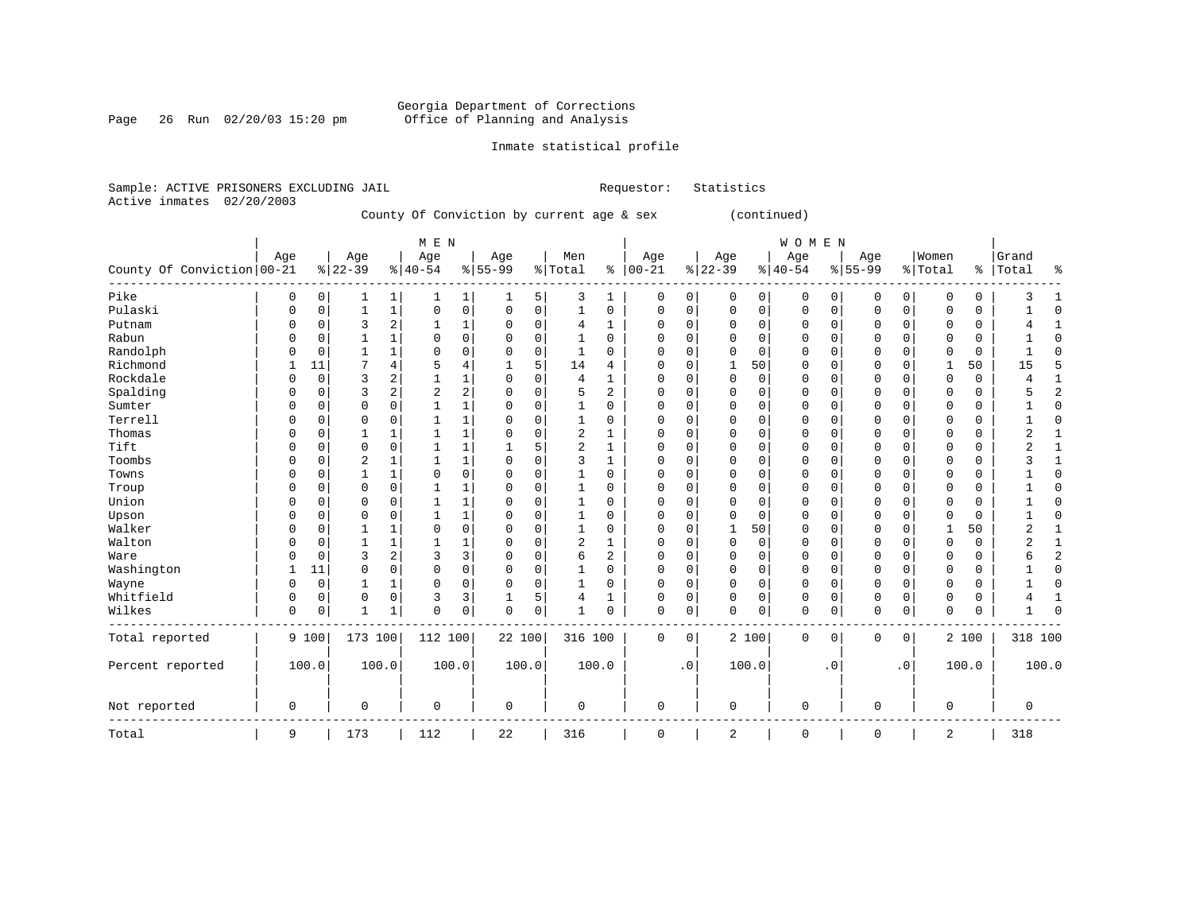Georgia Department of Corrections
Office of Planning and Analysis

Inmate statistical profile

Sample: ACTIVE PRISONERS EXCLUDING JAIL    Requestor: Statistics
Active inmates 02/20/2003

County Of Conviction by current age & sex (continued)

| County Of Conviction | MEN Age 00-21 | % | Age 22-39 | % | Age 40-54 | % | Age 55-99 | % | Men Total | % | WOMEN Age 00-21 | % | Age 22-39 | % | Age 40-54 | % | Age 55-99 | % | Women Total | % | Grand Total | % |
|---|---|---|---|---|---|---|---|---|---|---|---|---|---|---|---|---|---|---|---|---|---|---|
| Pike | 0 | 0 | 1 | 1 | 1 | 1 | 1 | 5 | 3 | 1 | 0 | 0 | 0 | 0 | 0 | 0 | 0 | 0 | 0 | 0 | 3 | 1 |
| Pulaski | 0 | 0 | 1 | 1 | 0 | 0 | 0 | 0 | 1 | 0 | 0 | 0 | 0 | 0 | 0 | 0 | 0 | 0 | 0 | 0 | 1 | 0 |
| Putnam | 0 | 0 | 3 | 2 | 1 | 1 | 0 | 0 | 4 | 1 | 0 | 0 | 0 | 0 | 0 | 0 | 0 | 0 | 0 | 0 | 4 | 1 |
| Rabun | 0 | 0 | 1 | 1 | 0 | 0 | 0 | 0 | 1 | 0 | 0 | 0 | 0 | 0 | 0 | 0 | 0 | 0 | 0 | 0 | 1 | 0 |
| Randolph | 0 | 0 | 1 | 1 | 0 | 0 | 0 | 0 | 1 | 0 | 0 | 0 | 0 | 0 | 0 | 0 | 0 | 0 | 0 | 0 | 1 | 0 |
| Richmond | 1 | 11 | 7 | 4 | 5 | 4 | 1 | 5 | 14 | 4 | 0 | 0 | 1 | 50 | 0 | 0 | 0 | 0 | 1 | 50 | 15 | 5 |
| Rockdale | 0 | 0 | 3 | 2 | 1 | 1 | 0 | 0 | 4 | 1 | 0 | 0 | 0 | 0 | 0 | 0 | 0 | 0 | 0 | 0 | 4 | 1 |
| Spalding | 0 | 0 | 3 | 2 | 2 | 2 | 0 | 0 | 5 | 2 | 0 | 0 | 0 | 0 | 0 | 0 | 0 | 0 | 0 | 0 | 5 | 2 |
| Sumter | 0 | 0 | 0 | 0 | 1 | 1 | 0 | 0 | 1 | 0 | 0 | 0 | 0 | 0 | 0 | 0 | 0 | 0 | 0 | 0 | 1 | 0 |
| Terrell | 0 | 0 | 0 | 0 | 1 | 1 | 0 | 0 | 1 | 0 | 0 | 0 | 0 | 0 | 0 | 0 | 0 | 0 | 0 | 0 | 1 | 0 |
| Thomas | 0 | 0 | 1 | 1 | 1 | 1 | 0 | 0 | 2 | 1 | 0 | 0 | 0 | 0 | 0 | 0 | 0 | 0 | 0 | 0 | 2 | 1 |
| Tift | 0 | 0 | 0 | 0 | 1 | 1 | 1 | 5 | 2 | 1 | 0 | 0 | 0 | 0 | 0 | 0 | 0 | 0 | 0 | 0 | 2 | 1 |
| Toombs | 0 | 0 | 2 | 1 | 1 | 1 | 0 | 0 | 3 | 1 | 0 | 0 | 0 | 0 | 0 | 0 | 0 | 0 | 0 | 0 | 3 | 1 |
| Towns | 0 | 0 | 1 | 1 | 0 | 0 | 0 | 0 | 1 | 0 | 0 | 0 | 0 | 0 | 0 | 0 | 0 | 0 | 0 | 0 | 1 | 0 |
| Troup | 0 | 0 | 0 | 0 | 1 | 1 | 0 | 0 | 1 | 0 | 0 | 0 | 0 | 0 | 0 | 0 | 0 | 0 | 0 | 0 | 1 | 0 |
| Union | 0 | 0 | 0 | 0 | 1 | 1 | 0 | 0 | 1 | 0 | 0 | 0 | 0 | 0 | 0 | 0 | 0 | 0 | 0 | 0 | 1 | 0 |
| Upson | 0 | 0 | 0 | 0 | 1 | 1 | 0 | 0 | 1 | 0 | 0 | 0 | 0 | 0 | 0 | 0 | 0 | 0 | 0 | 0 | 1 | 0 |
| Walker | 0 | 0 | 1 | 1 | 0 | 0 | 0 | 0 | 1 | 0 | 0 | 0 | 1 | 50 | 0 | 0 | 0 | 0 | 1 | 50 | 2 | 1 |
| Walton | 0 | 0 | 1 | 1 | 1 | 1 | 0 | 0 | 2 | 1 | 0 | 0 | 0 | 0 | 0 | 0 | 0 | 0 | 0 | 0 | 2 | 1 |
| Ware | 0 | 0 | 3 | 2 | 3 | 3 | 0 | 0 | 6 | 2 | 0 | 0 | 0 | 0 | 0 | 0 | 0 | 0 | 0 | 0 | 6 | 2 |
| Washington | 1 | 11 | 0 | 0 | 0 | 0 | 0 | 0 | 1 | 0 | 0 | 0 | 0 | 0 | 0 | 0 | 0 | 0 | 0 | 0 | 1 | 0 |
| Wayne | 0 | 0 | 1 | 1 | 0 | 0 | 0 | 0 | 1 | 0 | 0 | 0 | 0 | 0 | 0 | 0 | 0 | 0 | 0 | 0 | 1 | 0 |
| Whitfield | 0 | 0 | 0 | 0 | 3 | 3 | 1 | 5 | 4 | 1 | 0 | 0 | 0 | 0 | 0 | 0 | 0 | 0 | 0 | 0 | 4 | 1 |
| Wilkes | 0 | 0 | 1 | 1 | 0 | 0 | 0 | 0 | 1 | 0 | 0 | 0 | 0 | 0 | 0 | 0 | 0 | 0 | 0 | 0 | 1 | 0 |
| Total reported | 9 | 100 | 173 | 100 | 112 | 100 | 22 | 100 | 316 | 100 | 0 | 0 | 2 | 100 | 0 | 0 | 0 | 0 | 2 | 100 | 318 | 100 |
| Percent reported | | 100.0 | | 100.0 | | 100.0 | | 100.0 | | 100.0 | | .0 | | 100.0 | | .0 | | .0 | | 100.0 | | 100.0 |
| Not reported | 0 | | 0 | | 0 | | 0 | | 0 | | 0 | | 0 | | 0 | | 0 | | 0 | | 0 | |
| Total | 9 | | 173 | | 112 | | 22 | | 316 | | 0 | | 2 | | 0 | | 0 | | 2 | | 318 | |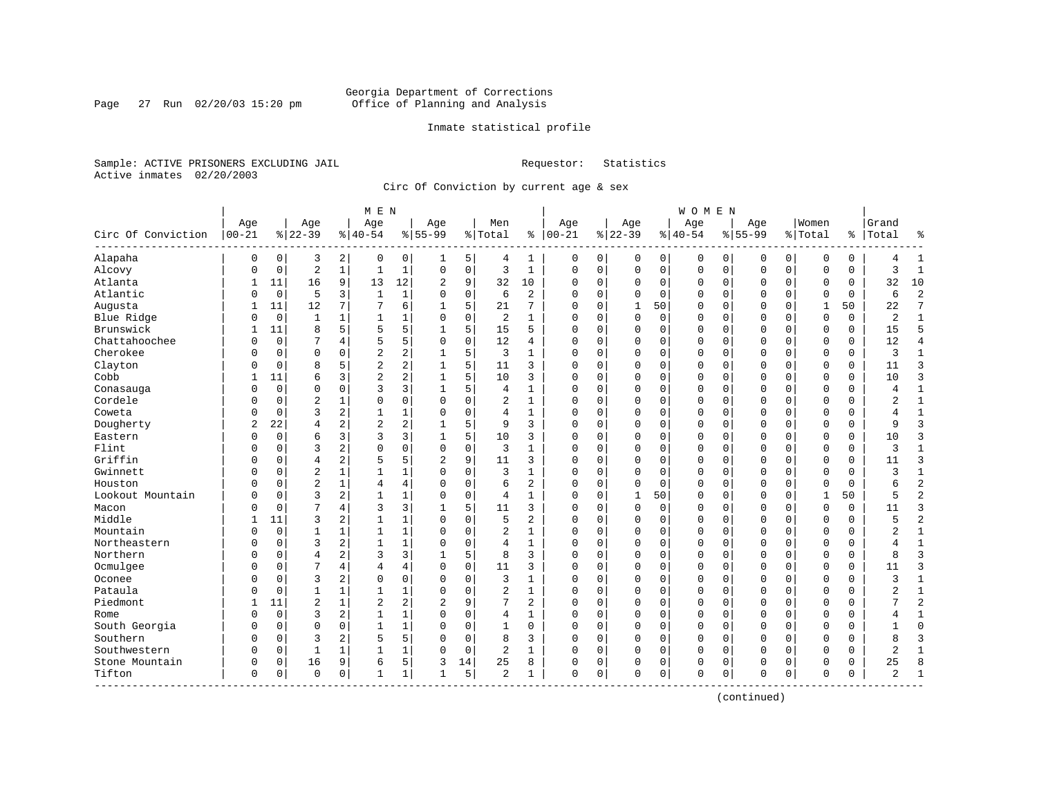Georgia Department of Corrections
Office of Planning and Analysis

Inmate statistical profile

Sample: ACTIVE PRISONERS EXCLUDING JAIL
Active inmates 02/20/2003

Requestor: Statistics

Circ Of Conviction by current age & sex

| Circ Of Conviction | MEN Age 00-21 | % | Age 22-39 | % | Age 40-54 | % | Age 55-99 | % | Men Total | % | WOMEN Age 00-21 | % | Age 22-39 | % | Age 40-54 | % | Age 55-99 | % | Women Total | % | Grand Total | % |
|---|---|---|---|---|---|---|---|---|---|---|---|---|---|---|---|---|---|---|---|---|---|---|
| Alapaha | 0 | 0 | 3 | 2 | 0 | 0 | 1 | 5 | 4 | 1 | 0 | 0 | 0 | 0 | 0 | 0 | 0 | 0 | 0 | 0 | 4 | 1 |
| Alcovy | 0 | 0 | 2 | 1 | 1 | 1 | 0 | 0 | 3 | 1 | 0 | 0 | 0 | 0 | 0 | 0 | 0 | 0 | 0 | 0 | 3 | 1 |
| Atlanta | 1 | 11 | 16 | 9 | 13 | 12 | 2 | 9 | 32 | 10 | 0 | 0 | 0 | 0 | 0 | 0 | 0 | 0 | 0 | 0 | 32 | 10 |
| Atlantic | 0 | 0 | 5 | 3 | 1 | 1 | 0 | 0 | 6 | 2 | 0 | 0 | 0 | 0 | 0 | 0 | 0 | 0 | 0 | 0 | 6 | 2 |
| Augusta | 1 | 11 | 12 | 7 | 7 | 6 | 1 | 5 | 21 | 7 | 0 | 0 | 1 | 50 | 0 | 0 | 0 | 0 | 1 | 50 | 22 | 7 |
| Blue Ridge | 0 | 0 | 1 | 1 | 1 | 1 | 0 | 0 | 2 | 1 | 0 | 0 | 0 | 0 | 0 | 0 | 0 | 0 | 0 | 0 | 2 | 1 |
| Brunswick | 1 | 11 | 8 | 5 | 5 | 5 | 1 | 5 | 15 | 5 | 0 | 0 | 0 | 0 | 0 | 0 | 0 | 0 | 0 | 0 | 15 | 5 |
| Chattahoochee | 0 | 0 | 7 | 4 | 5 | 5 | 0 | 0 | 12 | 4 | 0 | 0 | 0 | 0 | 0 | 0 | 0 | 0 | 0 | 0 | 12 | 4 |
| Cherokee | 0 | 0 | 0 | 0 | 2 | 2 | 1 | 5 | 3 | 1 | 0 | 0 | 0 | 0 | 0 | 0 | 0 | 0 | 0 | 0 | 3 | 1 |
| Clayton | 0 | 0 | 8 | 5 | 2 | 2 | 1 | 5 | 11 | 3 | 0 | 0 | 0 | 0 | 0 | 0 | 0 | 0 | 0 | 0 | 11 | 3 |
| Cobb | 1 | 11 | 6 | 3 | 2 | 2 | 1 | 5 | 10 | 3 | 0 | 0 | 0 | 0 | 0 | 0 | 0 | 0 | 0 | 0 | 10 | 3 |
| Conasauga | 0 | 0 | 0 | 0 | 3 | 3 | 1 | 5 | 4 | 1 | 0 | 0 | 0 | 0 | 0 | 0 | 0 | 0 | 0 | 0 | 4 | 1 |
| Cordele | 0 | 0 | 2 | 1 | 0 | 0 | 0 | 0 | 2 | 1 | 0 | 0 | 0 | 0 | 0 | 0 | 0 | 0 | 0 | 0 | 2 | 1 |
| Coweta | 0 | 0 | 3 | 2 | 1 | 1 | 0 | 0 | 4 | 1 | 0 | 0 | 0 | 0 | 0 | 0 | 0 | 0 | 0 | 0 | 4 | 1 |
| Dougherty | 2 | 22 | 4 | 2 | 2 | 2 | 1 | 5 | 9 | 3 | 0 | 0 | 0 | 0 | 0 | 0 | 0 | 0 | 0 | 0 | 9 | 3 |
| Eastern | 0 | 0 | 6 | 3 | 3 | 3 | 1 | 5 | 10 | 3 | 0 | 0 | 0 | 0 | 0 | 0 | 0 | 0 | 0 | 0 | 10 | 3 |
| Flint | 0 | 0 | 3 | 2 | 0 | 0 | 0 | 0 | 3 | 1 | 0 | 0 | 0 | 0 | 0 | 0 | 0 | 0 | 0 | 0 | 3 | 1 |
| Griffin | 0 | 0 | 4 | 2 | 5 | 5 | 2 | 9 | 11 | 3 | 0 | 0 | 0 | 0 | 0 | 0 | 0 | 0 | 0 | 0 | 11 | 3 |
| Gwinnett | 0 | 0 | 2 | 1 | 1 | 1 | 0 | 0 | 3 | 1 | 0 | 0 | 0 | 0 | 0 | 0 | 0 | 0 | 0 | 0 | 3 | 1 |
| Houston | 0 | 0 | 2 | 1 | 4 | 4 | 0 | 0 | 6 | 2 | 0 | 0 | 0 | 0 | 0 | 0 | 0 | 0 | 0 | 0 | 6 | 2 |
| Lookout Mountain | 0 | 0 | 3 | 2 | 1 | 1 | 0 | 0 | 4 | 1 | 0 | 0 | 1 | 50 | 0 | 0 | 0 | 0 | 1 | 50 | 5 | 2 |
| Macon | 0 | 0 | 7 | 4 | 3 | 3 | 1 | 5 | 11 | 3 | 0 | 0 | 0 | 0 | 0 | 0 | 0 | 0 | 0 | 0 | 11 | 3 |
| Middle | 1 | 11 | 3 | 2 | 1 | 1 | 0 | 0 | 5 | 2 | 0 | 0 | 0 | 0 | 0 | 0 | 0 | 0 | 0 | 0 | 5 | 2 |
| Mountain | 0 | 0 | 1 | 1 | 1 | 1 | 0 | 0 | 2 | 1 | 0 | 0 | 0 | 0 | 0 | 0 | 0 | 0 | 0 | 0 | 2 | 1 |
| Northeastern | 0 | 0 | 3 | 2 | 1 | 1 | 0 | 0 | 4 | 1 | 0 | 0 | 0 | 0 | 0 | 0 | 0 | 0 | 0 | 0 | 4 | 1 |
| Northern | 0 | 0 | 4 | 2 | 3 | 3 | 1 | 5 | 8 | 3 | 0 | 0 | 0 | 0 | 0 | 0 | 0 | 0 | 0 | 0 | 8 | 3 |
| Ocmulgee | 0 | 0 | 7 | 4 | 4 | 4 | 0 | 0 | 11 | 3 | 0 | 0 | 0 | 0 | 0 | 0 | 0 | 0 | 0 | 0 | 11 | 3 |
| Oconee | 0 | 0 | 3 | 2 | 0 | 0 | 0 | 0 | 3 | 1 | 0 | 0 | 0 | 0 | 0 | 0 | 0 | 0 | 0 | 0 | 3 | 1 |
| Pataula | 0 | 0 | 1 | 1 | 1 | 1 | 0 | 0 | 2 | 1 | 0 | 0 | 0 | 0 | 0 | 0 | 0 | 0 | 0 | 0 | 2 | 1 |
| Piedmont | 1 | 11 | 2 | 1 | 2 | 2 | 2 | 9 | 7 | 2 | 0 | 0 | 0 | 0 | 0 | 0 | 0 | 0 | 0 | 0 | 7 | 2 |
| Rome | 0 | 0 | 3 | 2 | 1 | 1 | 0 | 0 | 4 | 1 | 0 | 0 | 0 | 0 | 0 | 0 | 0 | 0 | 0 | 0 | 4 | 1 |
| South Georgia | 0 | 0 | 0 | 0 | 1 | 1 | 0 | 0 | 1 | 0 | 0 | 0 | 0 | 0 | 0 | 0 | 0 | 0 | 0 | 0 | 1 | 0 |
| Southern | 0 | 0 | 3 | 2 | 5 | 5 | 0 | 0 | 8 | 3 | 0 | 0 | 0 | 0 | 0 | 0 | 0 | 0 | 0 | 0 | 8 | 3 |
| Southwestern | 0 | 0 | 1 | 1 | 1 | 1 | 0 | 0 | 2 | 1 | 0 | 0 | 0 | 0 | 0 | 0 | 0 | 0 | 0 | 0 | 2 | 1 |
| Stone Mountain | 0 | 0 | 16 | 9 | 6 | 5 | 3 | 14 | 25 | 8 | 0 | 0 | 0 | 0 | 0 | 0 | 0 | 0 | 0 | 0 | 25 | 8 |
| Tifton | 0 | 0 | 0 | 0 | 1 | 1 | 1 | 5 | 2 | 1 | 0 | 0 | 0 | 0 | 0 | 0 | 0 | 0 | 0 | 0 | 2 | 1 |

(continued)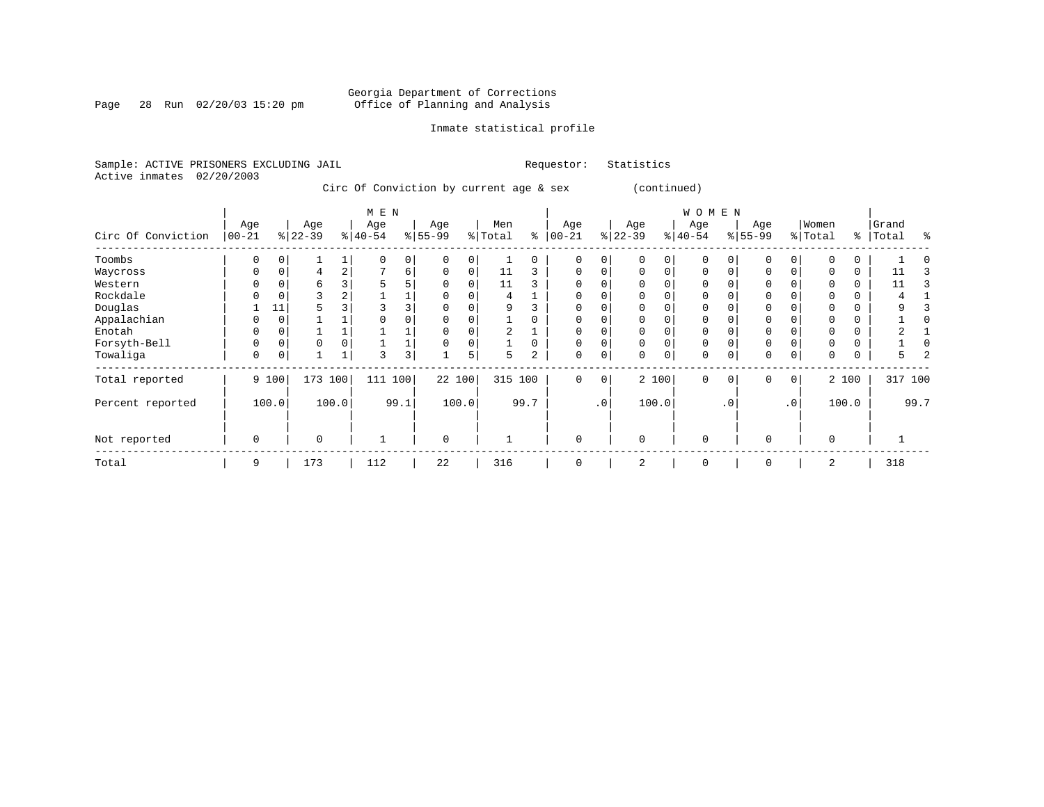Georgia Department of Corrections
Office of Planning and Analysis

Inmate statistical profile

Sample: ACTIVE PRISONERS EXCLUDING JAIL    Requestor: Statistics
Active inmates 02/20/2003

Circ Of Conviction by current age & sex (continued)

| Circ Of Conviction | MEN Age 00-21 | % | Age 22-39 | % | Age 40-54 | % | Age 55-99 | % | Men Total | % | WOMEN Age 00-21 | % | Age 22-39 | % | Age 40-54 | % | Age 55-99 | % | Women Total | % | Grand Total | % |
|---|---|---|---|---|---|---|---|---|---|---|---|---|---|---|---|---|---|---|---|---|---|---|
| Toombs | 0 | 0 | 1 | 1 | 0 | 0 | 0 | 0 | 1 | 0 | 0 | 0 | 0 | 0 | 0 | 0 | 0 | 0 | 0 | 0 | 1 | 0 |
| Waycross | 0 | 0 | 4 | 2 | 7 | 6 | 0 | 0 | 11 | 3 | 0 | 0 | 0 | 0 | 0 | 0 | 0 | 0 | 0 | 0 | 11 | 3 |
| Western | 0 | 0 | 6 | 3 | 5 | 5 | 0 | 0 | 11 | 3 | 0 | 0 | 0 | 0 | 0 | 0 | 0 | 0 | 0 | 0 | 11 | 3 |
| Rockdale | 0 | 0 | 3 | 2 | 1 | 1 | 0 | 0 | 4 | 1 | 0 | 0 | 0 | 0 | 0 | 0 | 0 | 0 | 0 | 0 | 4 | 1 |
| Douglas | 1 | 11 | 5 | 3 | 3 | 3 | 0 | 0 | 9 | 3 | 0 | 0 | 0 | 0 | 0 | 0 | 0 | 0 | 0 | 0 | 9 | 3 |
| Appalachian | 0 | 0 | 1 | 1 | 0 | 0 | 0 | 0 | 1 | 0 | 0 | 0 | 0 | 0 | 0 | 0 | 0 | 0 | 0 | 0 | 1 | 0 |
| Enotah | 0 | 0 | 1 | 1 | 1 | 1 | 0 | 0 | 2 | 1 | 0 | 0 | 0 | 0 | 0 | 0 | 0 | 0 | 0 | 0 | 2 | 1 |
| Forsyth-Bell | 0 | 0 | 0 | 0 | 1 | 1 | 0 | 0 | 1 | 0 | 0 | 0 | 0 | 0 | 0 | 0 | 0 | 0 | 0 | 0 | 1 | 0 |
| Towaliga | 0 | 0 | 1 | 1 | 3 | 3 | 1 | 5 | 5 | 2 | 0 | 0 | 0 | 0 | 0 | 0 | 0 | 0 | 0 | 0 | 5 | 2 |
| Total reported | 9 | 100 | 173 | 100 | 111 | 100 | 22 | 100 | 315 | 100 | 0 | 0 | 2 | 100 | 0 | 0 | 0 | 0 | 2 | 100 | 317 | 100 |
| Percent reported | | 100.0 | | 100.0 | | 99.1 | | 100.0 | | 99.7 | | .0 | | 100.0 | | .0 | | .0 | | 100.0 | | 99.7 |
| Not reported | 0 | | 0 | | 1 | | 0 | | 1 | | 0 | | 0 | | 0 | | 0 | | 0 | | 1 | |
| Total | 9 | | 173 | | 112 | | 22 | | 316 | | 0 | | 2 | | 0 | | 0 | | 2 | | 318 | |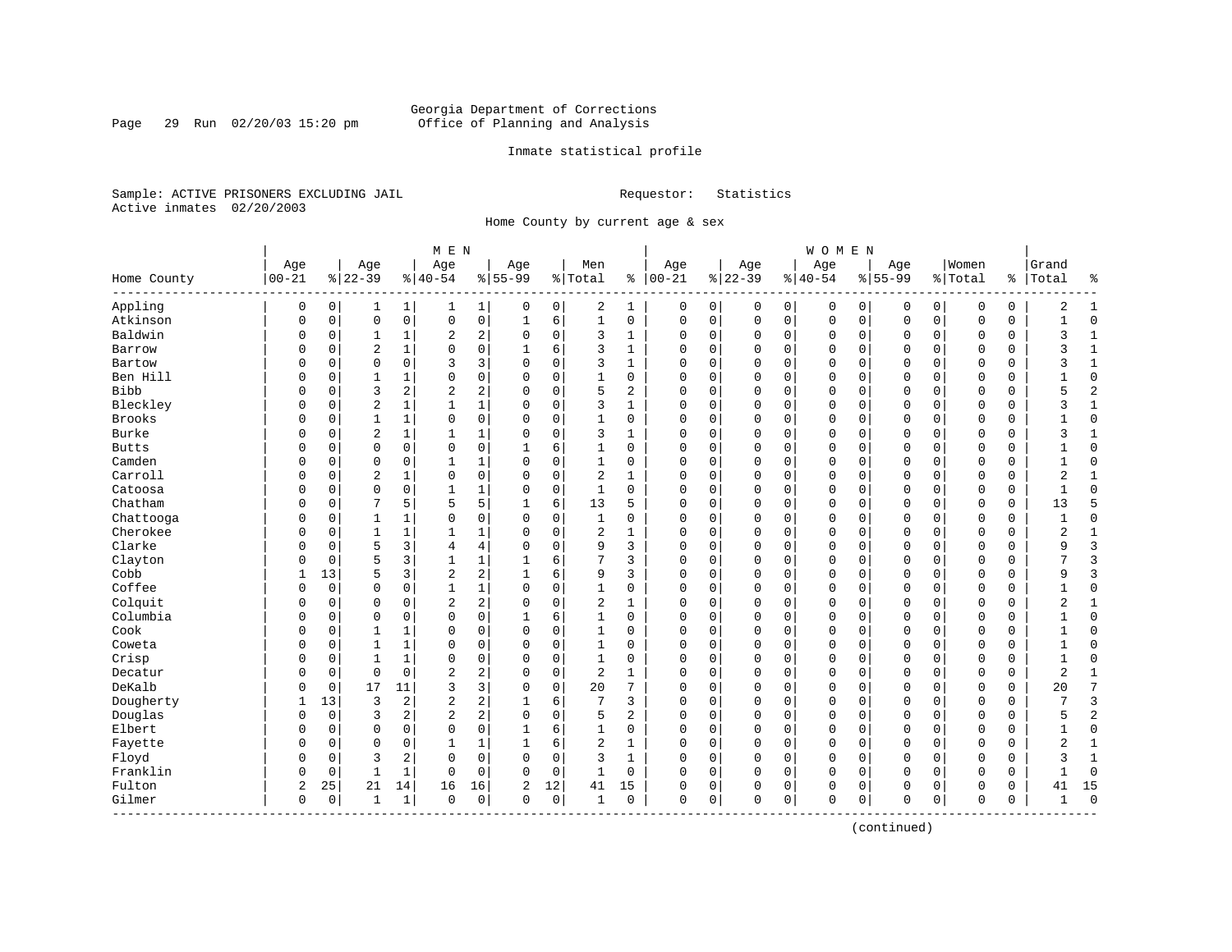Georgia Department of Corrections
Office of Planning and Analysis

Inmate statistical profile

Sample: ACTIVE PRISONERS EXCLUDING JAIL  Requestor: Statistics
Active inmates 02/20/2003

Home County by current age & sex

| | MEN | | | | | | | | | | WOMEN | | | | | | | | | | | |
|---|---|---|---|---|---|---|---|---|---|---|---|---|---|---|---|---|---|---|---|---|---|---|
| Home County | Age 00-21 | % | Age 22-39 | % | Age 40-54 | % | Age 55-99 | % | Men Total | % | Age 00-21 | % | Age 22-39 | % | Age 40-54 | % | Age 55-99 | % | Women Total | % | Grand Total | % |
| Appling | 0 | 0 | 1 | 1 | 1 | 1 | 0 | 0 | 2 | 1 | 0 | 0 | 0 | 0 | 0 | 0 | 0 | 0 | 0 | 0 | 2 | 1 |
| Atkinson | 0 | 0 | 0 | 0 | 0 | 0 | 1 | 6 | 1 | 0 | 0 | 0 | 0 | 0 | 0 | 0 | 0 | 0 | 0 | 0 | 1 | 0 |
| Baldwin | 0 | 0 | 1 | 1 | 2 | 2 | 0 | 0 | 3 | 1 | 0 | 0 | 0 | 0 | 0 | 0 | 0 | 0 | 0 | 0 | 3 | 1 |
| Barrow | 0 | 0 | 2 | 1 | 0 | 0 | 1 | 6 | 3 | 1 | 0 | 0 | 0 | 0 | 0 | 0 | 0 | 0 | 0 | 0 | 3 | 1 |
| Bartow | 0 | 0 | 0 | 0 | 3 | 3 | 0 | 0 | 3 | 1 | 0 | 0 | 0 | 0 | 0 | 0 | 0 | 0 | 0 | 0 | 3 | 1 |
| Ben Hill | 0 | 0 | 1 | 1 | 0 | 0 | 0 | 0 | 1 | 0 | 0 | 0 | 0 | 0 | 0 | 0 | 0 | 0 | 0 | 0 | 1 | 0 |
| Bibb | 0 | 0 | 3 | 2 | 2 | 2 | 0 | 0 | 5 | 2 | 0 | 0 | 0 | 0 | 0 | 0 | 0 | 0 | 0 | 0 | 5 | 2 |
| Bleckley | 0 | 0 | 2 | 1 | 1 | 1 | 0 | 0 | 3 | 1 | 0 | 0 | 0 | 0 | 0 | 0 | 0 | 0 | 0 | 0 | 3 | 1 |
| Brooks | 0 | 0 | 1 | 1 | 0 | 0 | 0 | 0 | 1 | 0 | 0 | 0 | 0 | 0 | 0 | 0 | 0 | 0 | 0 | 0 | 1 | 0 |
| Burke | 0 | 0 | 2 | 1 | 1 | 1 | 0 | 0 | 3 | 1 | 0 | 0 | 0 | 0 | 0 | 0 | 0 | 0 | 0 | 0 | 3 | 1 |
| Butts | 0 | 0 | 0 | 0 | 0 | 0 | 1 | 6 | 1 | 0 | 0 | 0 | 0 | 0 | 0 | 0 | 0 | 0 | 0 | 0 | 1 | 0 |
| Camden | 0 | 0 | 0 | 0 | 1 | 1 | 0 | 0 | 1 | 0 | 0 | 0 | 0 | 0 | 0 | 0 | 0 | 0 | 0 | 0 | 1 | 0 |
| Carroll | 0 | 0 | 2 | 1 | 0 | 0 | 0 | 0 | 2 | 1 | 0 | 0 | 0 | 0 | 0 | 0 | 0 | 0 | 0 | 0 | 2 | 1 |
| Catoosa | 0 | 0 | 0 | 0 | 1 | 1 | 0 | 0 | 1 | 0 | 0 | 0 | 0 | 0 | 0 | 0 | 0 | 0 | 0 | 0 | 1 | 0 |
| Chatham | 0 | 0 | 7 | 5 | 5 | 5 | 1 | 6 | 13 | 5 | 0 | 0 | 0 | 0 | 0 | 0 | 0 | 0 | 0 | 0 | 13 | 5 |
| Chattooga | 0 | 0 | 1 | 1 | 0 | 0 | 0 | 0 | 1 | 0 | 0 | 0 | 0 | 0 | 0 | 0 | 0 | 0 | 0 | 0 | 1 | 0 |
| Cherokee | 0 | 0 | 1 | 1 | 1 | 1 | 0 | 0 | 2 | 1 | 0 | 0 | 0 | 0 | 0 | 0 | 0 | 0 | 0 | 0 | 2 | 1 |
| Clarke | 0 | 0 | 5 | 3 | 4 | 4 | 0 | 0 | 9 | 3 | 0 | 0 | 0 | 0 | 0 | 0 | 0 | 0 | 0 | 0 | 9 | 3 |
| Clayton | 0 | 0 | 5 | 3 | 1 | 1 | 1 | 6 | 7 | 3 | 0 | 0 | 0 | 0 | 0 | 0 | 0 | 0 | 0 | 0 | 7 | 3 |
| Cobb | 1 | 13 | 5 | 3 | 2 | 2 | 1 | 6 | 9 | 3 | 0 | 0 | 0 | 0 | 0 | 0 | 0 | 0 | 0 | 0 | 9 | 3 |
| Coffee | 0 | 0 | 0 | 0 | 1 | 1 | 0 | 0 | 1 | 0 | 0 | 0 | 0 | 0 | 0 | 0 | 0 | 0 | 0 | 0 | 1 | 0 |
| Colquit | 0 | 0 | 0 | 0 | 2 | 2 | 0 | 0 | 2 | 1 | 0 | 0 | 0 | 0 | 0 | 0 | 0 | 0 | 0 | 0 | 2 | 1 |
| Columbia | 0 | 0 | 0 | 0 | 0 | 0 | 1 | 6 | 1 | 0 | 0 | 0 | 0 | 0 | 0 | 0 | 0 | 0 | 0 | 0 | 1 | 0 |
| Cook | 0 | 0 | 1 | 1 | 0 | 0 | 0 | 0 | 1 | 0 | 0 | 0 | 0 | 0 | 0 | 0 | 0 | 0 | 0 | 0 | 1 | 0 |
| Coweta | 0 | 0 | 1 | 1 | 0 | 0 | 0 | 0 | 1 | 0 | 0 | 0 | 0 | 0 | 0 | 0 | 0 | 0 | 0 | 0 | 1 | 0 |
| Crisp | 0 | 0 | 1 | 1 | 0 | 0 | 0 | 0 | 1 | 0 | 0 | 0 | 0 | 0 | 0 | 0 | 0 | 0 | 0 | 0 | 1 | 0 |
| Decatur | 0 | 0 | 0 | 0 | 2 | 2 | 0 | 0 | 2 | 1 | 0 | 0 | 0 | 0 | 0 | 0 | 0 | 0 | 0 | 0 | 2 | 1 |
| DeKalb | 0 | 0 | 17 | 11 | 3 | 3 | 0 | 0 | 20 | 7 | 0 | 0 | 0 | 0 | 0 | 0 | 0 | 0 | 0 | 0 | 20 | 7 |
| Dougherty | 1 | 13 | 3 | 2 | 2 | 2 | 1 | 6 | 7 | 3 | 0 | 0 | 0 | 0 | 0 | 0 | 0 | 0 | 0 | 0 | 7 | 3 |
| Douglas | 0 | 0 | 3 | 2 | 2 | 2 | 0 | 0 | 5 | 2 | 0 | 0 | 0 | 0 | 0 | 0 | 0 | 0 | 0 | 0 | 5 | 2 |
| Elbert | 0 | 0 | 0 | 0 | 0 | 0 | 1 | 6 | 1 | 0 | 0 | 0 | 0 | 0 | 0 | 0 | 0 | 0 | 0 | 0 | 1 | 0 |
| Fayette | 0 | 0 | 0 | 0 | 1 | 1 | 1 | 6 | 2 | 1 | 0 | 0 | 0 | 0 | 0 | 0 | 0 | 0 | 0 | 0 | 2 | 1 |
| Floyd | 0 | 0 | 3 | 2 | 0 | 0 | 0 | 0 | 3 | 1 | 0 | 0 | 0 | 0 | 0 | 0 | 0 | 0 | 0 | 0 | 3 | 1 |
| Franklin | 0 | 0 | 1 | 1 | 0 | 0 | 0 | 0 | 1 | 0 | 0 | 0 | 0 | 0 | 0 | 0 | 0 | 0 | 0 | 0 | 1 | 0 |
| Fulton | 2 | 25 | 21 | 14 | 16 | 16 | 2 | 12 | 41 | 15 | 0 | 0 | 0 | 0 | 0 | 0 | 0 | 0 | 0 | 0 | 41 | 15 |
| Gilmer | 0 | 0 | 1 | 1 | 0 | 0 | 0 | 0 | 1 | 0 | 0 | 0 | 0 | 0 | 0 | 0 | 0 | 0 | 0 | 0 | 1 | 0 |

(continued)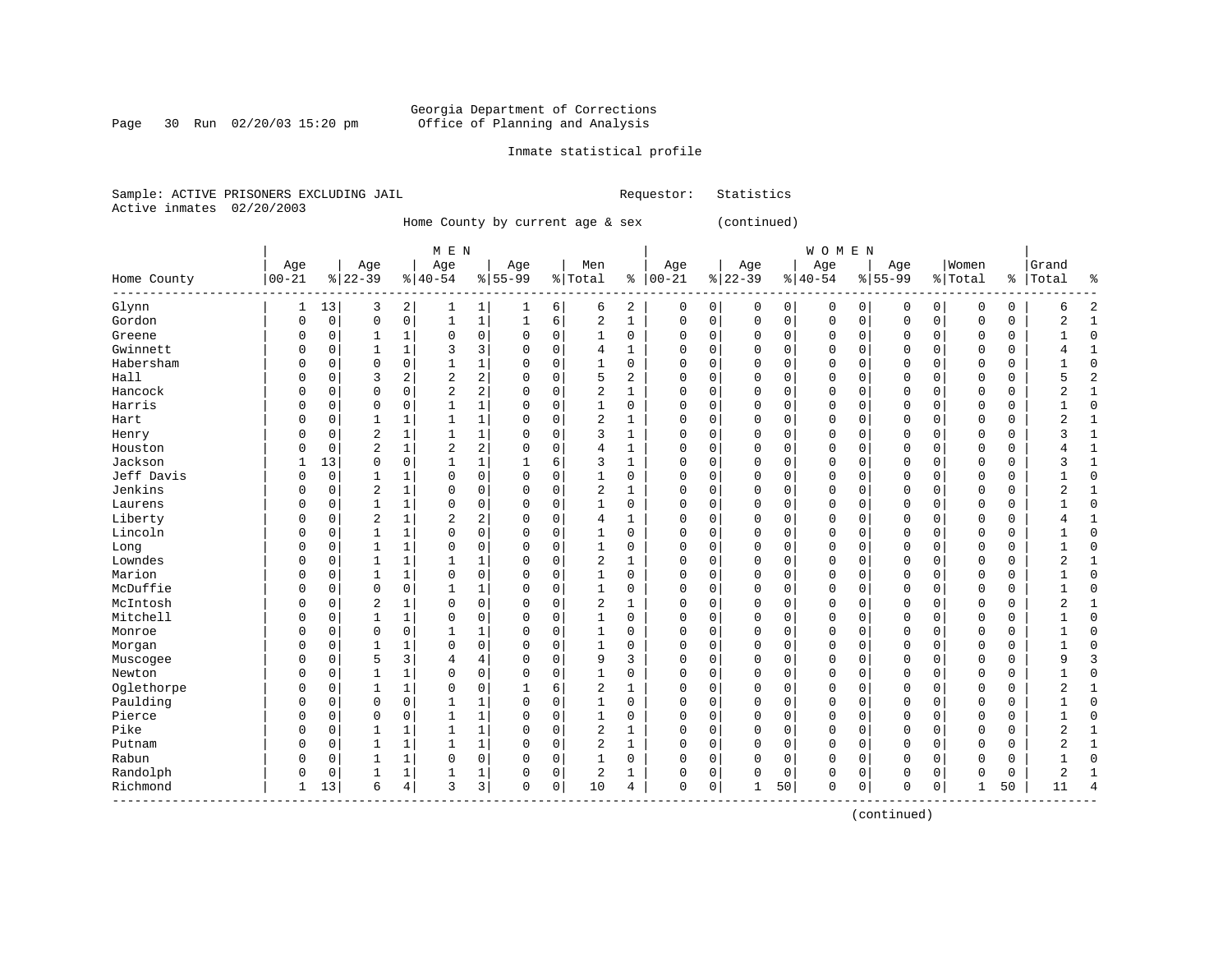Georgia Department of Corrections
Office of Planning and Analysis

Inmate statistical profile

Sample: ACTIVE PRISONERS EXCLUDING JAIL          Requestor: Statistics
Active inmates 02/20/2003

Home County by current age & sex (continued)

| Home County | MEN Age 00-21 | % | Age 22-39 | % | Age 40-54 | % | Age 55-99 | % | Men Total | % | WOMEN Age 00-21 | % | Age 22-39 | % | Age 40-54 | % | Age 55-99 | % | Women Total | % | Grand Total | % |
|---|---|---|---|---|---|---|---|---|---|---|---|---|---|---|---|---|---|---|---|---|---|---|
| Glynn | 1 | 13 | 3 | 2 | 1 | 1 | 1 | 6 | 6 | 2 | 0 | 0 | 0 | 0 | 0 | 0 | 0 | 0 | 0 | 0 | 6 | 2 |
| Gordon | 0 | 0 | 0 | 0 | 1 | 1 | 1 | 6 | 2 | 1 | 0 | 0 | 0 | 0 | 0 | 0 | 0 | 0 | 0 | 0 | 2 | 1 |
| Greene | 0 | 0 | 1 | 1 | 0 | 0 | 0 | 0 | 1 | 0 | 0 | 0 | 0 | 0 | 0 | 0 | 0 | 0 | 0 | 0 | 1 | 0 |
| Gwinnett | 0 | 0 | 1 | 1 | 3 | 3 | 0 | 0 | 4 | 1 | 0 | 0 | 0 | 0 | 0 | 0 | 0 | 0 | 0 | 0 | 4 | 1 |
| Habersham | 0 | 0 | 0 | 0 | 1 | 1 | 0 | 0 | 1 | 0 | 0 | 0 | 0 | 0 | 0 | 0 | 0 | 0 | 0 | 0 | 1 | 0 |
| Hall | 0 | 0 | 3 | 2 | 2 | 2 | 0 | 0 | 5 | 2 | 0 | 0 | 0 | 0 | 0 | 0 | 0 | 0 | 0 | 0 | 5 | 2 |
| Hancock | 0 | 0 | 0 | 0 | 2 | 2 | 0 | 0 | 2 | 1 | 0 | 0 | 0 | 0 | 0 | 0 | 0 | 0 | 0 | 0 | 2 | 1 |
| Harris | 0 | 0 | 0 | 0 | 1 | 1 | 0 | 0 | 1 | 0 | 0 | 0 | 0 | 0 | 0 | 0 | 0 | 0 | 0 | 0 | 1 | 0 |
| Hart | 0 | 0 | 1 | 1 | 1 | 1 | 0 | 0 | 2 | 1 | 0 | 0 | 0 | 0 | 0 | 0 | 0 | 0 | 0 | 0 | 2 | 1 |
| Henry | 0 | 0 | 2 | 1 | 1 | 1 | 0 | 0 | 3 | 1 | 0 | 0 | 0 | 0 | 0 | 0 | 0 | 0 | 0 | 0 | 3 | 1 |
| Houston | 0 | 0 | 2 | 1 | 2 | 2 | 0 | 0 | 4 | 1 | 0 | 0 | 0 | 0 | 0 | 0 | 0 | 0 | 0 | 0 | 4 | 1 |
| Jackson | 1 | 13 | 0 | 0 | 1 | 1 | 1 | 6 | 3 | 1 | 0 | 0 | 0 | 0 | 0 | 0 | 0 | 0 | 0 | 0 | 3 | 1 |
| Jeff Davis | 0 | 0 | 1 | 1 | 0 | 0 | 0 | 0 | 1 | 0 | 0 | 0 | 0 | 0 | 0 | 0 | 0 | 0 | 0 | 0 | 1 | 0 |
| Jenkins | 0 | 0 | 2 | 1 | 0 | 0 | 0 | 0 | 2 | 1 | 0 | 0 | 0 | 0 | 0 | 0 | 0 | 0 | 0 | 0 | 2 | 1 |
| Laurens | 0 | 0 | 1 | 1 | 0 | 0 | 0 | 0 | 1 | 0 | 0 | 0 | 0 | 0 | 0 | 0 | 0 | 0 | 0 | 0 | 1 | 0 |
| Liberty | 0 | 0 | 2 | 1 | 2 | 2 | 0 | 0 | 4 | 1 | 0 | 0 | 0 | 0 | 0 | 0 | 0 | 0 | 0 | 0 | 4 | 1 |
| Lincoln | 0 | 0 | 1 | 1 | 0 | 0 | 0 | 0 | 1 | 0 | 0 | 0 | 0 | 0 | 0 | 0 | 0 | 0 | 0 | 0 | 1 | 0 |
| Long | 0 | 0 | 1 | 1 | 0 | 0 | 0 | 0 | 1 | 0 | 0 | 0 | 0 | 0 | 0 | 0 | 0 | 0 | 0 | 0 | 1 | 0 |
| Lowndes | 0 | 0 | 1 | 1 | 1 | 1 | 0 | 0 | 2 | 1 | 0 | 0 | 0 | 0 | 0 | 0 | 0 | 0 | 0 | 0 | 2 | 1 |
| Marion | 0 | 0 | 1 | 1 | 0 | 0 | 0 | 0 | 1 | 0 | 0 | 0 | 0 | 0 | 0 | 0 | 0 | 0 | 0 | 0 | 1 | 0 |
| McDuffie | 0 | 0 | 0 | 0 | 1 | 1 | 0 | 0 | 1 | 0 | 0 | 0 | 0 | 0 | 0 | 0 | 0 | 0 | 0 | 0 | 1 | 0 |
| McIntosh | 0 | 0 | 2 | 1 | 0 | 0 | 0 | 0 | 2 | 1 | 0 | 0 | 0 | 0 | 0 | 0 | 0 | 0 | 0 | 0 | 2 | 1 |
| Mitchell | 0 | 0 | 1 | 1 | 0 | 0 | 0 | 0 | 1 | 0 | 0 | 0 | 0 | 0 | 0 | 0 | 0 | 0 | 0 | 0 | 1 | 0 |
| Monroe | 0 | 0 | 0 | 0 | 1 | 1 | 0 | 0 | 1 | 0 | 0 | 0 | 0 | 0 | 0 | 0 | 0 | 0 | 0 | 0 | 1 | 0 |
| Morgan | 0 | 0 | 1 | 1 | 0 | 0 | 0 | 0 | 1 | 0 | 0 | 0 | 0 | 0 | 0 | 0 | 0 | 0 | 0 | 0 | 1 | 0 |
| Muscogee | 0 | 0 | 5 | 3 | 4 | 4 | 0 | 0 | 9 | 3 | 0 | 0 | 0 | 0 | 0 | 0 | 0 | 0 | 0 | 0 | 9 | 3 |
| Newton | 0 | 0 | 1 | 1 | 0 | 0 | 0 | 0 | 1 | 0 | 0 | 0 | 0 | 0 | 0 | 0 | 0 | 0 | 0 | 0 | 1 | 0 |
| Oglethorpe | 0 | 0 | 1 | 1 | 0 | 0 | 1 | 6 | 2 | 1 | 0 | 0 | 0 | 0 | 0 | 0 | 0 | 0 | 0 | 0 | 2 | 1 |
| Paulding | 0 | 0 | 0 | 0 | 1 | 1 | 0 | 0 | 1 | 0 | 0 | 0 | 0 | 0 | 0 | 0 | 0 | 0 | 0 | 0 | 1 | 0 |
| Pierce | 0 | 0 | 0 | 0 | 1 | 1 | 0 | 0 | 1 | 0 | 0 | 0 | 0 | 0 | 0 | 0 | 0 | 0 | 0 | 0 | 1 | 0 |
| Pike | 0 | 0 | 1 | 1 | 1 | 1 | 0 | 0 | 2 | 1 | 0 | 0 | 0 | 0 | 0 | 0 | 0 | 0 | 0 | 0 | 2 | 1 |
| Putnam | 0 | 0 | 1 | 1 | 1 | 1 | 0 | 0 | 2 | 1 | 0 | 0 | 0 | 0 | 0 | 0 | 0 | 0 | 0 | 0 | 2 | 1 |
| Rabun | 0 | 0 | 1 | 1 | 0 | 0 | 0 | 0 | 1 | 0 | 0 | 0 | 0 | 0 | 0 | 0 | 0 | 0 | 0 | 0 | 1 | 0 |
| Randolph | 0 | 0 | 1 | 1 | 1 | 1 | 0 | 0 | 2 | 1 | 0 | 0 | 0 | 0 | 0 | 0 | 0 | 0 | 0 | 0 | 2 | 1 |
| Richmond | 1 | 13 | 6 | 4 | 3 | 3 | 0 | 0 | 10 | 4 | 0 | 0 | 1 | 50 | 0 | 0 | 0 | 0 | 1 | 50 | 11 | 4 |

(continued)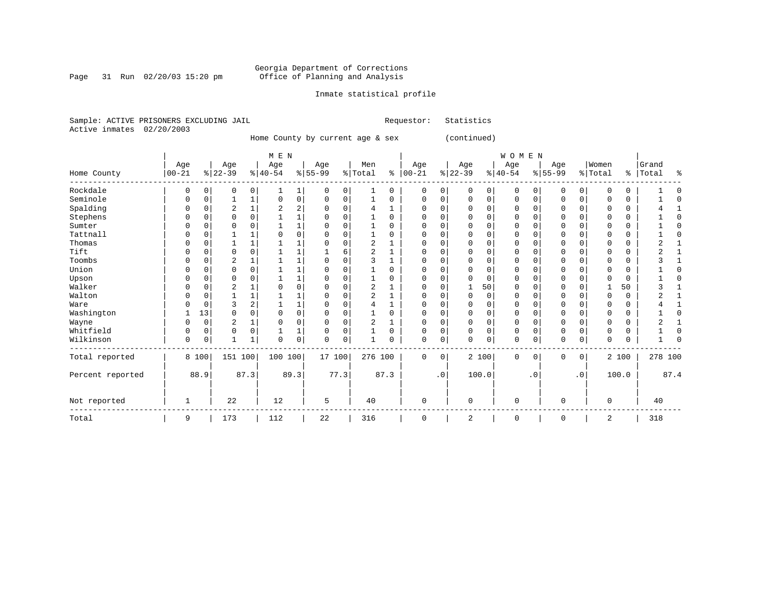Georgia Department of Corrections
Office of Planning and Analysis

Inmate statistical profile

Sample: ACTIVE PRISONERS EXCLUDING JAIL          Requestor: Statistics
Active inmates 02/20/2003

Home County by current age & sex (continued)

| Home County | MEN Age 00-21 | % | Age 22-39 | % | Age 40-54 | % | Age 55-99 | % | Men Total | % | WOMEN Age 00-21 | % | Age 22-39 | % | Age 40-54 | % | Age 55-99 | % | Women Total | % | Grand Total | % |
|---|---|---|---|---|---|---|---|---|---|---|---|---|---|---|---|---|---|---|---|---|---|---|
| Rockdale | 0 | 0 | 0 | 0 | 1 | 1 | 0 | 0 | 1 | 0 | 0 | 0 | 0 | 0 | 0 | 0 | 0 | 0 | 0 | 0 | 1 | 0 |
| Seminole | 0 | 0 | 1 | 1 | 0 | 0 | 0 | 0 | 1 | 0 | 0 | 0 | 0 | 0 | 0 | 0 | 0 | 0 | 0 | 0 | 1 | 0 |
| Spalding | 0 | 0 | 2 | 1 | 2 | 2 | 0 | 0 | 4 | 1 | 0 | 0 | 0 | 0 | 0 | 0 | 0 | 0 | 0 | 0 | 4 | 1 |
| Stephens | 0 | 0 | 0 | 0 | 1 | 1 | 0 | 0 | 1 | 0 | 0 | 0 | 0 | 0 | 0 | 0 | 0 | 0 | 0 | 0 | 1 | 0 |
| Sumter | 0 | 0 | 0 | 0 | 1 | 1 | 0 | 0 | 1 | 0 | 0 | 0 | 0 | 0 | 0 | 0 | 0 | 0 | 0 | 0 | 1 | 0 |
| Tattnall | 0 | 0 | 1 | 1 | 0 | 0 | 0 | 0 | 1 | 0 | 0 | 0 | 0 | 0 | 0 | 0 | 0 | 0 | 0 | 0 | 1 | 0 |
| Thomas | 0 | 0 | 1 | 1 | 1 | 1 | 0 | 0 | 2 | 1 | 0 | 0 | 0 | 0 | 0 | 0 | 0 | 0 | 0 | 0 | 2 | 1 |
| Tift | 0 | 0 | 0 | 0 | 1 | 1 | 1 | 6 | 2 | 1 | 0 | 0 | 0 | 0 | 0 | 0 | 0 | 0 | 0 | 0 | 2 | 1 |
| Toombs | 0 | 0 | 2 | 1 | 1 | 1 | 0 | 0 | 3 | 1 | 0 | 0 | 0 | 0 | 0 | 0 | 0 | 0 | 0 | 0 | 3 | 1 |
| Union | 0 | 0 | 0 | 0 | 1 | 1 | 0 | 0 | 1 | 0 | 0 | 0 | 0 | 0 | 0 | 0 | 0 | 0 | 0 | 0 | 1 | 0 |
| Upson | 0 | 0 | 0 | 0 | 1 | 1 | 0 | 0 | 1 | 0 | 0 | 0 | 0 | 0 | 0 | 0 | 0 | 0 | 0 | 0 | 1 | 0 |
| Walker | 0 | 0 | 2 | 1 | 0 | 0 | 0 | 0 | 2 | 1 | 0 | 0 | 1 | 50 | 0 | 0 | 0 | 0 | 1 | 50 | 3 | 1 |
| Walton | 0 | 0 | 1 | 1 | 1 | 1 | 0 | 0 | 2 | 1 | 0 | 0 | 0 | 0 | 0 | 0 | 0 | 0 | 0 | 0 | 2 | 1 |
| Ware | 0 | 0 | 3 | 2 | 1 | 1 | 0 | 0 | 4 | 1 | 0 | 0 | 0 | 0 | 0 | 0 | 0 | 0 | 0 | 0 | 4 | 1 |
| Washington | 1 | 13 | 0 | 0 | 0 | 0 | 0 | 0 | 1 | 0 | 0 | 0 | 0 | 0 | 0 | 0 | 0 | 0 | 0 | 0 | 1 | 0 |
| Wayne | 0 | 0 | 2 | 1 | 0 | 0 | 0 | 0 | 2 | 1 | 0 | 0 | 0 | 0 | 0 | 0 | 0 | 0 | 0 | 0 | 2 | 1 |
| Whitfield | 0 | 0 | 0 | 0 | 1 | 1 | 0 | 0 | 1 | 0 | 0 | 0 | 0 | 0 | 0 | 0 | 0 | 0 | 0 | 0 | 1 | 0 |
| Wilkinson | 0 | 0 | 1 | 1 | 0 | 0 | 0 | 0 | 1 | 0 | 0 | 0 | 0 | 0 | 0 | 0 | 0 | 0 | 0 | 0 | 1 | 0 |
| Total reported | 8 | 100 | 151 | 100 | 100 | 100 | 17 | 100 | 276 | 100 | 0 | 0 | 2 | 100 | 0 | 0 | 0 | 0 | 2 | 100 | 278 | 100 |
| Percent reported | | 88.9 | | 87.3 | | 89.3 | | 77.3 | | 87.3 | | .0 | | 100.0 | | .0 | | .0 | | 100.0 | | 87.4 |
| Not reported | 1 | | 22 | | 12 | | 5 | | 40 | | 0 | | 0 | | 0 | | 0 | | 0 | | 40 | |
| Total | 9 | | 173 | | 112 | | 22 | | 316 | | 0 | | 2 | | 0 | | 0 | | 2 | | 318 | |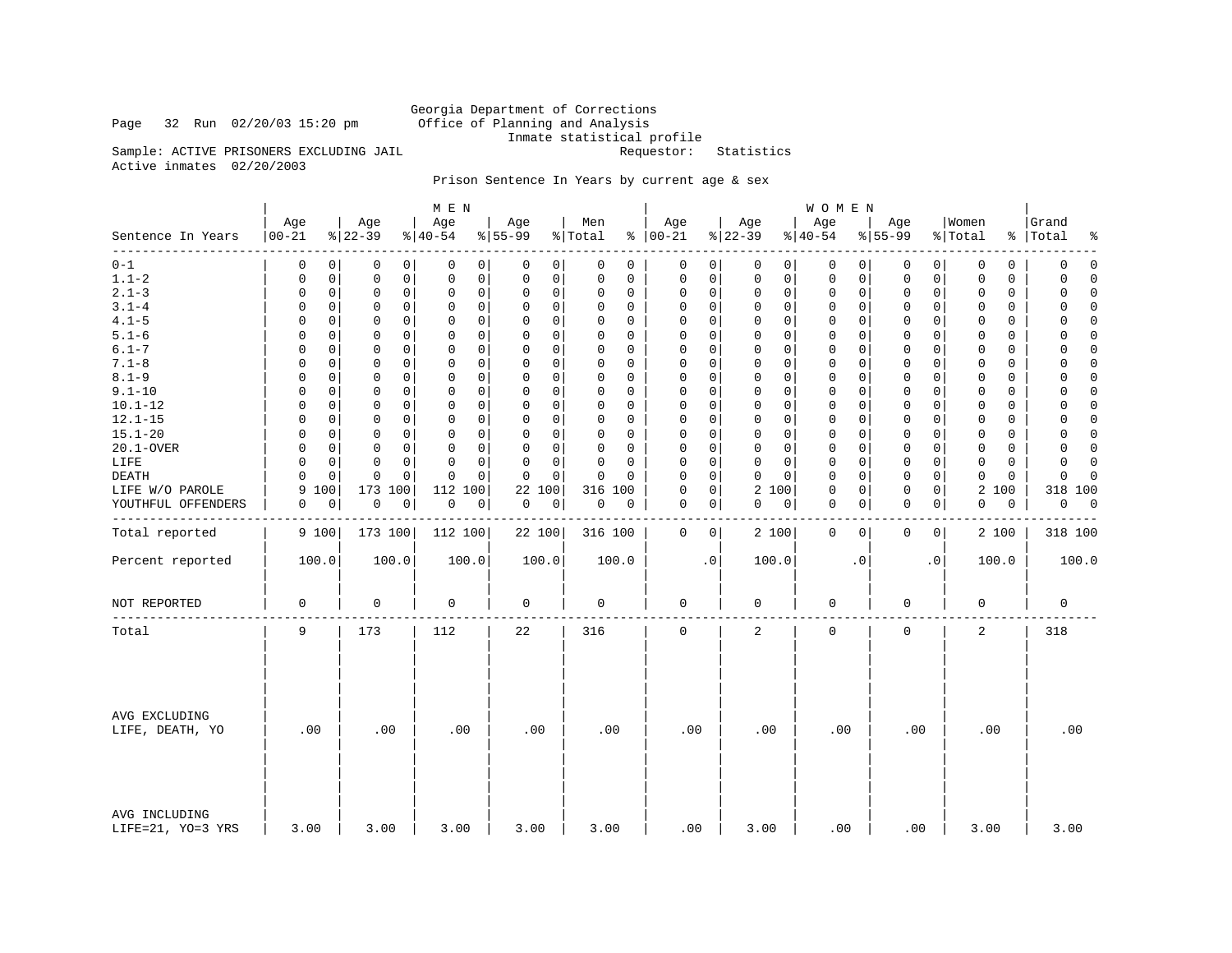Georgia Department of Corrections
Office of Planning and Analysis
Inmate statistical profile

Page 32 Run 02/20/03 15:20 pm

Sample: ACTIVE PRISONERS EXCLUDING JAIL Requestor: Statistics

Active inmates 02/20/2003

Prison Sentence In Years by current age & sex

| | MEN | | | | | | | | | | WOMEN | | | | | | | | | | | |
|---|---|---|---|---|---|---|---|---|---|---|---|---|---|---|---|---|---|---|---|---|---|---|
| Sentence In Years | Age 00-21 | % | Age 22-39 | % | Age 40-54 | % | Age 55-99 | % | Men Total | % | Age 00-21 | % | Age 22-39 | % | Age 40-54 | % | Age 55-99 | % | Women Total | % | Grand Total | % |
| 0-1 | 0 | 0 | 0 | 0 | 0 | 0 | 0 | 0 | 0 | 0 | 0 | 0 | 0 | 0 | 0 | 0 | 0 | 0 | 0 | 0 | 0 | 0 |
| 1.1-2 | 0 | 0 | 0 | 0 | 0 | 0 | 0 | 0 | 0 | 0 | 0 | 0 | 0 | 0 | 0 | 0 | 0 | 0 | 0 | 0 | 0 | 0 |
| 2.1-3 | 0 | 0 | 0 | 0 | 0 | 0 | 0 | 0 | 0 | 0 | 0 | 0 | 0 | 0 | 0 | 0 | 0 | 0 | 0 | 0 | 0 | 0 |
| 3.1-4 | 0 | 0 | 0 | 0 | 0 | 0 | 0 | 0 | 0 | 0 | 0 | 0 | 0 | 0 | 0 | 0 | 0 | 0 | 0 | 0 | 0 | 0 |
| 4.1-5 | 0 | 0 | 0 | 0 | 0 | 0 | 0 | 0 | 0 | 0 | 0 | 0 | 0 | 0 | 0 | 0 | 0 | 0 | 0 | 0 | 0 | 0 |
| 5.1-6 | 0 | 0 | 0 | 0 | 0 | 0 | 0 | 0 | 0 | 0 | 0 | 0 | 0 | 0 | 0 | 0 | 0 | 0 | 0 | 0 | 0 | 0 |
| 6.1-7 | 0 | 0 | 0 | 0 | 0 | 0 | 0 | 0 | 0 | 0 | 0 | 0 | 0 | 0 | 0 | 0 | 0 | 0 | 0 | 0 | 0 | 0 |
| 7.1-8 | 0 | 0 | 0 | 0 | 0 | 0 | 0 | 0 | 0 | 0 | 0 | 0 | 0 | 0 | 0 | 0 | 0 | 0 | 0 | 0 | 0 | 0 |
| 8.1-9 | 0 | 0 | 0 | 0 | 0 | 0 | 0 | 0 | 0 | 0 | 0 | 0 | 0 | 0 | 0 | 0 | 0 | 0 | 0 | 0 | 0 | 0 |
| 9.1-10 | 0 | 0 | 0 | 0 | 0 | 0 | 0 | 0 | 0 | 0 | 0 | 0 | 0 | 0 | 0 | 0 | 0 | 0 | 0 | 0 | 0 | 0 |
| 10.1-12 | 0 | 0 | 0 | 0 | 0 | 0 | 0 | 0 | 0 | 0 | 0 | 0 | 0 | 0 | 0 | 0 | 0 | 0 | 0 | 0 | 0 | 0 |
| 12.1-15 | 0 | 0 | 0 | 0 | 0 | 0 | 0 | 0 | 0 | 0 | 0 | 0 | 0 | 0 | 0 | 0 | 0 | 0 | 0 | 0 | 0 | 0 |
| 15.1-20 | 0 | 0 | 0 | 0 | 0 | 0 | 0 | 0 | 0 | 0 | 0 | 0 | 0 | 0 | 0 | 0 | 0 | 0 | 0 | 0 | 0 | 0 |
| 20.1-OVER | 0 | 0 | 0 | 0 | 0 | 0 | 0 | 0 | 0 | 0 | 0 | 0 | 0 | 0 | 0 | 0 | 0 | 0 | 0 | 0 | 0 | 0 |
| LIFE | 0 | 0 | 0 | 0 | 0 | 0 | 0 | 0 | 0 | 0 | 0 | 0 | 0 | 0 | 0 | 0 | 0 | 0 | 0 | 0 | 0 | 0 |
| DEATH | 0 | 0 | 0 | 0 | 0 | 0 | 0 | 0 | 0 | 0 | 0 | 0 | 0 | 0 | 0 | 0 | 0 | 0 | 0 | 0 | 0 | 0 |
| LIFE W/O PAROLE | 9 | 100 | 173 | 100 | 112 | 100 | 22 | 100 | 316 | 100 | 0 | 0 | 2 | 100 | 0 | 0 | 0 | 0 | 2 | 100 | 318 | 100 |
| YOUTHFUL OFFENDERS | 0 | 0 | 0 | 0 | 0 | 0 | 0 | 0 | 0 | 0 | 0 | 0 | 0 | 0 | 0 | 0 | 0 | 0 | 0 | 0 | 0 | 0 |
| Total reported | 9 | 100 | 173 | 100 | 112 | 100 | 22 | 100 | 316 | 100 | 0 | 0 | 2 | 100 | 0 | 0 | 0 | 0 | 2 | 100 | 318 | 100 |
| Percent reported | 100.0 | | 100.0 | | 100.0 | | 100.0 | | 100.0 | | .0 | | 100.0 | | .0 | | .0 | | 100.0 | | 100.0 | |
| NOT REPORTED | 0 | | 0 | | 0 | | 0 | | 0 | | 0 | | 0 | | 0 | | 0 | | 0 | | 0 | |
| Total | 9 | | 173 | | 112 | | 22 | | 316 | | 0 | | 2 | | 0 | | 0 | | 2 | | 318 | |
| AVG EXCLUDING LIFE, DEATH, YO | .00 | | .00 | | .00 | | .00 | | .00 | | .00 | | .00 | | .00 | | .00 | | .00 | | .00 | |
| AVG INCLUDING LIFE=21, YO=3 YRS | 3.00 | | 3.00 | | 3.00 | | 3.00 | | 3.00 | | .00 | | 3.00 | | .00 | | .00 | | 3.00 | | 3.00 | |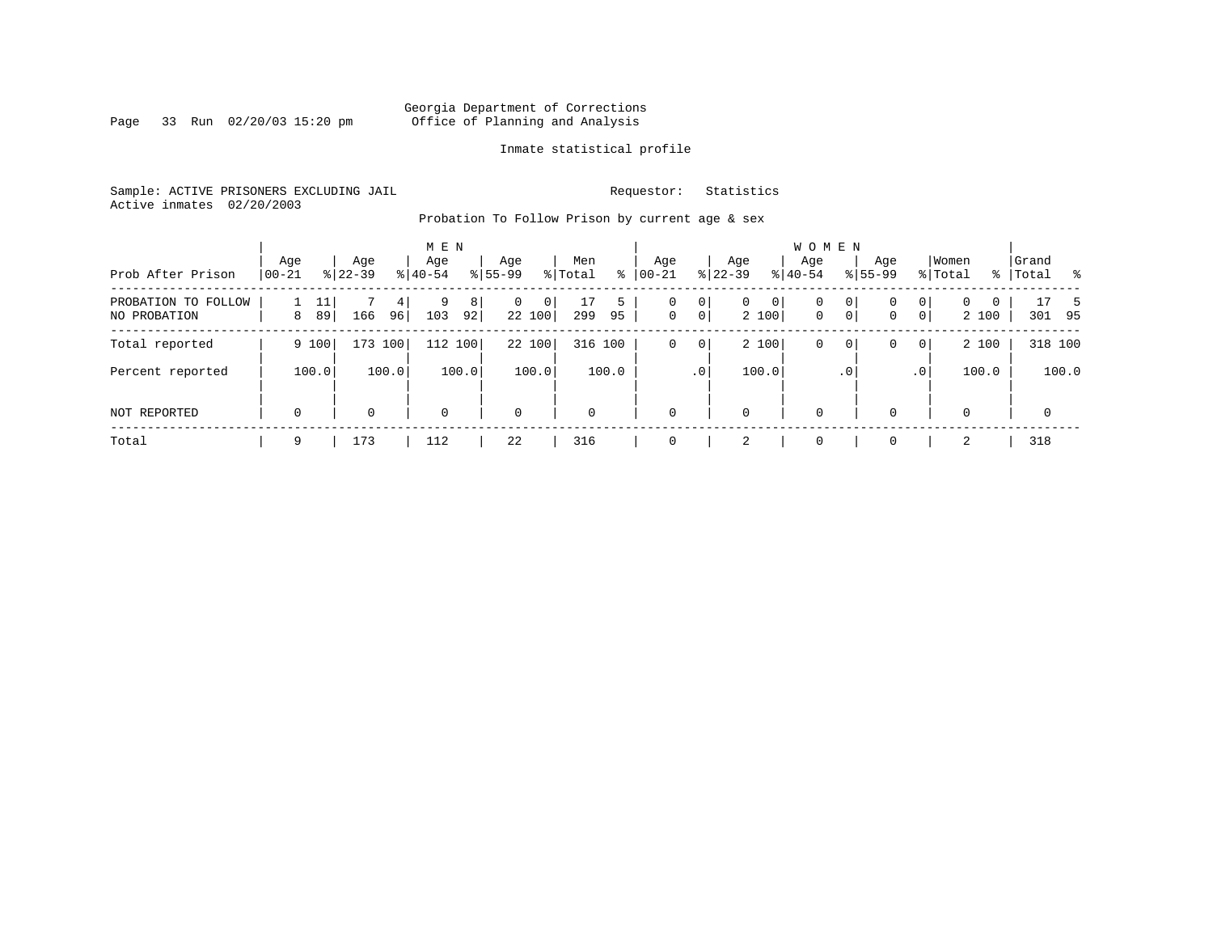Georgia Department of Corrections
Office of Planning and Analysis

Inmate statistical profile

Sample: ACTIVE PRISONERS EXCLUDING JAIL    Requestor: Statistics
Active inmates 02/20/2003

Probation To Follow Prison by current age & sex

| Prob After Prison | MEN Age 00-21 | % | Age 22-39 | % | Age 40-54 | % | Age 55-99 | % | Men Total | % | WOMEN Age 00-21 | % | Age 22-39 | % | Age 40-54 | % | Age 55-99 | % | Women Total | % | Grand Total | % |
|---|---|---|---|---|---|---|---|---|---|---|---|---|---|---|---|---|---|---|---|---|---|---|
| PROBATION TO FOLLOW | 1 | 11 | 7 | 4 | 9 | 8 | 0 | 0 | 17 | 5 | 0 | 0 | 0 | 0 | 0 | 0 | 0 | 0 | 0 | 0 | 17 | 5 |
| NO PROBATION | 8 | 89 | 166 | 96 | 103 | 92 | 22 | 100 | 299 | 95 | 0 | 0 | 2 | 100 | 0 | 0 | 0 | 0 | 2 | 100 | 301 | 95 |
| Total reported | 9 | 100 | 173 | 100 | 112 | 100 | 22 | 100 | 316 | 100 | 0 | 0 | 2 | 100 | 0 | 0 | 0 | 0 | 2 | 100 | 318 | 100 |
| Percent reported | | 100.0 | | 100.0 | | 100.0 | | 100.0 | | 100.0 | | .0 | | 100.0 | | .0 | | .0 | | 100.0 | | 100.0 |
| NOT REPORTED | 0 | | 0 | | 0 | | 0 | | 0 | | 0 | | 0 | | 0 | | 0 | | 0 | | 0 | |
| Total | 9 | | 173 | | 112 | | 22 | | 316 | | 0 | | 2 | | 0 | | 0 | | 2 | | 318 | |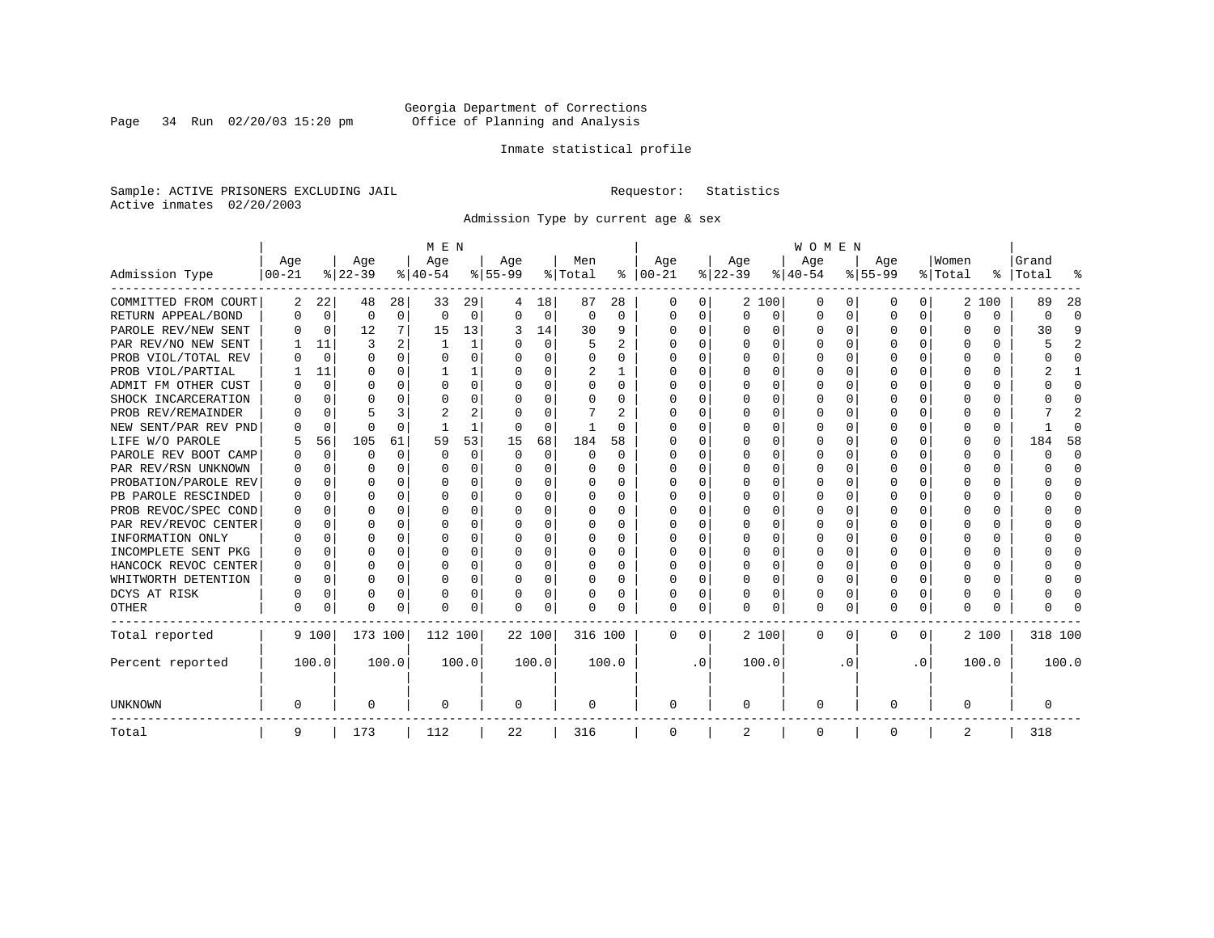Georgia Department of Corrections
Office of Planning and Analysis

Inmate statistical profile

Sample: ACTIVE PRISONERS EXCLUDING JAIL
Active inmates 02/20/2003

Requestor: Statistics

Admission Type by current age & sex

| Admission Type | MEN Age 00-21 | % | Age 22-39 | % | Age 40-54 | % | Age 55-99 | % | Men Total | % | WOMEN Age 00-21 | % | Age 22-39 | % | Age 40-54 | % | Age 55-99 | % | Women Total | % | Grand Total | % |
|---|---|---|---|---|---|---|---|---|---|---|---|---|---|---|---|---|---|---|---|---|---|---|
| COMMITTED FROM COURT | 2 | 22 | 48 | 28 | 33 | 29 | 4 | 18 | 87 | 28 | 0 | 0 | 2 | 100 | 0 | 0 | 0 | 0 | 2 | 100 | 89 | 28 |
| RETURN APPEAL/BOND | 0 | 0 | 0 | 0 | 0 | 0 | 0 | 0 | 0 | 0 | 0 | 0 | 0 | 0 | 0 | 0 | 0 | 0 | 0 | 0 | 0 | 0 |
| PAROLE REV/NEW SENT | 0 | 0 | 12 | 7 | 15 | 13 | 3 | 14 | 30 | 9 | 0 | 0 | 0 | 0 | 0 | 0 | 0 | 0 | 0 | 0 | 30 | 9 |
| PAR REV/NO NEW SENT | 1 | 11 | 3 | 2 | 1 | 1 | 0 | 0 | 5 | 2 | 0 | 0 | 0 | 0 | 0 | 0 | 0 | 0 | 0 | 0 | 5 | 2 |
| PROB VIOL/TOTAL REV | 0 | 0 | 0 | 0 | 0 | 0 | 0 | 0 | 0 | 0 | 0 | 0 | 0 | 0 | 0 | 0 | 0 | 0 | 0 | 0 | 0 | 0 |
| PROB VIOL/PARTIAL | 1 | 11 | 0 | 0 | 1 | 1 | 0 | 0 | 2 | 1 | 0 | 0 | 0 | 0 | 0 | 0 | 0 | 0 | 0 | 0 | 2 | 1 |
| ADMIT FM OTHER CUST | 0 | 0 | 0 | 0 | 0 | 0 | 0 | 0 | 0 | 0 | 0 | 0 | 0 | 0 | 0 | 0 | 0 | 0 | 0 | 0 | 0 | 0 |
| SHOCK INCARCERATION | 0 | 0 | 0 | 0 | 0 | 0 | 0 | 0 | 0 | 0 | 0 | 0 | 0 | 0 | 0 | 0 | 0 | 0 | 0 | 0 | 0 | 0 |
| PROB REV/REMAINDER | 0 | 0 | 5 | 3 | 2 | 2 | 0 | 0 | 7 | 2 | 0 | 0 | 0 | 0 | 0 | 0 | 0 | 0 | 0 | 0 | 7 | 2 |
| NEW SENT/PAR REV PND | 0 | 0 | 0 | 0 | 1 | 1 | 0 | 0 | 1 | 0 | 0 | 0 | 0 | 0 | 0 | 0 | 0 | 0 | 0 | 0 | 1 | 0 |
| LIFE W/O PAROLE | 5 | 56 | 105 | 61 | 59 | 53 | 15 | 68 | 184 | 58 | 0 | 0 | 0 | 0 | 0 | 0 | 0 | 0 | 0 | 0 | 184 | 58 |
| PAROLE REV BOOT CAMP | 0 | 0 | 0 | 0 | 0 | 0 | 0 | 0 | 0 | 0 | 0 | 0 | 0 | 0 | 0 | 0 | 0 | 0 | 0 | 0 | 0 | 0 |
| PAR REV/RSN UNKNOWN | 0 | 0 | 0 | 0 | 0 | 0 | 0 | 0 | 0 | 0 | 0 | 0 | 0 | 0 | 0 | 0 | 0 | 0 | 0 | 0 | 0 | 0 |
| PROBATION/PAROLE REV | 0 | 0 | 0 | 0 | 0 | 0 | 0 | 0 | 0 | 0 | 0 | 0 | 0 | 0 | 0 | 0 | 0 | 0 | 0 | 0 | 0 | 0 |
| PB PAROLE RESCINDED | 0 | 0 | 0 | 0 | 0 | 0 | 0 | 0 | 0 | 0 | 0 | 0 | 0 | 0 | 0 | 0 | 0 | 0 | 0 | 0 | 0 | 0 |
| PROB REVOC/SPEC COND | 0 | 0 | 0 | 0 | 0 | 0 | 0 | 0 | 0 | 0 | 0 | 0 | 0 | 0 | 0 | 0 | 0 | 0 | 0 | 0 | 0 | 0 |
| PAR REV/REVOC CENTER | 0 | 0 | 0 | 0 | 0 | 0 | 0 | 0 | 0 | 0 | 0 | 0 | 0 | 0 | 0 | 0 | 0 | 0 | 0 | 0 | 0 | 0 |
| INFORMATION ONLY | 0 | 0 | 0 | 0 | 0 | 0 | 0 | 0 | 0 | 0 | 0 | 0 | 0 | 0 | 0 | 0 | 0 | 0 | 0 | 0 | 0 | 0 |
| INCOMPLETE SENT PKG | 0 | 0 | 0 | 0 | 0 | 0 | 0 | 0 | 0 | 0 | 0 | 0 | 0 | 0 | 0 | 0 | 0 | 0 | 0 | 0 | 0 | 0 |
| HANCOCK REVOC CENTER | 0 | 0 | 0 | 0 | 0 | 0 | 0 | 0 | 0 | 0 | 0 | 0 | 0 | 0 | 0 | 0 | 0 | 0 | 0 | 0 | 0 | 0 |
| WHITWORTH DETENTION | 0 | 0 | 0 | 0 | 0 | 0 | 0 | 0 | 0 | 0 | 0 | 0 | 0 | 0 | 0 | 0 | 0 | 0 | 0 | 0 | 0 | 0 |
| DCYS AT RISK | 0 | 0 | 0 | 0 | 0 | 0 | 0 | 0 | 0 | 0 | 0 | 0 | 0 | 0 | 0 | 0 | 0 | 0 | 0 | 0 | 0 | 0 |
| OTHER | 0 | 0 | 0 | 0 | 0 | 0 | 0 | 0 | 0 | 0 | 0 | 0 | 0 | 0 | 0 | 0 | 0 | 0 | 0 | 0 | 0 | 0 |
| Total reported | 9 | 100 | 173 | 100 | 112 | 100 | 22 | 100 | 316 | 100 | 0 | 0 | 2 | 100 | 0 | 0 | 0 | 0 | 2 | 100 | 318 | 100 |
| Percent reported | | 100.0 | | 100.0 | | 100.0 | | 100.0 | | 100.0 | | .0 | | 100.0 | | .0 | | .0 | | 100.0 | | 100.0 |
| UNKNOWN | 0 | | 0 | | 0 | | 0 | | 0 | | 0 | | 0 | | 0 | | 0 | | 0 | | 0 | |
| Total | 9 | | 173 | | 112 | | 22 | | 316 | | 0 | | 2 | | 0 | | 0 | | 2 | | 318 | |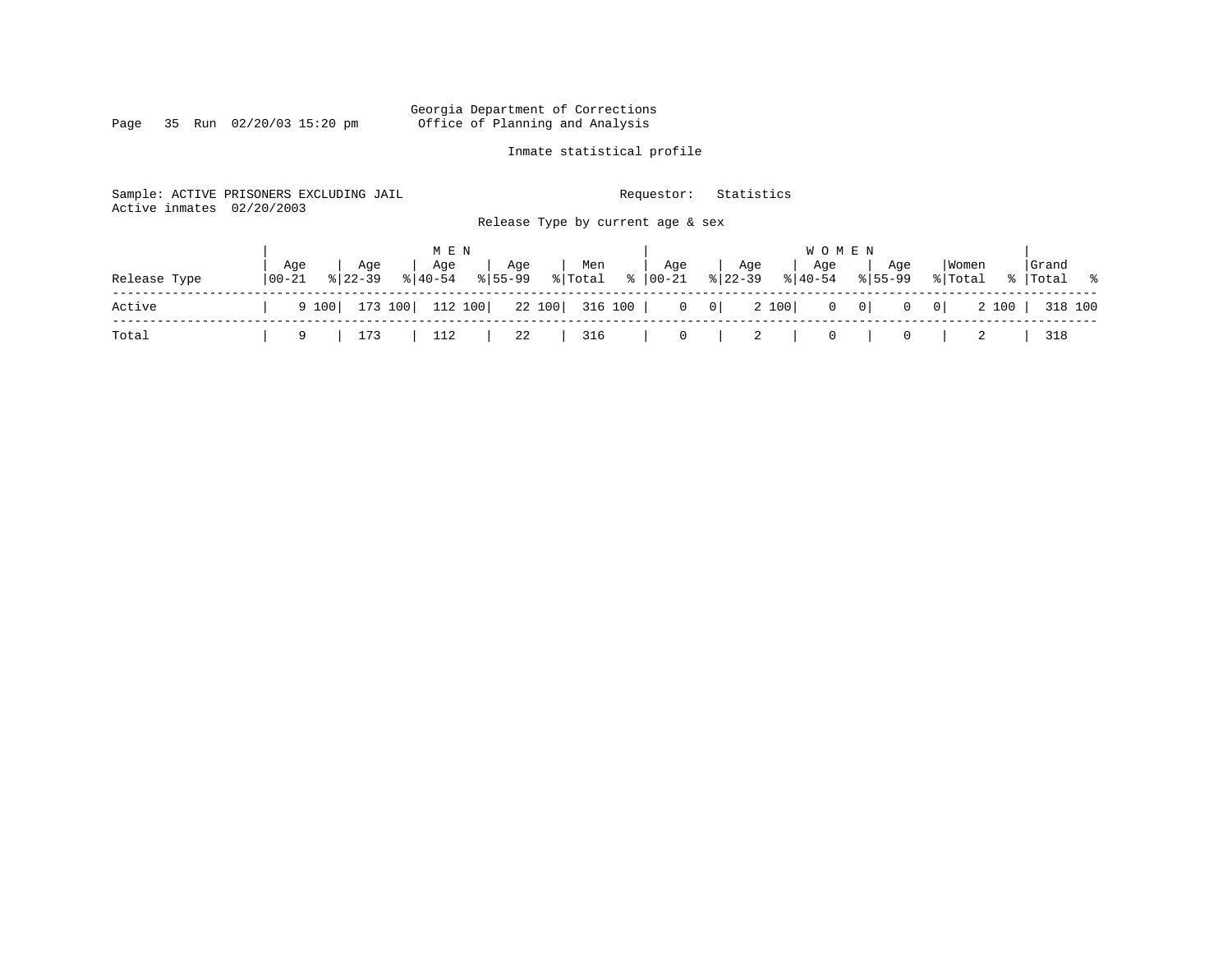Georgia Department of Corrections
Office of Planning and Analysis

Inmate statistical profile

Sample: ACTIVE PRISONERS EXCLUDING JAIL        Requestor: Statistics
Active inmates 02/20/2003

Release Type by current age & sex

| Release Type | MEN Age 00-21 | % | Age 22-39 | % | Age 40-54 | % | Age 55-99 | % | Men Total | % | WOMEN Age 00-21 | % | Age 22-39 | % | Age 40-54 | % | Age 55-99 | % | Women Total | % | Grand Total | % |
|---|---|---|---|---|---|---|---|---|---|---|---|---|---|---|---|---|---|---|---|---|---|---|
| Active | 9 | 100 | 173 | 100 | 112 | 100 | 22 | 100 | 316 | 100 | 0 | 0 | 2 | 100 | 0 | 0 | 0 | 0 | 2 | 100 | 318 | 100 |
| Total | 9 | | 173 | | 112 | | 22 | | 316 | | 0 | | 2 | | 0 | | 0 | | 2 | | 318 | |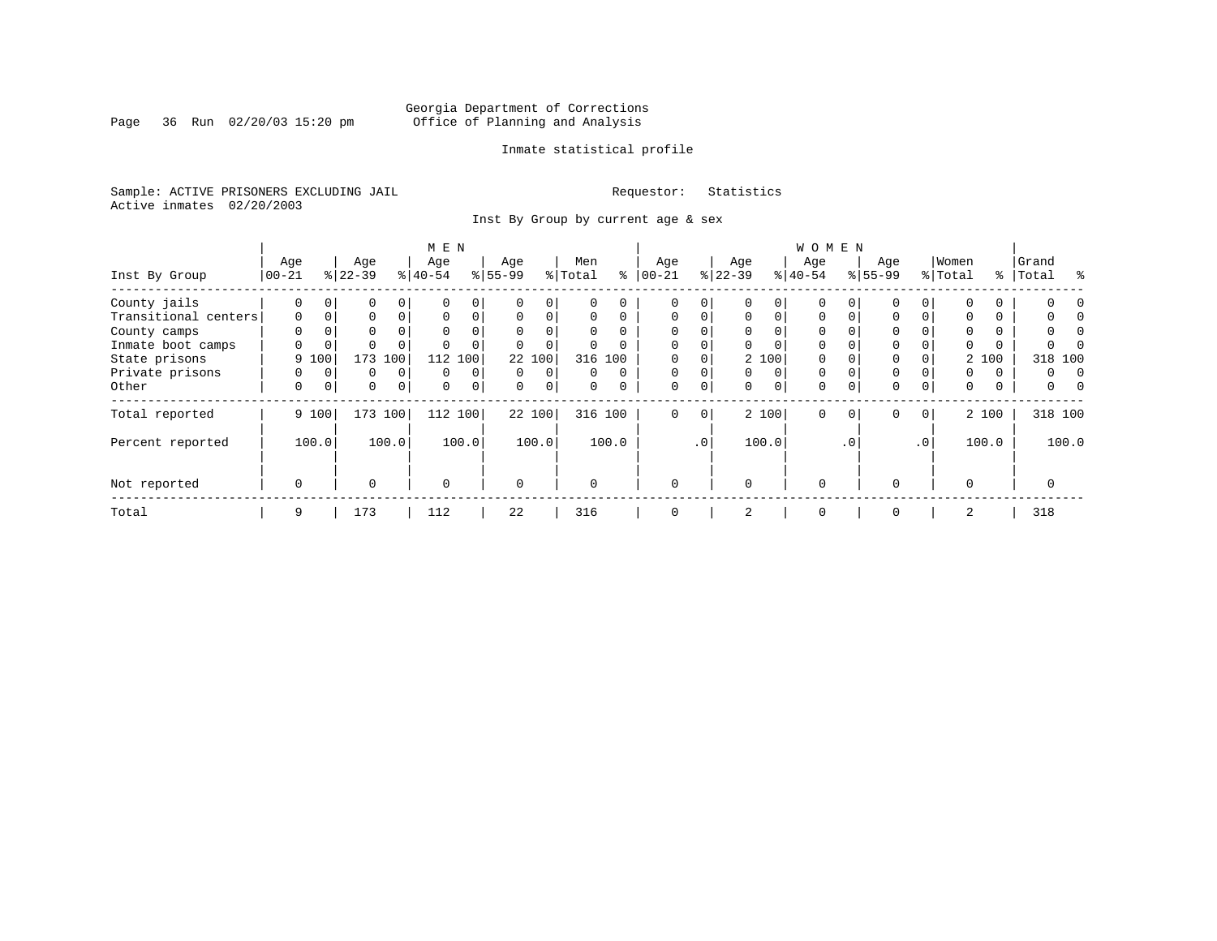Georgia Department of Corrections
Office of Planning and Analysis

Inmate statistical profile

Sample: ACTIVE PRISONERS EXCLUDING JAIL    Requestor: Statistics
Active inmates 02/20/2003

Inst By Group by current age & sex

| Inst By Group | MEN Age 00-21 | % | Age 22-39 | % | Age 40-54 | % | Age 55-99 | % | Men Total | % | WOMEN Age 00-21 | % | Age 22-39 | % | Age 40-54 | % | Age 55-99 | % | Women Total | % | Grand Total | % |
|---|---|---|---|---|---|---|---|---|---|---|---|---|---|---|---|---|---|---|---|---|---|---|
| County jails | 0 | 0 | 0 | 0 | 0 | 0 | 0 | 0 | 0 | 0 | 0 | 0 | 0 | 0 | 0 | 0 | 0 | 0 | 0 | 0 | 0 | 0 |
| Transitional centers | 0 | 0 | 0 | 0 | 0 | 0 | 0 | 0 | 0 | 0 | 0 | 0 | 0 | 0 | 0 | 0 | 0 | 0 | 0 | 0 | 0 | 0 |
| County camps | 0 | 0 | 0 | 0 | 0 | 0 | 0 | 0 | 0 | 0 | 0 | 0 | 0 | 0 | 0 | 0 | 0 | 0 | 0 | 0 | 0 | 0 |
| Inmate boot camps | 0 | 0 | 0 | 0 | 0 | 0 | 0 | 0 | 0 | 0 | 0 | 0 | 0 | 0 | 0 | 0 | 0 | 0 | 0 | 0 | 0 | 0 |
| State prisons | 9 | 100 | 173 | 100 | 112 | 100 | 22 | 100 | 316 | 100 | 0 | 0 | 2 | 100 | 0 | 0 | 0 | 0 | 2 | 100 | 318 | 100 |
| Private prisons | 0 | 0 | 0 | 0 | 0 | 0 | 0 | 0 | 0 | 0 | 0 | 0 | 0 | 0 | 0 | 0 | 0 | 0 | 0 | 0 | 0 | 0 |
| Other | 0 | 0 | 0 | 0 | 0 | 0 | 0 | 0 | 0 | 0 | 0 | 0 | 0 | 0 | 0 | 0 | 0 | 0 | 0 | 0 | 0 | 0 |
| Total reported | 9 | 100 | 173 | 100 | 112 | 100 | 22 | 100 | 316 | 100 | 0 | 0 | 2 | 100 | 0 | 0 | 0 | 0 | 2 | 100 | 318 | 100 |
| Percent reported | | 100.0 | | 100.0 | | 100.0 | | 100.0 | | 100.0 | | .0 | | 100.0 | | .0 | | .0 | | 100.0 | | 100.0 |
| Not reported | 0 | | 0 | | 0 | | 0 | | 0 | | 0 | | 0 | | 0 | | 0 | | 0 | | 0 | |
| Total | 9 | | 173 | | 112 | | 22 | | 316 | | 0 | | 2 | | 0 | | 0 | | 2 | | 318 | |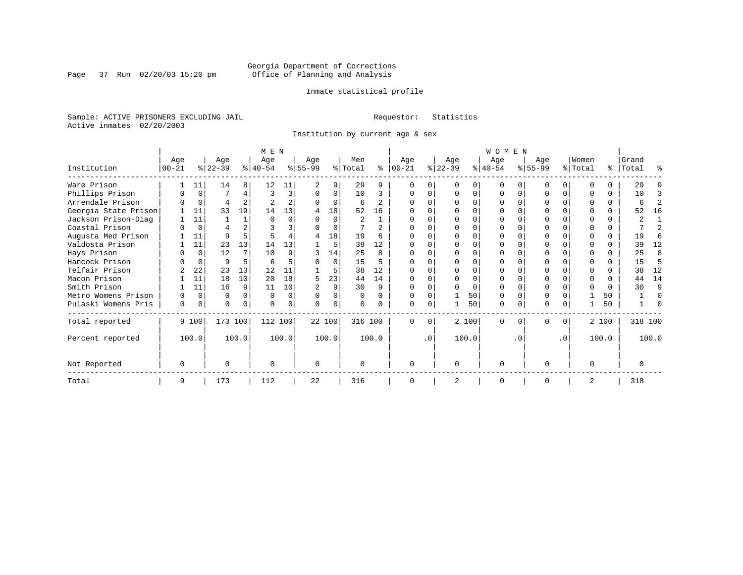Georgia Department of Corrections
Office of Planning and Analysis

Inmate statistical profile

Sample: ACTIVE PRISONERS EXCLUDING JAIL                    Requestor: Statistics
Active inmates 02/20/2003

Institution by current age & sex

| Institution | MEN Age 00-21 | % | Age 22-39 | % | Age 40-54 | % | Age 55-99 | % | Men Total | % | WOMEN Age 00-21 | % | Age 22-39 | % | Age 40-54 | % | Age 55-99 | % | Women Total | % | Grand Total | % |
|---|---|---|---|---|---|---|---|---|---|---|---|---|---|---|---|---|---|---|---|---|---|---|
| Ware Prison | 1 | 11 | 14 | 8 | 12 | 11 | 2 | 9 | 29 | 9 | 0 | 0 | 0 | 0 | 0 | 0 | 0 | 0 | 0 | 0 | 29 | 9 |
| Phillips Prison | 0 | 0 | 7 | 4 | 3 | 3 | 0 | 0 | 10 | 3 | 0 | 0 | 0 | 0 | 0 | 0 | 0 | 0 | 0 | 0 | 10 | 3 |
| Arrendale Prison | 0 | 0 | 4 | 2 | 2 | 2 | 0 | 0 | 6 | 2 | 0 | 0 | 0 | 0 | 0 | 0 | 0 | 0 | 0 | 0 | 6 | 2 |
| Georgia State Prison | 1 | 11 | 33 | 19 | 14 | 13 | 4 | 18 | 52 | 16 | 0 | 0 | 0 | 0 | 0 | 0 | 0 | 0 | 0 | 0 | 52 | 16 |
| Jackson Prison-Diag | 1 | 11 | 1 | 1 | 0 | 0 | 0 | 0 | 2 | 1 | 0 | 0 | 0 | 0 | 0 | 0 | 0 | 0 | 0 | 0 | 2 | 1 |
| Coastal Prison | 0 | 0 | 4 | 2 | 3 | 3 | 0 | 0 | 7 | 2 | 0 | 0 | 0 | 0 | 0 | 0 | 0 | 0 | 0 | 0 | 7 | 2 |
| Augusta Med Prison | 1 | 11 | 9 | 5 | 5 | 4 | 4 | 18 | 19 | 6 | 0 | 0 | 0 | 0 | 0 | 0 | 0 | 0 | 0 | 0 | 19 | 6 |
| Valdosta Prison | 1 | 11 | 23 | 13 | 14 | 13 | 1 | 5 | 39 | 12 | 0 | 0 | 0 | 0 | 0 | 0 | 0 | 0 | 0 | 0 | 39 | 12 |
| Hays Prison | 0 | 0 | 12 | 7 | 10 | 9 | 3 | 14 | 25 | 8 | 0 | 0 | 0 | 0 | 0 | 0 | 0 | 0 | 0 | 0 | 25 | 8 |
| Hancock Prison | 0 | 0 | 9 | 5 | 6 | 5 | 0 | 0 | 15 | 5 | 0 | 0 | 0 | 0 | 0 | 0 | 0 | 0 | 0 | 0 | 15 | 5 |
| Telfair Prison | 2 | 22 | 23 | 13 | 12 | 11 | 1 | 5 | 38 | 12 | 0 | 0 | 0 | 0 | 0 | 0 | 0 | 0 | 0 | 0 | 38 | 12 |
| Macon Prison | 1 | 11 | 18 | 10 | 20 | 18 | 5 | 23 | 44 | 14 | 0 | 0 | 0 | 0 | 0 | 0 | 0 | 0 | 0 | 0 | 44 | 14 |
| Smith Prison | 1 | 11 | 16 | 9 | 11 | 10 | 2 | 9 | 30 | 9 | 0 | 0 | 0 | 0 | 0 | 0 | 0 | 0 | 0 | 0 | 30 | 9 |
| Metro Womens Prison | 0 | 0 | 0 | 0 | 0 | 0 | 0 | 0 | 0 | 0 | 0 | 0 | 1 | 50 | 0 | 0 | 0 | 0 | 1 | 50 | 1 | 0 |
| Pulaski Womens Pris | 0 | 0 | 0 | 0 | 0 | 0 | 0 | 0 | 0 | 0 | 0 | 0 | 1 | 50 | 0 | 0 | 0 | 0 | 1 | 50 | 1 | 0 |
| Total reported | 9 | 100 | 173 | 100 | 112 | 100 | 22 | 100 | 316 | 100 | 0 | 0 | 2 | 100 | 0 | 0 | 0 | 0 | 2 | 100 | 318 | 100 |
| Percent reported | | 100.0 | | 100.0 | | 100.0 | | 100.0 | | 100.0 | | .0 | | 100.0 | | .0 | | .0 | | 100.0 | | 100.0 |
| Not Reported | 0 | | 0 | | 0 | | 0 | | 0 | | 0 | | 0 | | 0 | | 0 | | 0 | | 0 | |
| Total | 9 | | 173 | | 112 | | 22 | | 316 | | 0 | | 2 | | 0 | | 0 | | 2 | | 318 | |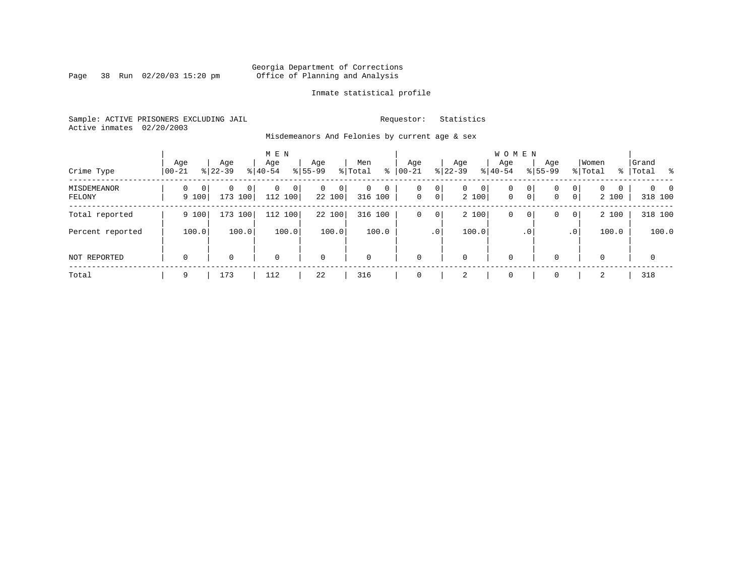Georgia Department of Corrections
Office of Planning and Analysis

Inmate statistical profile

Sample: ACTIVE PRISONERS EXCLUDING JAIL
Active inmates 02/20/2003

Requestor: Statistics

Misdemeanors And Felonies by current age & sex

| Crime Type | MEN Age 00-21 | % | Age 22-39 | % | Age 40-54 | % | Age 55-99 | % | Men Total | % | WOMEN Age 00-21 | % | Age 22-39 | % | Age 40-54 | % | Age 55-99 | % | Women Total | % | Grand Total | % |
|---|---|---|---|---|---|---|---|---|---|---|---|---|---|---|---|---|---|---|---|---|---|---|
| MISDEMEANOR | 0 | 0 | 0 | 0 | 0 | 0 | 0 | 0 | 0 | 0 | 0 | 0 | 0 | 0 | 0 | 0 | 0 | 0 | 0 | 0 | 0 | 0 |
| FELONY | 9 | 100 | 173 | 100 | 112 | 100 | 22 | 100 | 316 | 100 | 0 | 0 | 2 | 100 | 0 | 0 | 0 | 0 | 2 | 100 | 318 | 100 |
| Total reported | 9 | 100 | 173 | 100 | 112 | 100 | 22 | 100 | 316 | 100 | 0 | 0 | 2 | 100 | 0 | 0 | 0 | 0 | 2 | 100 | 318 | 100 |
| Percent reported | | 100.0 | | 100.0 | | 100.0 | | 100.0 | | 100.0 | | .0 | | 100.0 | | .0 | | .0 | | 100.0 | | 100.0 |
| NOT REPORTED | 0 | | 0 | | 0 | | 0 | | 0 | | 0 | | 0 | | 0 | | 0 | | 0 | | 0 | |
| Total | 9 | | 173 | | 112 | | 22 | | 316 | | 0 | | 2 | | 0 | | 0 | | 2 | | 318 | |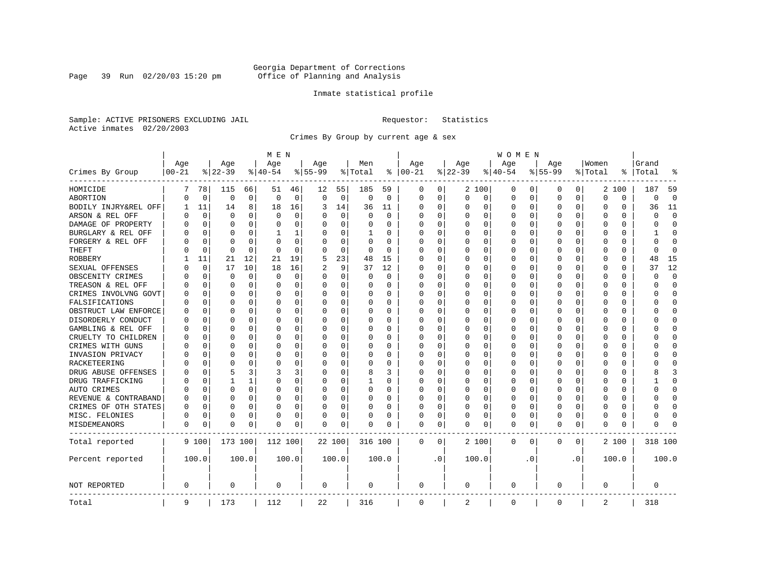Georgia Department of Corrections
Office of Planning and Analysis

Inmate statistical profile

Sample: ACTIVE PRISONERS EXCLUDING JAIL          Requestor: Statistics
Active inmates 02/20/2003

Crimes By Group by current age & sex

| Crimes By Group | MEN Age 00-21 | % | Age 22-39 | % | Age 40-54 | % | Age 55-99 | % | Men Total | % | WOMEN Age 00-21 | % | Age 22-39 | % | Age 40-54 | % | Age 55-99 | % | Women Total | % | Grand Total | % |
|---|---|---|---|---|---|---|---|---|---|---|---|---|---|---|---|---|---|---|---|---|---|---|
| HOMICIDE | 7 | 78 | 115 | 66 | 51 | 46 | 12 | 55 | 185 | 59 | 0 | 0 | 2 | 100 | 0 | 0 | 0 | 0 | 2 | 100 | 187 | 59 |
| ABORTION | 0 | 0 | 0 | 0 | 0 | 0 | 0 | 0 | 0 | 0 | 0 | 0 | 0 | 0 | 0 | 0 | 0 | 0 | 0 | 0 | 0 | 0 |
| BODILY INJRY&REL OFF | 1 | 11 | 14 | 8 | 18 | 16 | 3 | 14 | 36 | 11 | 0 | 0 | 0 | 0 | 0 | 0 | 0 | 0 | 0 | 0 | 36 | 11 |
| ARSON & REL OFF | 0 | 0 | 0 | 0 | 0 | 0 | 0 | 0 | 0 | 0 | 0 | 0 | 0 | 0 | 0 | 0 | 0 | 0 | 0 | 0 | 0 | 0 |
| DAMAGE OF PROPERTY | 0 | 0 | 0 | 0 | 0 | 0 | 0 | 0 | 0 | 0 | 0 | 0 | 0 | 0 | 0 | 0 | 0 | 0 | 0 | 0 | 0 | 0 |
| BURGLARY & REL OFF | 0 | 0 | 0 | 0 | 1 | 1 | 0 | 0 | 1 | 0 | 0 | 0 | 0 | 0 | 0 | 0 | 0 | 0 | 0 | 0 | 1 | 0 |
| FORGERY & REL OFF | 0 | 0 | 0 | 0 | 0 | 0 | 0 | 0 | 0 | 0 | 0 | 0 | 0 | 0 | 0 | 0 | 0 | 0 | 0 | 0 | 0 | 0 |
| THEFT | 0 | 0 | 0 | 0 | 0 | 0 | 0 | 0 | 0 | 0 | 0 | 0 | 0 | 0 | 0 | 0 | 0 | 0 | 0 | 0 | 0 | 0 |
| ROBBERY | 1 | 11 | 21 | 12 | 21 | 19 | 5 | 23 | 48 | 15 | 0 | 0 | 0 | 0 | 0 | 0 | 0 | 0 | 0 | 0 | 48 | 15 |
| SEXUAL OFFENSES | 0 | 0 | 17 | 10 | 18 | 16 | 2 | 9 | 37 | 12 | 0 | 0 | 0 | 0 | 0 | 0 | 0 | 0 | 0 | 0 | 37 | 12 |
| OBSCENITY CRIMES | 0 | 0 | 0 | 0 | 0 | 0 | 0 | 0 | 0 | 0 | 0 | 0 | 0 | 0 | 0 | 0 | 0 | 0 | 0 | 0 | 0 | 0 |
| TREASON & REL OFF | 0 | 0 | 0 | 0 | 0 | 0 | 0 | 0 | 0 | 0 | 0 | 0 | 0 | 0 | 0 | 0 | 0 | 0 | 0 | 0 | 0 | 0 |
| CRIMES INVOLVNG GOVT | 0 | 0 | 0 | 0 | 0 | 0 | 0 | 0 | 0 | 0 | 0 | 0 | 0 | 0 | 0 | 0 | 0 | 0 | 0 | 0 | 0 | 0 |
| FALSIFICATIONS | 0 | 0 | 0 | 0 | 0 | 0 | 0 | 0 | 0 | 0 | 0 | 0 | 0 | 0 | 0 | 0 | 0 | 0 | 0 | 0 | 0 | 0 |
| OBSTRUCT LAW ENFORCE | 0 | 0 | 0 | 0 | 0 | 0 | 0 | 0 | 0 | 0 | 0 | 0 | 0 | 0 | 0 | 0 | 0 | 0 | 0 | 0 | 0 | 0 |
| DISORDERLY CONDUCT | 0 | 0 | 0 | 0 | 0 | 0 | 0 | 0 | 0 | 0 | 0 | 0 | 0 | 0 | 0 | 0 | 0 | 0 | 0 | 0 | 0 | 0 |
| GAMBLING & REL OFF | 0 | 0 | 0 | 0 | 0 | 0 | 0 | 0 | 0 | 0 | 0 | 0 | 0 | 0 | 0 | 0 | 0 | 0 | 0 | 0 | 0 | 0 |
| CRUELTY TO CHILDREN | 0 | 0 | 0 | 0 | 0 | 0 | 0 | 0 | 0 | 0 | 0 | 0 | 0 | 0 | 0 | 0 | 0 | 0 | 0 | 0 | 0 | 0 |
| CRIMES WITH GUNS | 0 | 0 | 0 | 0 | 0 | 0 | 0 | 0 | 0 | 0 | 0 | 0 | 0 | 0 | 0 | 0 | 0 | 0 | 0 | 0 | 0 | 0 |
| INVASION PRIVACY | 0 | 0 | 0 | 0 | 0 | 0 | 0 | 0 | 0 | 0 | 0 | 0 | 0 | 0 | 0 | 0 | 0 | 0 | 0 | 0 | 0 | 0 |
| RACKETEERING | 0 | 0 | 0 | 0 | 0 | 0 | 0 | 0 | 0 | 0 | 0 | 0 | 0 | 0 | 0 | 0 | 0 | 0 | 0 | 0 | 0 | 0 |
| DRUG ABUSE OFFENSES | 0 | 0 | 5 | 3 | 3 | 3 | 0 | 0 | 8 | 3 | 0 | 0 | 0 | 0 | 0 | 0 | 0 | 0 | 0 | 0 | 8 | 3 |
| DRUG TRAFFICKING | 0 | 0 | 1 | 1 | 0 | 0 | 0 | 0 | 1 | 0 | 0 | 0 | 0 | 0 | 0 | 0 | 0 | 0 | 0 | 0 | 1 | 0 |
| AUTO CRIMES | 0 | 0 | 0 | 0 | 0 | 0 | 0 | 0 | 0 | 0 | 0 | 0 | 0 | 0 | 0 | 0 | 0 | 0 | 0 | 0 | 0 | 0 |
| REVENUE & CONTRABAND | 0 | 0 | 0 | 0 | 0 | 0 | 0 | 0 | 0 | 0 | 0 | 0 | 0 | 0 | 0 | 0 | 0 | 0 | 0 | 0 | 0 | 0 |
| CRIMES OF OTH STATES | 0 | 0 | 0 | 0 | 0 | 0 | 0 | 0 | 0 | 0 | 0 | 0 | 0 | 0 | 0 | 0 | 0 | 0 | 0 | 0 | 0 | 0 |
| MISC. FELONIES | 0 | 0 | 0 | 0 | 0 | 0 | 0 | 0 | 0 | 0 | 0 | 0 | 0 | 0 | 0 | 0 | 0 | 0 | 0 | 0 | 0 | 0 |
| MISDEMEANORS | 0 | 0 | 0 | 0 | 0 | 0 | 0 | 0 | 0 | 0 | 0 | 0 | 0 | 0 | 0 | 0 | 0 | 0 | 0 | 0 | 0 | 0 |
| Total reported | 9 | 100 | 173 | 100 | 112 | 100 | 22 | 100 | 316 | 100 | 0 | 0 | 2 | 100 | 0 | 0 | 0 | 0 | 2 | 100 | 318 | 100 |
| Percent reported | 100.0 | | 100.0 | | 100.0 | | 100.0 | | 100.0 | | .0 | | 100.0 | | .0 | | .0 | | 100.0 | | 100.0 | |
| NOT REPORTED | 0 | | 0 | | 0 | | 0 | | 0 | | 0 | | 0 | | 0 | | 0 | | 0 | | 0 | |
| Total | 9 | | 173 | | 112 | | 22 | | 316 | | 0 | | 2 | | 0 | | 0 | | 2 | | 318 | |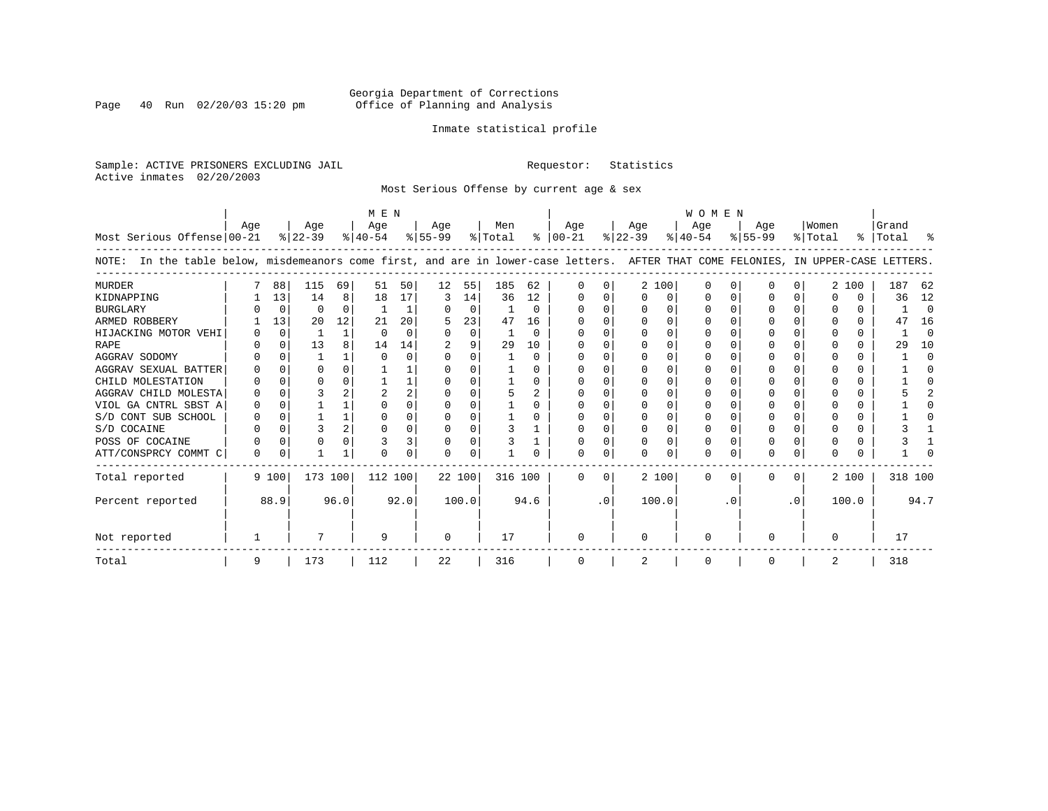Georgia Department of Corrections
Office of Planning and Analysis

Inmate statistical profile

Sample: ACTIVE PRISONERS EXCLUDING JAIL

Requestor: Statistics

Active inmates 02/20/2003

Most Serious Offense by current age & sex

NOTE: In the table below, misdemeanors come first, and are in lower-case letters. AFTER THAT COME FELONIES, IN UPPER-CASE LETTERS.

| Most Serious Offense | MEN Age 00-21 | % | Age 22-39 | % | Age 40-54 | % | Age 55-99 | % | Men Total | % | WOMEN Age 00-21 | % | Age 22-39 | % | Age 40-54 | % | Age 55-99 | % | Women Total | % | Grand Total | % |
|---|---|---|---|---|---|---|---|---|---|---|---|---|---|---|---|---|---|---|---|---|---|---|
| MURDER | 7 | 88 | 115 | 69 | 51 | 50 | 12 | 55 | 185 | 62 | 0 | 0 | 2 | 100 | 0 | 0 | 0 | 0 | 2 | 100 | 187 | 62 |
| KIDNAPPING | 1 | 13 | 14 | 8 | 18 | 17 | 3 | 14 | 36 | 12 | 0 | 0 | 0 | 0 | 0 | 0 | 0 | 0 | 0 | 0 | 36 | 12 |
| BURGLARY | 0 | 0 | 0 | 0 | 1 | 1 | 0 | 0 | 1 | 0 | 0 | 0 | 0 | 0 | 0 | 0 | 0 | 0 | 0 | 0 | 1 | 0 |
| ARMED ROBBERY | 1 | 13 | 20 | 12 | 21 | 20 | 5 | 23 | 47 | 16 | 0 | 0 | 0 | 0 | 0 | 0 | 0 | 0 | 0 | 0 | 47 | 16 |
| HIJACKING MOTOR VEHI | 0 | 0 | 1 | 1 | 0 | 0 | 0 | 0 | 1 | 0 | 0 | 0 | 0 | 0 | 0 | 0 | 0 | 0 | 0 | 0 | 1 | 0 |
| RAPE | 0 | 0 | 13 | 8 | 14 | 14 | 2 | 9 | 29 | 10 | 0 | 0 | 0 | 0 | 0 | 0 | 0 | 0 | 0 | 0 | 29 | 10 |
| AGGRAV SODOMY | 0 | 0 | 1 | 1 | 0 | 0 | 0 | 0 | 1 | 0 | 0 | 0 | 0 | 0 | 0 | 0 | 0 | 0 | 0 | 0 | 1 | 0 |
| AGGRAV SEXUAL BATTER | 0 | 0 | 0 | 0 | 1 | 1 | 0 | 0 | 1 | 0 | 0 | 0 | 0 | 0 | 0 | 0 | 0 | 0 | 0 | 0 | 1 | 0 |
| CHILD MOLESTATION | 0 | 0 | 0 | 0 | 1 | 1 | 0 | 0 | 1 | 0 | 0 | 0 | 0 | 0 | 0 | 0 | 0 | 0 | 0 | 0 | 1 | 0 |
| AGGRAV CHILD MOLESTA | 0 | 0 | 3 | 2 | 2 | 2 | 0 | 0 | 5 | 2 | 0 | 0 | 0 | 0 | 0 | 0 | 0 | 0 | 0 | 0 | 5 | 2 |
| VIOL GA CNTRL SBST A | 0 | 0 | 1 | 1 | 0 | 0 | 0 | 0 | 1 | 0 | 0 | 0 | 0 | 0 | 0 | 0 | 0 | 0 | 0 | 0 | 1 | 0 |
| S/D CONT SUB SCHOOL | 0 | 0 | 1 | 1 | 0 | 0 | 0 | 0 | 1 | 0 | 0 | 0 | 0 | 0 | 0 | 0 | 0 | 0 | 0 | 0 | 1 | 0 |
| S/D COCAINE | 0 | 0 | 3 | 2 | 0 | 0 | 0 | 0 | 3 | 1 | 0 | 0 | 0 | 0 | 0 | 0 | 0 | 0 | 0 | 0 | 3 | 1 |
| POSS OF COCAINE | 0 | 0 | 0 | 0 | 3 | 3 | 0 | 0 | 3 | 1 | 0 | 0 | 0 | 0 | 0 | 0 | 0 | 0 | 0 | 0 | 3 | 1 |
| ATT/CONSPRCY COMMT C | 0 | 0 | 1 | 1 | 0 | 0 | 0 | 0 | 1 | 0 | 0 | 0 | 0 | 0 | 0 | 0 | 0 | 0 | 0 | 0 | 1 | 0 |
| Total reported | 9 | 100 | 173 | 100 | 112 | 100 | 22 | 100 | 316 | 100 | 0 | 0 | 2 | 100 | 0 | 0 | 0 | 0 | 2 | 100 | 318 | 100 |
| Percent reported | | 88.9 | | 96.0 | | 92.0 | | 100.0 | | 94.6 | | .0 | | 100.0 | | .0 | | .0 | | 100.0 | | 94.7 |
| Not reported | 1 | | 7 | | 9 | | 0 | | 17 | | 0 | | 0 | | 0 | | 0 | | 0 | | 17 | |
| Total | 9 | | 173 | | 112 | | 22 | | 316 | | 0 | | 2 | | 0 | | 0 | | 2 | | 318 | |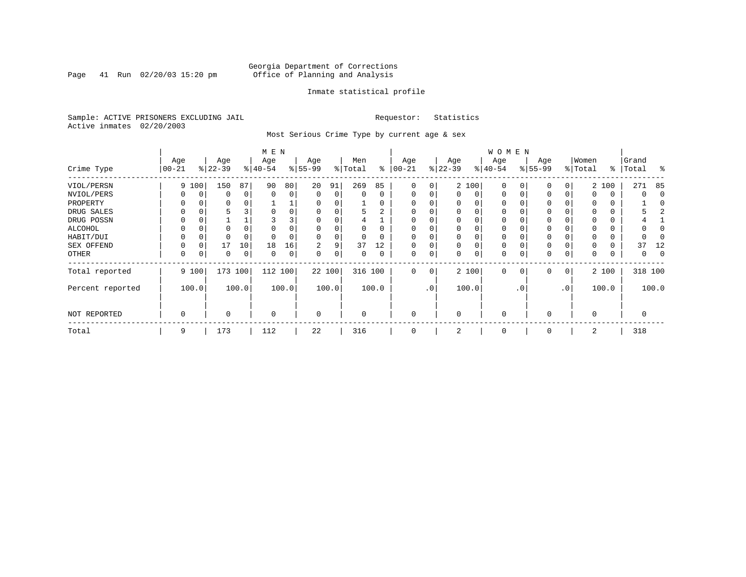Georgia Department of Corrections
Office of Planning and Analysis

Inmate statistical profile

Sample: ACTIVE PRISONERS EXCLUDING JAIL

Requestor: Statistics

Active inmates 02/20/2003

Most Serious Crime Type by current age & sex

| | MEN | | | | | | | | | | WOMEN | | | | | | | | | | | |
|---|---|---|---|---|---|---|---|---|---|---|---|---|---|---|---|---|---|---|---|---|---|---|
| Crime Type | Age 00-21 | % | Age 22-39 | % | Age 40-54 | % | Age 55-99 | % | Men Total | % | Age 00-21 | % | Age 22-39 | % | Age 40-54 | % | Age 55-99 | % | Women Total | % | Grand Total | % |
| VIOL/PERSN | 9 | 100 | 150 | 87 | 90 | 80 | 20 | 91 | 269 | 85 | 0 | 0 | 2 | 100 | 0 | 0 | 0 | 0 | 2 | 100 | 271 | 85 |
| NVIOL/PERS | 0 | 0 | 0 | 0 | 0 | 0 | 0 | 0 | 0 | 0 | 0 | 0 | 0 | 0 | 0 | 0 | 0 | 0 | 0 | 0 | 0 | 0 |
| PROPERTY | 0 | 0 | 0 | 0 | 1 | 1 | 0 | 0 | 1 | 0 | 0 | 0 | 0 | 0 | 0 | 0 | 0 | 0 | 0 | 0 | 1 | 0 |
| DRUG SALES | 0 | 0 | 5 | 3 | 0 | 0 | 0 | 0 | 5 | 2 | 0 | 0 | 0 | 0 | 0 | 0 | 0 | 0 | 0 | 0 | 5 | 2 |
| DRUG POSSN | 0 | 0 | 1 | 1 | 3 | 3 | 0 | 0 | 4 | 1 | 0 | 0 | 0 | 0 | 0 | 0 | 0 | 0 | 0 | 0 | 4 | 1 |
| ALCOHOL | 0 | 0 | 0 | 0 | 0 | 0 | 0 | 0 | 0 | 0 | 0 | 0 | 0 | 0 | 0 | 0 | 0 | 0 | 0 | 0 | 0 | 0 |
| HABIT/DUI | 0 | 0 | 0 | 0 | 0 | 0 | 0 | 0 | 0 | 0 | 0 | 0 | 0 | 0 | 0 | 0 | 0 | 0 | 0 | 0 | 0 | 0 |
| SEX OFFEND | 0 | 0 | 17 | 10 | 18 | 16 | 2 | 9 | 37 | 12 | 0 | 0 | 0 | 0 | 0 | 0 | 0 | 0 | 0 | 0 | 37 | 12 |
| OTHER | 0 | 0 | 0 | 0 | 0 | 0 | 0 | 0 | 0 | 0 | 0 | 0 | 0 | 0 | 0 | 0 | 0 | 0 | 0 | 0 | 0 | 0 |
| Total reported | 9 | 100 | 173 | 100 | 112 | 100 | 22 | 100 | 316 | 100 | 0 | 0 | 2 | 100 | 0 | 0 | 0 | 0 | 2 | 100 | 318 | 100 |
| Percent reported | | 100.0 | | 100.0 | | 100.0 | | 100.0 | | 100.0 | | .0 | | 100.0 | | .0 | | .0 | | 100.0 | | 100.0 |
| NOT REPORTED | 0 | | 0 | | 0 | | 0 | | 0 | | 0 | | 0 | | 0 | | 0 | | 0 | | 0 | |
| Total | 9 | | 173 | | 112 | | 22 | | 316 | | 0 | | 2 | | 0 | | 0 | | 2 | | 318 | |